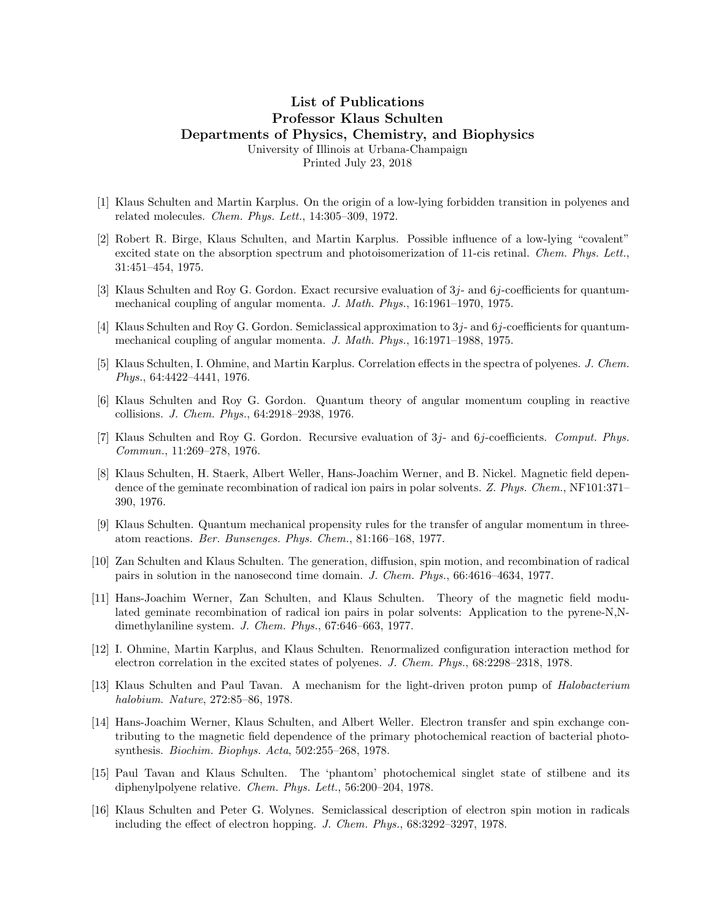# List of Publications
# Professor Klaus Schulten
# Departments of Physics, Chemistry, and Biophysics

University of Illinois at Urbana-Champaign
Printed July 23, 2018

[1] Klaus Schulten and Martin Karplus. On the origin of a low-lying forbidden transition in polyenes and related molecules. *Chem. Phys. Lett.*, 14:305–309, 1972.

[2] Robert R. Birge, Klaus Schulten, and Martin Karplus. Possible influence of a low-lying "covalent" excited state on the absorption spectrum and photoisomerization of 11-cis retinal. *Chem. Phys. Lett.*, 31:451–454, 1975.

[3] Klaus Schulten and Roy G. Gordon. Exact recursive evaluation of $3j$- and $6j$-coefficients for quantum-mechanical coupling of angular momenta. *J. Math. Phys.*, 16:1961–1970, 1975.

[4] Klaus Schulten and Roy G. Gordon. Semiclassical approximation to $3j$- and $6j$-coefficients for quantum-mechanical coupling of angular momenta. *J. Math. Phys.*, 16:1971–1988, 1975.

[5] Klaus Schulten, I. Ohmine, and Martin Karplus. Correlation effects in the spectra of polyenes. *J. Chem. Phys.*, 64:4422–4441, 1976.

[6] Klaus Schulten and Roy G. Gordon. Quantum theory of angular momentum coupling in reactive collisions. *J. Chem. Phys.*, 64:2918–2938, 1976.

[7] Klaus Schulten and Roy G. Gordon. Recursive evaluation of $3j$- and $6j$-coefficients. *Comput. Phys. Commun.*, 11:269–278, 1976.

[8] Klaus Schulten, H. Staerk, Albert Weller, Hans-Joachim Werner, and B. Nickel. Magnetic field dependence of the geminate recombination of radical ion pairs in polar solvents. *Z. Phys. Chem.*, NF101:371–390, 1976.

[9] Klaus Schulten. Quantum mechanical propensity rules for the transfer of angular momentum in three-atom reactions. *Ber. Bunsenges. Phys. Chem.*, 81:166–168, 1977.

[10] Zan Schulten and Klaus Schulten. The generation, diffusion, spin motion, and recombination of radical pairs in solution in the nanosecond time domain. *J. Chem. Phys.*, 66:4616–4634, 1977.

[11] Hans-Joachim Werner, Zan Schulten, and Klaus Schulten. Theory of the magnetic field modulated geminate recombination of radical ion pairs in polar solvents: Application to the pyrene-N,N-dimethylaniline system. *J. Chem. Phys.*, 67:646–663, 1977.

[12] I. Ohmine, Martin Karplus, and Klaus Schulten. Renormalized configuration interaction method for electron correlation in the excited states of polyenes. *J. Chem. Phys.*, 68:2298–2318, 1978.

[13] Klaus Schulten and Paul Tavan. A mechanism for the light-driven proton pump of *Halobacterium halobium*. *Nature*, 272:85–86, 1978.

[14] Hans-Joachim Werner, Klaus Schulten, and Albert Weller. Electron transfer and spin exchange contributing to the magnetic field dependence of the primary photochemical reaction of bacterial photosynthesis. *Biochim. Biophys. Acta*, 502:255–268, 1978.

[15] Paul Tavan and Klaus Schulten. The 'phantom' photochemical singlet state of stilbene and its diphenylpolyene relative. *Chem. Phys. Lett.*, 56:200–204, 1978.

[16] Klaus Schulten and Peter G. Wolynes. Semiclassical description of electron spin motion in radicals including the effect of electron hopping. *J. Chem. Phys.*, 68:3292–3297, 1978.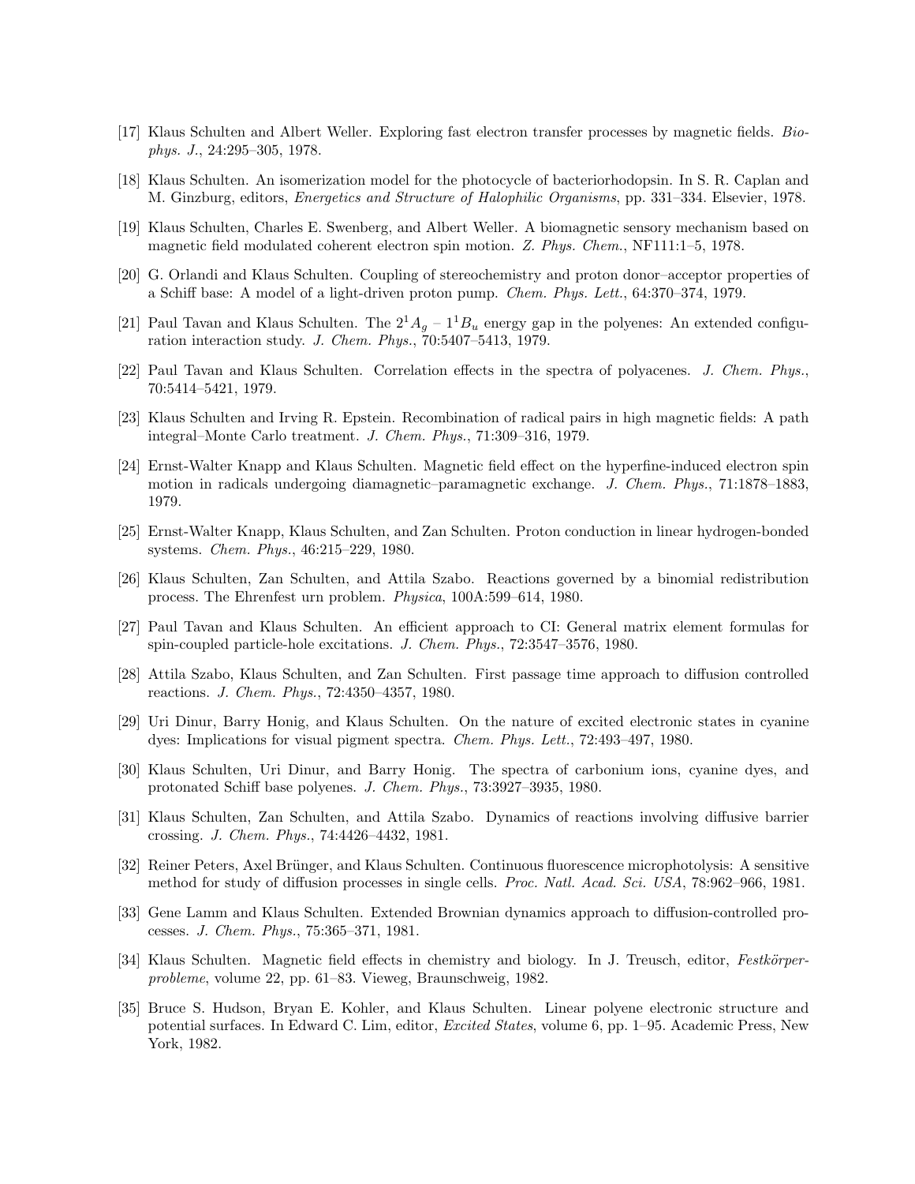[17] Klaus Schulten and Albert Weller. Exploring fast electron transfer processes by magnetic fields. *Biophys. J.*, 24:295–305, 1978.

[18] Klaus Schulten. An isomerization model for the photocycle of bacteriorhodopsin. In S. R. Caplan and M. Ginzburg, editors, *Energetics and Structure of Halophilic Organisms*, pp. 331–334. Elsevier, 1978.

[19] Klaus Schulten, Charles E. Swenberg, and Albert Weller. A biomagnetic sensory mechanism based on magnetic field modulated coherent electron spin motion. *Z. Phys. Chem.*, NF111:1–5, 1978.

[20] G. Orlandi and Klaus Schulten. Coupling of stereochemistry and proton donor–acceptor properties of a Schiff base: A model of a light-driven proton pump. *Chem. Phys. Lett.*, 64:370–374, 1979.

[21] Paul Tavan and Klaus Schulten. The $2^1A_g$ – $1^1B_u$ energy gap in the polyenes: An extended configuration interaction study. *J. Chem. Phys.*, 70:5407–5413, 1979.

[22] Paul Tavan and Klaus Schulten. Correlation effects in the spectra of polyacenes. *J. Chem. Phys.*, 70:5414–5421, 1979.

[23] Klaus Schulten and Irving R. Epstein. Recombination of radical pairs in high magnetic fields: A path integral–Monte Carlo treatment. *J. Chem. Phys.*, 71:309–316, 1979.

[24] Ernst-Walter Knapp and Klaus Schulten. Magnetic field effect on the hyperfine-induced electron spin motion in radicals undergoing diamagnetic–paramagnetic exchange. *J. Chem. Phys.*, 71:1878–1883, 1979.

[25] Ernst-Walter Knapp, Klaus Schulten, and Zan Schulten. Proton conduction in linear hydrogen-bonded systems. *Chem. Phys.*, 46:215–229, 1980.

[26] Klaus Schulten, Zan Schulten, and Attila Szabo. Reactions governed by a binomial redistribution process. The Ehrenfest urn problem. *Physica*, 100A:599–614, 1980.

[27] Paul Tavan and Klaus Schulten. An efficient approach to CI: General matrix element formulas for spin-coupled particle-hole excitations. *J. Chem. Phys.*, 72:3547–3576, 1980.

[28] Attila Szabo, Klaus Schulten, and Zan Schulten. First passage time approach to diffusion controlled reactions. *J. Chem. Phys.*, 72:4350–4357, 1980.

[29] Uri Dinur, Barry Honig, and Klaus Schulten. On the nature of excited electronic states in cyanine dyes: Implications for visual pigment spectra. *Chem. Phys. Lett.*, 72:493–497, 1980.

[30] Klaus Schulten, Uri Dinur, and Barry Honig. The spectra of carbonium ions, cyanine dyes, and protonated Schiff base polyenes. *J. Chem. Phys.*, 73:3927–3935, 1980.

[31] Klaus Schulten, Zan Schulten, and Attila Szabo. Dynamics of reactions involving diffusive barrier crossing. *J. Chem. Phys.*, 74:4426–4432, 1981.

[32] Reiner Peters, Axel Brünger, and Klaus Schulten. Continuous fluorescence microphotolysis: A sensitive method for study of diffusion processes in single cells. *Proc. Natl. Acad. Sci. USA*, 78:962–966, 1981.

[33] Gene Lamm and Klaus Schulten. Extended Brownian dynamics approach to diffusion-controlled processes. *J. Chem. Phys.*, 75:365–371, 1981.

[34] Klaus Schulten. Magnetic field effects in chemistry and biology. In J. Treusch, editor, *Festkörperprobleme*, volume 22, pp. 61–83. Vieweg, Braunschweig, 1982.

[35] Bruce S. Hudson, Bryan E. Kohler, and Klaus Schulten. Linear polyene electronic structure and potential surfaces. In Edward C. Lim, editor, *Excited States*, volume 6, pp. 1–95. Academic Press, New York, 1982.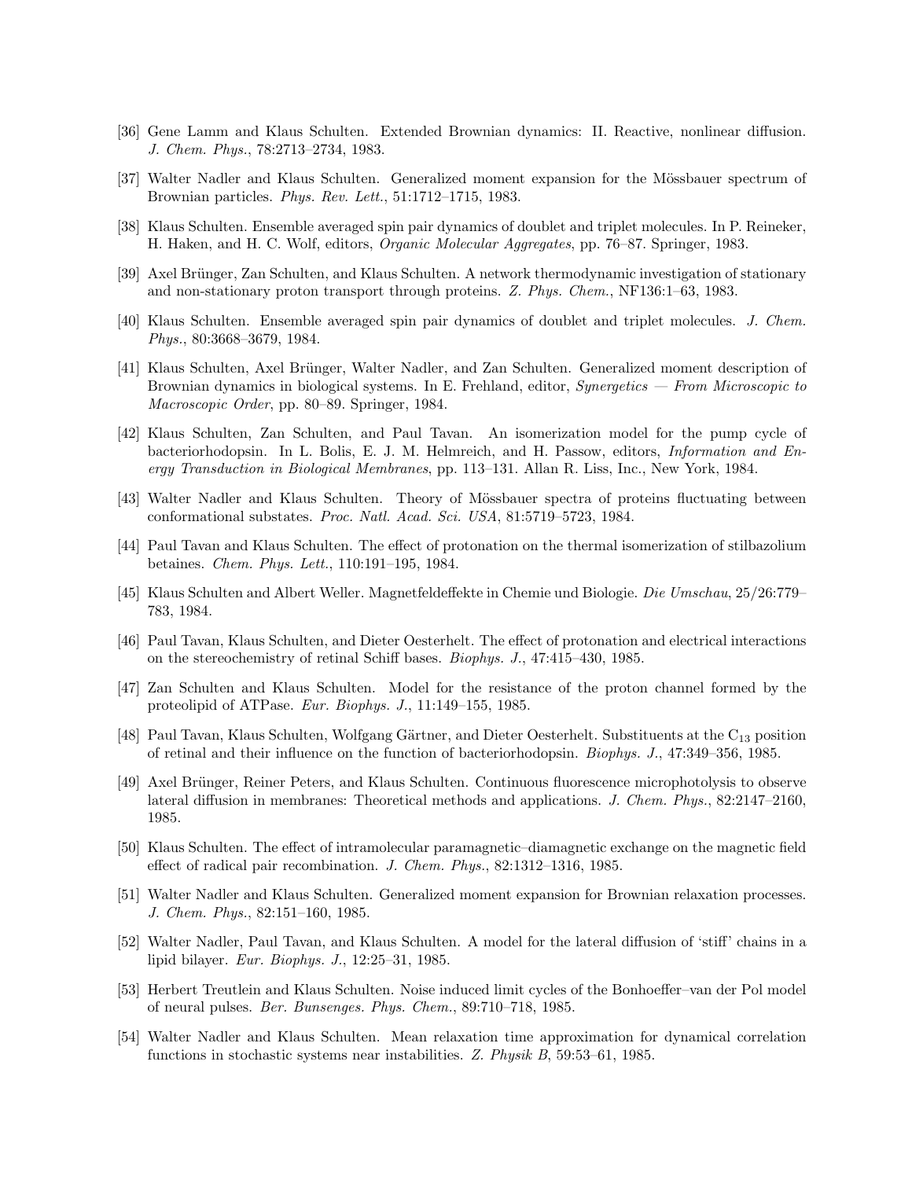[36] Gene Lamm and Klaus Schulten. Extended Brownian dynamics: II. Reactive, nonlinear diffusion. *J. Chem. Phys.*, 78:2713–2734, 1983.

[37] Walter Nadler and Klaus Schulten. Generalized moment expansion for the Mössbauer spectrum of Brownian particles. *Phys. Rev. Lett.*, 51:1712–1715, 1983.

[38] Klaus Schulten. Ensemble averaged spin pair dynamics of doublet and triplet molecules. In P. Reineker, H. Haken, and H. C. Wolf, editors, *Organic Molecular Aggregates*, pp. 76–87. Springer, 1983.

[39] Axel Brünger, Zan Schulten, and Klaus Schulten. A network thermodynamic investigation of stationary and non-stationary proton transport through proteins. *Z. Phys. Chem.*, NF136:1–63, 1983.

[40] Klaus Schulten. Ensemble averaged spin pair dynamics of doublet and triplet molecules. *J. Chem. Phys.*, 80:3668–3679, 1984.

[41] Klaus Schulten, Axel Brünger, Walter Nadler, and Zan Schulten. Generalized moment description of Brownian dynamics in biological systems. In E. Frehland, editor, *Synergetics — From Microscopic to Macroscopic Order*, pp. 80–89. Springer, 1984.

[42] Klaus Schulten, Zan Schulten, and Paul Tavan. An isomerization model for the pump cycle of bacteriorhodopsin. In L. Bolis, E. J. M. Helmreich, and H. Passow, editors, *Information and Energy Transduction in Biological Membranes*, pp. 113–131. Allan R. Liss, Inc., New York, 1984.

[43] Walter Nadler and Klaus Schulten. Theory of Mössbauer spectra of proteins fluctuating between conformational substates. *Proc. Natl. Acad. Sci. USA*, 81:5719–5723, 1984.

[44] Paul Tavan and Klaus Schulten. The effect of protonation on the thermal isomerization of stilbazolium betaines. *Chem. Phys. Lett.*, 110:191–195, 1984.

[45] Klaus Schulten and Albert Weller. Magnetfeldeffekte in Chemie und Biologie. *Die Umschau*, 25/26:779–783, 1984.

[46] Paul Tavan, Klaus Schulten, and Dieter Oesterhelt. The effect of protonation and electrical interactions on the stereochemistry of retinal Schiff bases. *Biophys. J.*, 47:415–430, 1985.

[47] Zan Schulten and Klaus Schulten. Model for the resistance of the proton channel formed by the proteolipid of ATPase. *Eur. Biophys. J.*, 11:149–155, 1985.

[48] Paul Tavan, Klaus Schulten, Wolfgang Gärtner, and Dieter Oesterhelt. Substituents at the $C_{13}$ position of retinal and their influence on the function of bacteriorhodopsin. *Biophys. J.*, 47:349–356, 1985.

[49] Axel Brünger, Reiner Peters, and Klaus Schulten. Continuous fluorescence microphotolysis to observe lateral diffusion in membranes: Theoretical methods and applications. *J. Chem. Phys.*, 82:2147–2160, 1985.

[50] Klaus Schulten. The effect of intramolecular paramagnetic–diamagnetic exchange on the magnetic field effect of radical pair recombination. *J. Chem. Phys.*, 82:1312–1316, 1985.

[51] Walter Nadler and Klaus Schulten. Generalized moment expansion for Brownian relaxation processes. *J. Chem. Phys.*, 82:151–160, 1985.

[52] Walter Nadler, Paul Tavan, and Klaus Schulten. A model for the lateral diffusion of 'stiff' chains in a lipid bilayer. *Eur. Biophys. J.*, 12:25–31, 1985.

[53] Herbert Treutlein and Klaus Schulten. Noise induced limit cycles of the Bonhoeffer–van der Pol model of neural pulses. *Ber. Bunsenges. Phys. Chem.*, 89:710–718, 1985.

[54] Walter Nadler and Klaus Schulten. Mean relaxation time approximation for dynamical correlation functions in stochastic systems near instabilities. *Z. Physik B*, 59:53–61, 1985.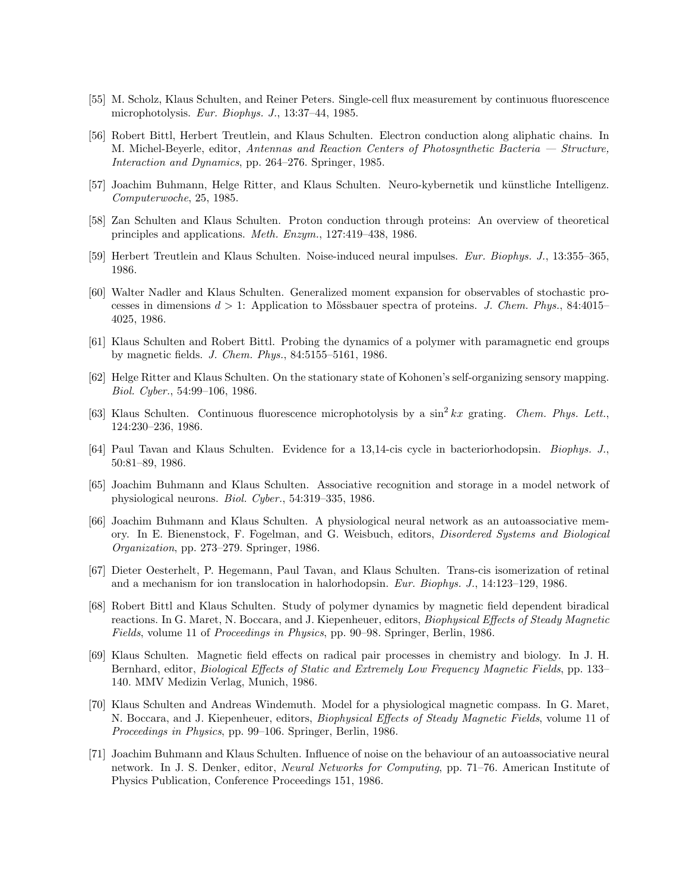[55] M. Scholz, Klaus Schulten, and Reiner Peters. Single-cell flux measurement by continuous fluorescence microphotolysis. *Eur. Biophys. J.*, 13:37–44, 1985.

[56] Robert Bittl, Herbert Treutlein, and Klaus Schulten. Electron conduction along aliphatic chains. In M. Michel-Beyerle, editor, *Antennas and Reaction Centers of Photosynthetic Bacteria — Structure, Interaction and Dynamics*, pp. 264–276. Springer, 1985.

[57] Joachim Buhmann, Helge Ritter, and Klaus Schulten. Neuro-kybernetik und künstliche Intelligenz. *Computerwoche*, 25, 1985.

[58] Zan Schulten and Klaus Schulten. Proton conduction through proteins: An overview of theoretical principles and applications. *Meth. Enzym.*, 127:419–438, 1986.

[59] Herbert Treutlein and Klaus Schulten. Noise-induced neural impulses. *Eur. Biophys. J.*, 13:355–365, 1986.

[60] Walter Nadler and Klaus Schulten. Generalized moment expansion for observables of stochastic processes in dimensions $d > 1$: Application to Mössbauer spectra of proteins. *J. Chem. Phys.*, 84:4015–4025, 1986.

[61] Klaus Schulten and Robert Bittl. Probing the dynamics of a polymer with paramagnetic end groups by magnetic fields. *J. Chem. Phys.*, 84:5155–5161, 1986.

[62] Helge Ritter and Klaus Schulten. On the stationary state of Kohonen's self-organizing sensory mapping. *Biol. Cyber.*, 54:99–106, 1986.

[63] Klaus Schulten. Continuous fluorescence microphotolysis by a $\sin^2 kx$ grating. *Chem. Phys. Lett.*, 124:230–236, 1986.

[64] Paul Tavan and Klaus Schulten. Evidence for a 13,14-cis cycle in bacteriorhodopsin. *Biophys. J.*, 50:81–89, 1986.

[65] Joachim Buhmann and Klaus Schulten. Associative recognition and storage in a model network of physiological neurons. *Biol. Cyber.*, 54:319–335, 1986.

[66] Joachim Buhmann and Klaus Schulten. A physiological neural network as an autoassociative memory. In E. Bienenstock, F. Fogelman, and G. Weisbuch, editors, *Disordered Systems and Biological Organization*, pp. 273–279. Springer, 1986.

[67] Dieter Oesterhelt, P. Hegemann, Paul Tavan, and Klaus Schulten. Trans-cis isomerization of retinal and a mechanism for ion translocation in halorhodopsin. *Eur. Biophys. J.*, 14:123–129, 1986.

[68] Robert Bittl and Klaus Schulten. Study of polymer dynamics by magnetic field dependent biradical reactions. In G. Maret, N. Boccara, and J. Kiepenheuer, editors, *Biophysical Effects of Steady Magnetic Fields*, volume 11 of *Proceedings in Physics*, pp. 90–98. Springer, Berlin, 1986.

[69] Klaus Schulten. Magnetic field effects on radical pair processes in chemistry and biology. In J. H. Bernhard, editor, *Biological Effects of Static and Extremely Low Frequency Magnetic Fields*, pp. 133–140. MMV Medizin Verlag, Munich, 1986.

[70] Klaus Schulten and Andreas Windemuth. Model for a physiological magnetic compass. In G. Maret, N. Boccara, and J. Kiepenheuer, editors, *Biophysical Effects of Steady Magnetic Fields*, volume 11 of *Proceedings in Physics*, pp. 99–106. Springer, Berlin, 1986.

[71] Joachim Buhmann and Klaus Schulten. Influence of noise on the behaviour of an autoassociative neural network. In J. S. Denker, editor, *Neural Networks for Computing*, pp. 71–76. American Institute of Physics Publication, Conference Proceedings 151, 1986.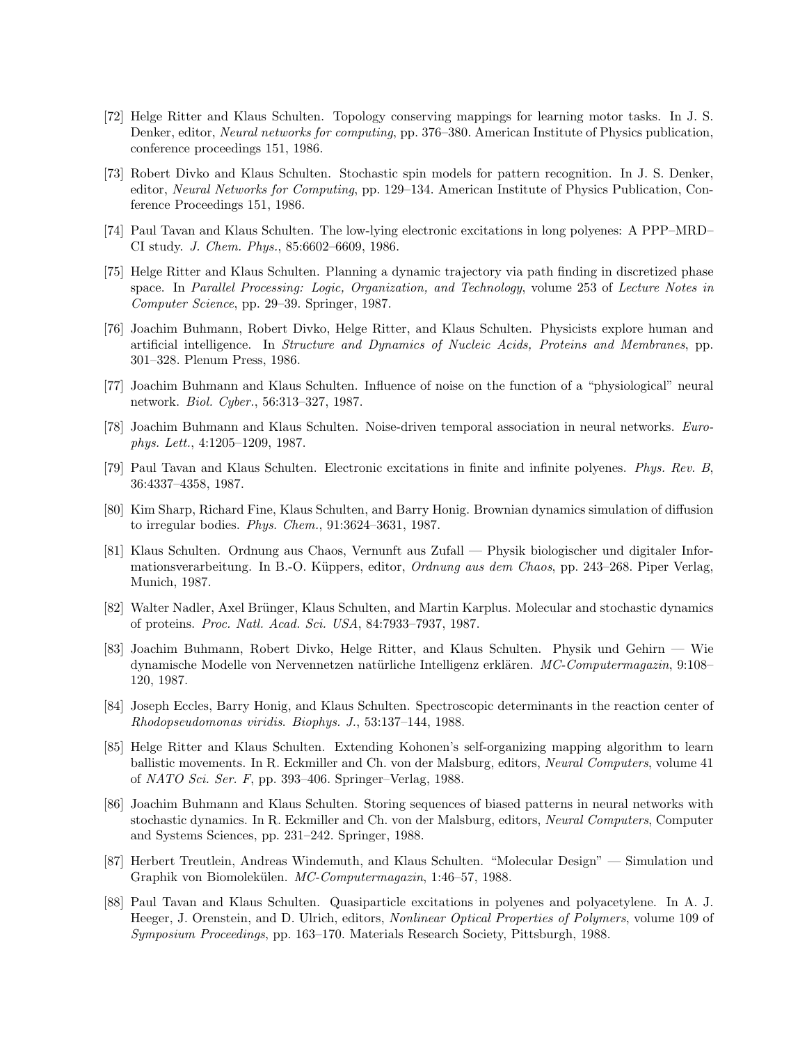[72] Helge Ritter and Klaus Schulten. Topology conserving mappings for learning motor tasks. In J. S. Denker, editor, *Neural networks for computing*, pp. 376–380. American Institute of Physics publication, conference proceedings 151, 1986.

[73] Robert Divko and Klaus Schulten. Stochastic spin models for pattern recognition. In J. S. Denker, editor, *Neural Networks for Computing*, pp. 129–134. American Institute of Physics Publication, Conference Proceedings 151, 1986.

[74] Paul Tavan and Klaus Schulten. The low-lying electronic excitations in long polyenes: A PPP–MRD–CI study. *J. Chem. Phys.*, 85:6602–6609, 1986.

[75] Helge Ritter and Klaus Schulten. Planning a dynamic trajectory via path finding in discretized phase space. In *Parallel Processing: Logic, Organization, and Technology*, volume 253 of *Lecture Notes in Computer Science*, pp. 29–39. Springer, 1987.

[76] Joachim Buhmann, Robert Divko, Helge Ritter, and Klaus Schulten. Physicists explore human and artificial intelligence. In *Structure and Dynamics of Nucleic Acids, Proteins and Membranes*, pp. 301–328. Plenum Press, 1986.

[77] Joachim Buhmann and Klaus Schulten. Influence of noise on the function of a "physiological" neural network. *Biol. Cyber.*, 56:313–327, 1987.

[78] Joachim Buhmann and Klaus Schulten. Noise-driven temporal association in neural networks. *Europhys. Lett.*, 4:1205–1209, 1987.

[79] Paul Tavan and Klaus Schulten. Electronic excitations in finite and infinite polyenes. *Phys. Rev. B*, 36:4337–4358, 1987.

[80] Kim Sharp, Richard Fine, Klaus Schulten, and Barry Honig. Brownian dynamics simulation of diffusion to irregular bodies. *Phys. Chem.*, 91:3624–3631, 1987.

[81] Klaus Schulten. Ordnung aus Chaos, Vernunft aus Zufall — Physik biologischer und digitaler Informationsverarbeitung. In B.-O. Küppers, editor, *Ordnung aus dem Chaos*, pp. 243–268. Piper Verlag, Munich, 1987.

[82] Walter Nadler, Axel Brünger, Klaus Schulten, and Martin Karplus. Molecular and stochastic dynamics of proteins. *Proc. Natl. Acad. Sci. USA*, 84:7933–7937, 1987.

[83] Joachim Buhmann, Robert Divko, Helge Ritter, and Klaus Schulten. Physik und Gehirn — Wie dynamische Modelle von Nervennetzen natürliche Intelligenz erklären. *MC-Computermagazin*, 9:108–120, 1987.

[84] Joseph Eccles, Barry Honig, and Klaus Schulten. Spectroscopic determinants in the reaction center of *Rhodopseudomonas viridis*. *Biophys. J.*, 53:137–144, 1988.

[85] Helge Ritter and Klaus Schulten. Extending Kohonen's self-organizing mapping algorithm to learn ballistic movements. In R. Eckmiller and Ch. von der Malsburg, editors, *Neural Computers*, volume 41 of *NATO Sci. Ser. F*, pp. 393–406. Springer–Verlag, 1988.

[86] Joachim Buhmann and Klaus Schulten. Storing sequences of biased patterns in neural networks with stochastic dynamics. In R. Eckmiller and Ch. von der Malsburg, editors, *Neural Computers*, Computer and Systems Sciences, pp. 231–242. Springer, 1988.

[87] Herbert Treutlein, Andreas Windemuth, and Klaus Schulten. "Molecular Design" — Simulation und Graphik von Biomolekülen. *MC-Computermagazin*, 1:46–57, 1988.

[88] Paul Tavan and Klaus Schulten. Quasiparticle excitations in polyenes and polyacetylene. In A. J. Heeger, J. Orenstein, and D. Ulrich, editors, *Nonlinear Optical Properties of Polymers*, volume 109 of *Symposium Proceedings*, pp. 163–170. Materials Research Society, Pittsburgh, 1988.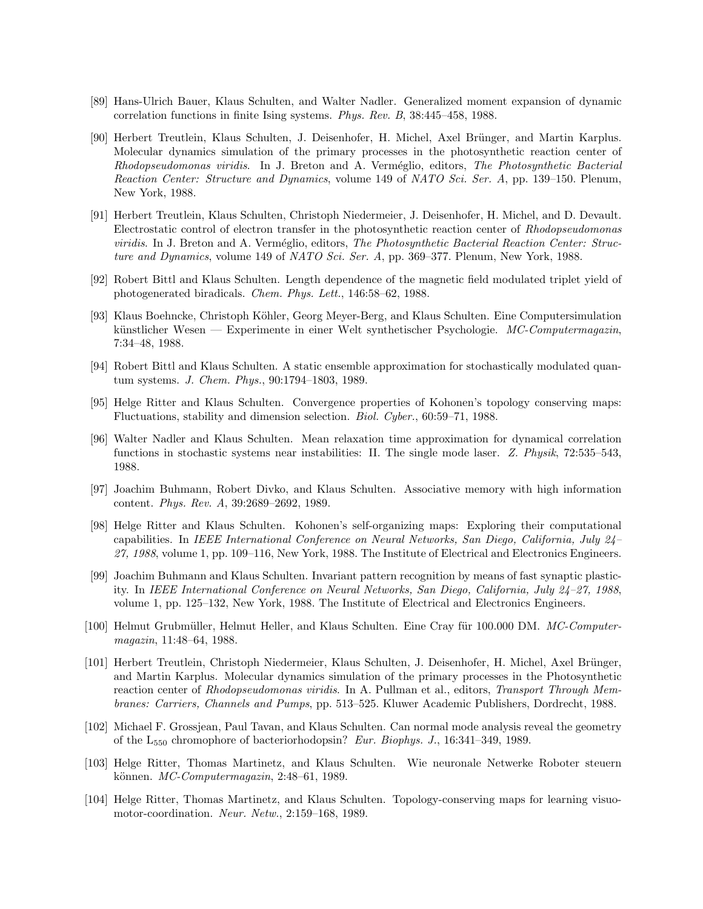[89] Hans-Ulrich Bauer, Klaus Schulten, and Walter Nadler. Generalized moment expansion of dynamic correlation functions in finite Ising systems. *Phys. Rev. B*, 38:445–458, 1988.

[90] Herbert Treutlein, Klaus Schulten, J. Deisenhofer, H. Michel, Axel Brünger, and Martin Karplus. Molecular dynamics simulation of the primary processes in the photosynthetic reaction center of *Rhodopseudomonas viridis*. In J. Breton and A. Verméglio, editors, *The Photosynthetic Bacterial Reaction Center: Structure and Dynamics*, volume 149 of *NATO Sci. Ser. A*, pp. 139–150. Plenum, New York, 1988.

[91] Herbert Treutlein, Klaus Schulten, Christoph Niedermeier, J. Deisenhofer, H. Michel, and D. Devault. Electrostatic control of electron transfer in the photosynthetic reaction center of *Rhodopseudomonas viridis*. In J. Breton and A. Verméglio, editors, *The Photosynthetic Bacterial Reaction Center: Structure and Dynamics*, volume 149 of *NATO Sci. Ser. A*, pp. 369–377. Plenum, New York, 1988.

[92] Robert Bittl and Klaus Schulten. Length dependence of the magnetic field modulated triplet yield of photogenerated biradicals. *Chem. Phys. Lett.*, 146:58–62, 1988.

[93] Klaus Boehncke, Christoph Köhler, Georg Meyer-Berg, and Klaus Schulten. Eine Computersimulation künstlicher Wesen — Experimente in einer Welt synthetischer Psychologie. *MC-Computermagazin*, 7:34–48, 1988.

[94] Robert Bittl and Klaus Schulten. A static ensemble approximation for stochastically modulated quantum systems. *J. Chem. Phys.*, 90:1794–1803, 1989.

[95] Helge Ritter and Klaus Schulten. Convergence properties of Kohonen's topology conserving maps: Fluctuations, stability and dimension selection. *Biol. Cyber.*, 60:59–71, 1988.

[96] Walter Nadler and Klaus Schulten. Mean relaxation time approximation for dynamical correlation functions in stochastic systems near instabilities: II. The single mode laser. *Z. Physik*, 72:535–543, 1988.

[97] Joachim Buhmann, Robert Divko, and Klaus Schulten. Associative memory with high information content. *Phys. Rev. A*, 39:2689–2692, 1989.

[98] Helge Ritter and Klaus Schulten. Kohonen's self-organizing maps: Exploring their computational capabilities. In *IEEE International Conference on Neural Networks, San Diego, California, July 24–27, 1988*, volume 1, pp. 109–116, New York, 1988. The Institute of Electrical and Electronics Engineers.

[99] Joachim Buhmann and Klaus Schulten. Invariant pattern recognition by means of fast synaptic plasticity. In *IEEE International Conference on Neural Networks, San Diego, California, July 24–27, 1988*, volume 1, pp. 125–132, New York, 1988. The Institute of Electrical and Electronics Engineers.

[100] Helmut Grubmüller, Helmut Heller, and Klaus Schulten. Eine Cray für 100.000 DM. *MC-Computermagazin*, 11:48–64, 1988.

[101] Herbert Treutlein, Christoph Niedermeier, Klaus Schulten, J. Deisenhofer, H. Michel, Axel Brünger, and Martin Karplus. Molecular dynamics simulation of the primary processes in the Photosynthetic reaction center of *Rhodopseudomonas viridis*. In A. Pullman et al., editors, *Transport Through Membranes: Carriers, Channels and Pumps*, pp. 513–525. Kluwer Academic Publishers, Dordrecht, 1988.

[102] Michael F. Grossjean, Paul Tavan, and Klaus Schulten. Can normal mode analysis reveal the geometry of the $L_{550}$ chromophore of bacteriorhodopsin? *Eur. Biophys. J.*, 16:341–349, 1989.

[103] Helge Ritter, Thomas Martinetz, and Klaus Schulten. Wie neuronale Netwerke Roboter steuern können. *MC-Computermagazin*, 2:48–61, 1989.

[104] Helge Ritter, Thomas Martinetz, and Klaus Schulten. Topology-conserving maps for learning visuomotor-coordination. *Neur. Netw.*, 2:159–168, 1989.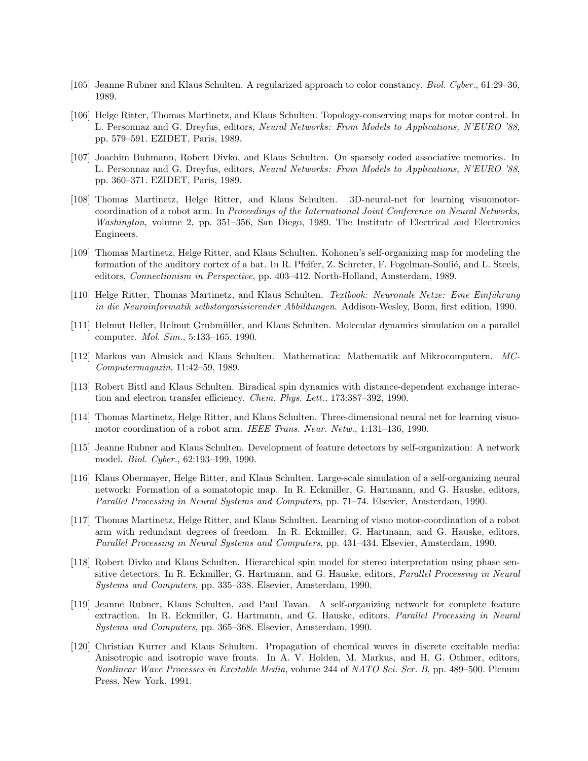[105] Jeanne Rubner and Klaus Schulten. A regularized approach to color constancy. *Biol. Cyber.*, 61:29–36, 1989.

[106] Helge Ritter, Thomas Martinetz, and Klaus Schulten. Topology-conserving maps for motor control. In L. Personnaz and G. Dreyfus, editors, *Neural Networks: From Models to Applications, N'EURO '88*, pp. 579–591. EZIDET, Paris, 1989.

[107] Joachim Buhmann, Robert Divko, and Klaus Schulten. On sparsely coded associative memories. In L. Personnaz and G. Dreyfus, editors, *Neural Networks: From Models to Applications, N'EURO '88*, pp. 360–371. EZIDET, Paris, 1989.

[108] Thomas Martinetz, Helge Ritter, and Klaus Schulten. 3D-neural-net for learning visuomotor-coordination of a robot arm. In *Proceedings of the International Joint Conference on Neural Networks, Washington*, volume 2, pp. 351–356, San Diego, 1989. The Institute of Electrical and Electronics Engineers.

[109] Thomas Martinetz, Helge Ritter, and Klaus Schulten. Kohonen's self-organizing map for modeling the formation of the auditory cortex of a bat. In R. Pfeifer, Z. Schreter, F. Fogelman-Soulié, and L. Steels, editors, *Connectionism in Perspective*, pp. 403–412. North-Holland, Amsterdam, 1989.

[110] Helge Ritter, Thomas Martinetz, and Klaus Schulten. *Textbook: Neuronale Netze: Eine Einführung in die Neuroinformatik selbstorganisierender Abbildungen*. Addison-Wesley, Bonn, first edition, 1990.

[111] Helmut Heller, Helmut Grubmüller, and Klaus Schulten. Molecular dynamics simulation on a parallel computer. *Mol. Sim.*, 5:133–165, 1990.

[112] Markus van Almsick and Klaus Schulten. Mathematica: Mathematik auf Mikrocomputern. *MC-Computermagazin*, 11:42–59, 1989.

[113] Robert Bittl and Klaus Schulten. Biradical spin dynamics with distance-dependent exchange interaction and electron transfer efficiency. *Chem. Phys. Lett.*, 173:387–392, 1990.

[114] Thomas Martinetz, Helge Ritter, and Klaus Schulten. Three-dimensional neural net for learning visuomotor coordination of a robot arm. *IEEE Trans. Neur. Netw.*, 1:131–136, 1990.

[115] Jeanne Rubner and Klaus Schulten. Development of feature detectors by self-organization: A network model. *Biol. Cyber.*, 62:193–199, 1990.

[116] Klaus Obermayer, Helge Ritter, and Klaus Schulten. Large-scale simulation of a self-organizing neural network: Formation of a somatotopic map. In R. Eckmiller, G. Hartmann, and G. Hauske, editors, *Parallel Processing in Neural Systems and Computers*, pp. 71–74. Elsevier, Amsterdam, 1990.

[117] Thomas Martinetz, Helge Ritter, and Klaus Schulten. Learning of visuo motor-coordination of a robot arm with redundant degrees of freedom. In R. Eckmiller, G. Hartmann, and G. Hauske, editors, *Parallel Processing in Neural Systems and Computers*, pp. 431–434. Elsevier, Amsterdam, 1990.

[118] Robert Divko and Klaus Schulten. Hierarchical spin model for stereo interpretation using phase sensitive detectors. In R. Eckmiller, G. Hartmann, and G. Hauske, editors, *Parallel Processing in Neural Systems and Computers*, pp. 335–338. Elsevier, Amsterdam, 1990.

[119] Jeanne Rubner, Klaus Schulten, and Paul Tavan. A self-organizing network for complete feature extraction. In R. Eckmiller, G. Hartmann, and G. Hauske, editors, *Parallel Processing in Neural Systems and Computers*, pp. 365–368. Elsevier, Amsterdam, 1990.

[120] Christian Kurrer and Klaus Schulten. Propagation of chemical waves in discrete excitable media: Anisotropic and isotropic wave fronts. In A. V. Holden, M. Markus, and H. G. Othmer, editors, *Nonlinear Wave Processes in Excitable Media*, volume 244 of *NATO Sci. Ser. B*, pp. 489–500. Plenum Press, New York, 1991.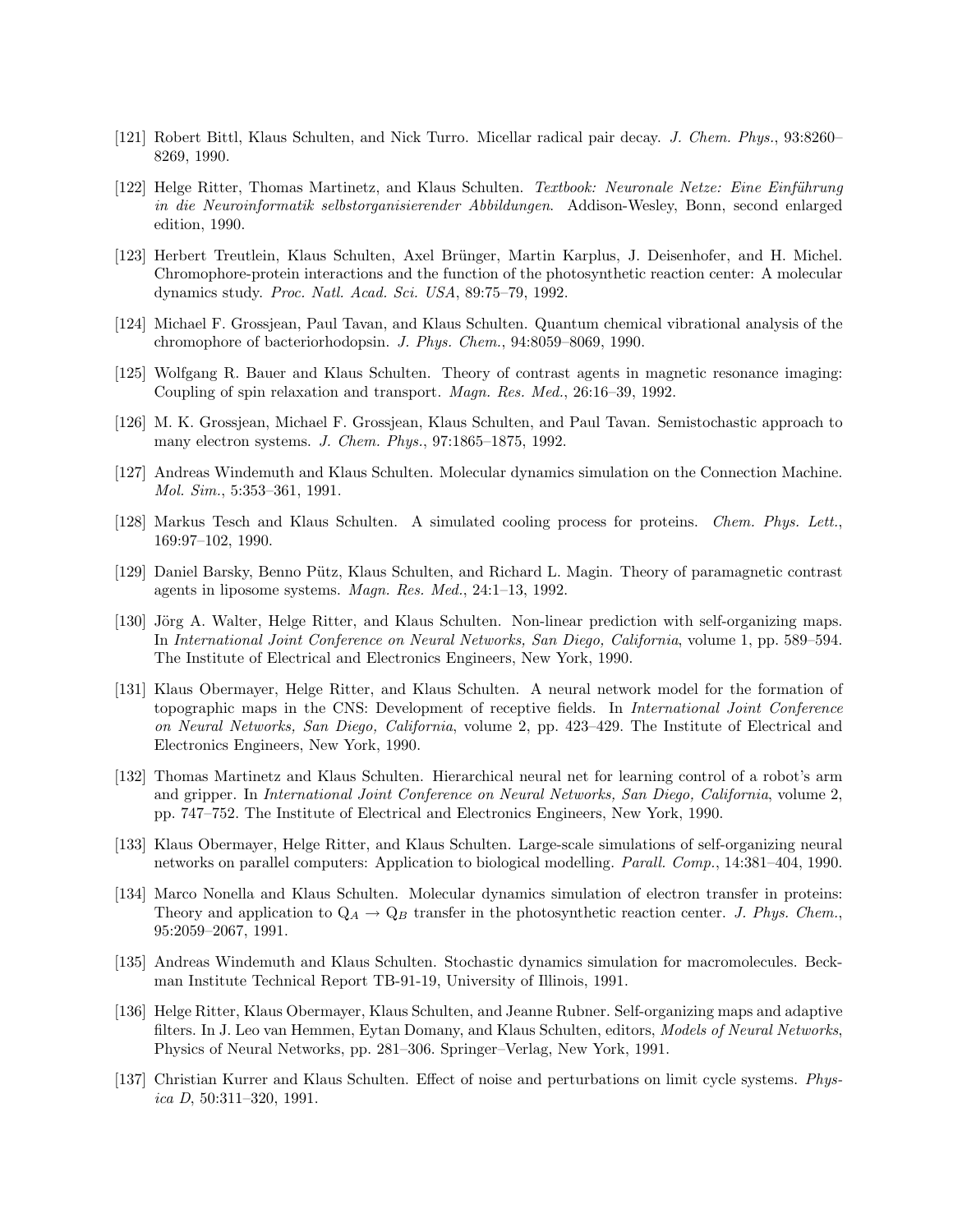[121] Robert Bittl, Klaus Schulten, and Nick Turro. Micellar radical pair decay. *J. Chem. Phys.*, 93:8260–8269, 1990.

[122] Helge Ritter, Thomas Martinetz, and Klaus Schulten. *Textbook: Neuronale Netze: Eine Einführung in die Neuroinformatik selbstorganisierender Abbildungen*. Addison-Wesley, Bonn, second enlarged edition, 1990.

[123] Herbert Treutlein, Klaus Schulten, Axel Brünger, Martin Karplus, J. Deisenhofer, and H. Michel. Chromophore-protein interactions and the function of the photosynthetic reaction center: A molecular dynamics study. *Proc. Natl. Acad. Sci. USA*, 89:75–79, 1992.

[124] Michael F. Grossjean, Paul Tavan, and Klaus Schulten. Quantum chemical vibrational analysis of the chromophore of bacteriorhodopsin. *J. Phys. Chem.*, 94:8059–8069, 1990.

[125] Wolfgang R. Bauer and Klaus Schulten. Theory of contrast agents in magnetic resonance imaging: Coupling of spin relaxation and transport. *Magn. Res. Med.*, 26:16–39, 1992.

[126] M. K. Grossjean, Michael F. Grossjean, Klaus Schulten, and Paul Tavan. Semistochastic approach to many electron systems. *J. Chem. Phys.*, 97:1865–1875, 1992.

[127] Andreas Windemuth and Klaus Schulten. Molecular dynamics simulation on the Connection Machine. *Mol. Sim.*, 5:353–361, 1991.

[128] Markus Tesch and Klaus Schulten. A simulated cooling process for proteins. *Chem. Phys. Lett.*, 169:97–102, 1990.

[129] Daniel Barsky, Benno Pütz, Klaus Schulten, and Richard L. Magin. Theory of paramagnetic contrast agents in liposome systems. *Magn. Res. Med.*, 24:1–13, 1992.

[130] Jörg A. Walter, Helge Ritter, and Klaus Schulten. Non-linear prediction with self-organizing maps. In *International Joint Conference on Neural Networks, San Diego, California*, volume 1, pp. 589–594. The Institute of Electrical and Electronics Engineers, New York, 1990.

[131] Klaus Obermayer, Helge Ritter, and Klaus Schulten. A neural network model for the formation of topographic maps in the CNS: Development of receptive fields. In *International Joint Conference on Neural Networks, San Diego, California*, volume 2, pp. 423–429. The Institute of Electrical and Electronics Engineers, New York, 1990.

[132] Thomas Martinetz and Klaus Schulten. Hierarchical neural net for learning control of a robot's arm and gripper. In *International Joint Conference on Neural Networks, San Diego, California*, volume 2, pp. 747–752. The Institute of Electrical and Electronics Engineers, New York, 1990.

[133] Klaus Obermayer, Helge Ritter, and Klaus Schulten. Large-scale simulations of self-organizing neural networks on parallel computers: Application to biological modelling. *Parall. Comp.*, 14:381–404, 1990.

[134] Marco Nonella and Klaus Schulten. Molecular dynamics simulation of electron transfer in proteins: Theory and application to $Q_A \rightarrow Q_B$ transfer in the photosynthetic reaction center. *J. Phys. Chem.*, 95:2059–2067, 1991.

[135] Andreas Windemuth and Klaus Schulten. Stochastic dynamics simulation for macromolecules. Beckman Institute Technical Report TB-91-19, University of Illinois, 1991.

[136] Helge Ritter, Klaus Obermayer, Klaus Schulten, and Jeanne Rubner. Self-organizing maps and adaptive filters. In J. Leo van Hemmen, Eytan Domany, and Klaus Schulten, editors, *Models of Neural Networks*, Physics of Neural Networks, pp. 281–306. Springer–Verlag, New York, 1991.

[137] Christian Kurrer and Klaus Schulten. Effect of noise and perturbations on limit cycle systems. *Physica D*, 50:311–320, 1991.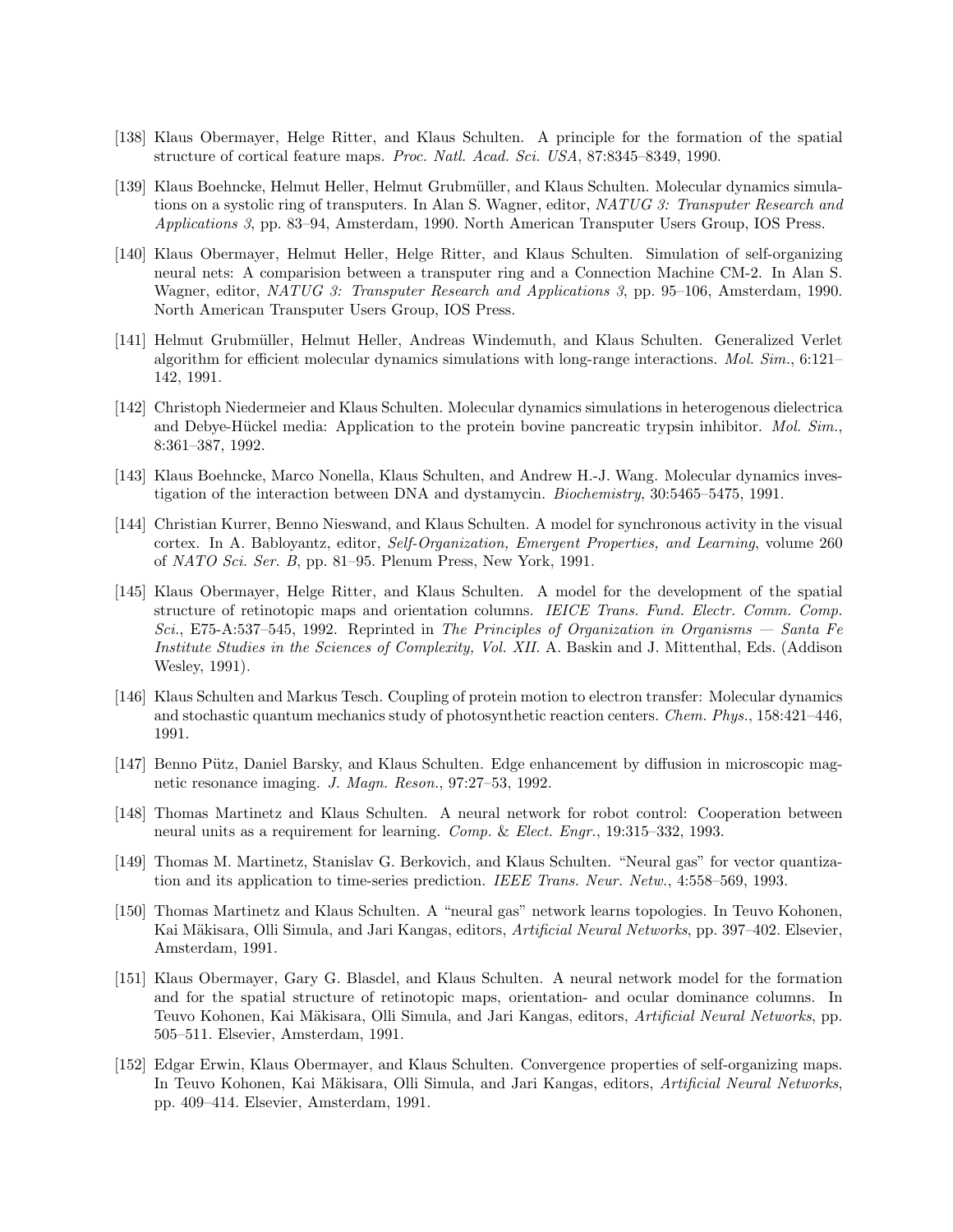[138] Klaus Obermayer, Helge Ritter, and Klaus Schulten. A principle for the formation of the spatial structure of cortical feature maps. *Proc. Natl. Acad. Sci. USA*, 87:8345–8349, 1990.

[139] Klaus Boehncke, Helmut Heller, Helmut Grubmüller, and Klaus Schulten. Molecular dynamics simulations on a systolic ring of transputers. In Alan S. Wagner, editor, *NATUG 3: Transputer Research and Applications 3*, pp. 83–94, Amsterdam, 1990. North American Transputer Users Group, IOS Press.

[140] Klaus Obermayer, Helmut Heller, Helge Ritter, and Klaus Schulten. Simulation of self-organizing neural nets: A comparision between a transputer ring and a Connection Machine CM-2. In Alan S. Wagner, editor, *NATUG 3: Transputer Research and Applications 3*, pp. 95–106, Amsterdam, 1990. North American Transputer Users Group, IOS Press.

[141] Helmut Grubmüller, Helmut Heller, Andreas Windemuth, and Klaus Schulten. Generalized Verlet algorithm for efficient molecular dynamics simulations with long-range interactions. *Mol. Sim.*, 6:121–142, 1991.

[142] Christoph Niedermeier and Klaus Schulten. Molecular dynamics simulations in heterogenous dielectrica and Debye-Hückel media: Application to the protein bovine pancreatic trypsin inhibitor. *Mol. Sim.*, 8:361–387, 1992.

[143] Klaus Boehncke, Marco Nonella, Klaus Schulten, and Andrew H.-J. Wang. Molecular dynamics investigation of the interaction between DNA and dystamycin. *Biochemistry*, 30:5465–5475, 1991.

[144] Christian Kurrer, Benno Nieswand, and Klaus Schulten. A model for synchronous activity in the visual cortex. In A. Babloyantz, editor, *Self-Organization, Emergent Properties, and Learning*, volume 260 of *NATO Sci. Ser. B*, pp. 81–95. Plenum Press, New York, 1991.

[145] Klaus Obermayer, Helge Ritter, and Klaus Schulten. A model for the development of the spatial structure of retinotopic maps and orientation columns. *IEICE Trans. Fund. Electr. Comm. Comp. Sci.*, E75-A:537–545, 1992. Reprinted in *The Principles of Organization in Organisms — Santa Fe Institute Studies in the Sciences of Complexity, Vol. XII.* A. Baskin and J. Mittenthal, Eds. (Addison Wesley, 1991).

[146] Klaus Schulten and Markus Tesch. Coupling of protein motion to electron transfer: Molecular dynamics and stochastic quantum mechanics study of photosynthetic reaction centers. *Chem. Phys.*, 158:421–446, 1991.

[147] Benno Pütz, Daniel Barsky, and Klaus Schulten. Edge enhancement by diffusion in microscopic magnetic resonance imaging. *J. Magn. Reson.*, 97:27–53, 1992.

[148] Thomas Martinetz and Klaus Schulten. A neural network for robot control: Cooperation between neural units as a requirement for learning. *Comp. & Elect. Engr.*, 19:315–332, 1993.

[149] Thomas M. Martinetz, Stanislav G. Berkovich, and Klaus Schulten. "Neural gas" for vector quantization and its application to time-series prediction. *IEEE Trans. Neur. Netw.*, 4:558–569, 1993.

[150] Thomas Martinetz and Klaus Schulten. A "neural gas" network learns topologies. In Teuvo Kohonen, Kai Mäkisara, Olli Simula, and Jari Kangas, editors, *Artificial Neural Networks*, pp. 397–402. Elsevier, Amsterdam, 1991.

[151] Klaus Obermayer, Gary G. Blasdel, and Klaus Schulten. A neural network model for the formation and for the spatial structure of retinotopic maps, orientation- and ocular dominance columns. In Teuvo Kohonen, Kai Mäkisara, Olli Simula, and Jari Kangas, editors, *Artificial Neural Networks*, pp. 505–511. Elsevier, Amsterdam, 1991.

[152] Edgar Erwin, Klaus Obermayer, and Klaus Schulten. Convergence properties of self-organizing maps. In Teuvo Kohonen, Kai Mäkisara, Olli Simula, and Jari Kangas, editors, *Artificial Neural Networks*, pp. 409–414. Elsevier, Amsterdam, 1991.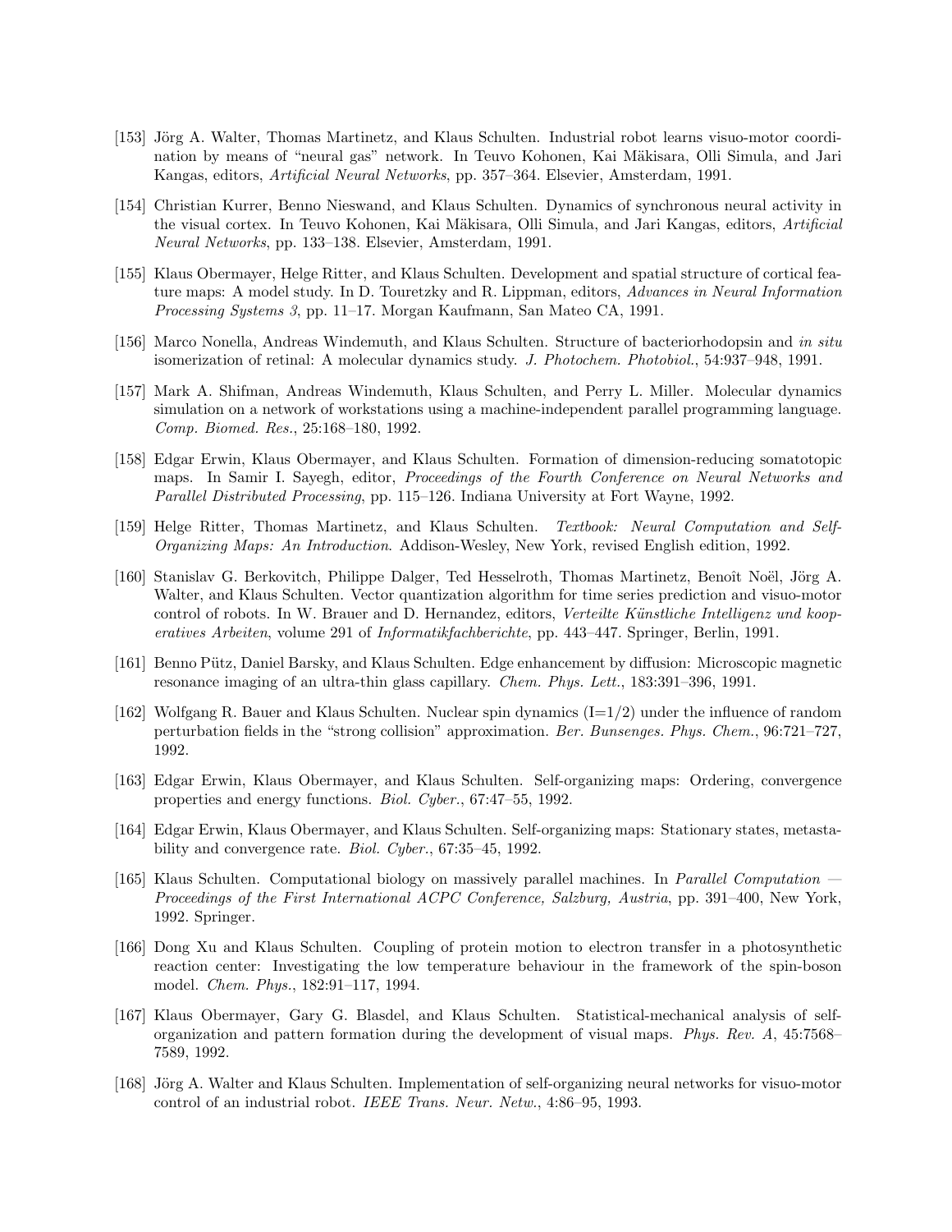[153] Jörg A. Walter, Thomas Martinetz, and Klaus Schulten. Industrial robot learns visuo-motor coordination by means of "neural gas" network. In Teuvo Kohonen, Kai Mäkisara, Olli Simula, and Jari Kangas, editors, *Artificial Neural Networks*, pp. 357–364. Elsevier, Amsterdam, 1991.

[154] Christian Kurrer, Benno Nieswand, and Klaus Schulten. Dynamics of synchronous neural activity in the visual cortex. In Teuvo Kohonen, Kai Mäkisara, Olli Simula, and Jari Kangas, editors, *Artificial Neural Networks*, pp. 133–138. Elsevier, Amsterdam, 1991.

[155] Klaus Obermayer, Helge Ritter, and Klaus Schulten. Development and spatial structure of cortical feature maps: A model study. In D. Touretzky and R. Lippman, editors, *Advances in Neural Information Processing Systems 3*, pp. 11–17. Morgan Kaufmann, San Mateo CA, 1991.

[156] Marco Nonella, Andreas Windemuth, and Klaus Schulten. Structure of bacteriorhodopsin and *in situ* isomerization of retinal: A molecular dynamics study. *J. Photochem. Photobiol.*, 54:937–948, 1991.

[157] Mark A. Shifman, Andreas Windemuth, Klaus Schulten, and Perry L. Miller. Molecular dynamics simulation on a network of workstations using a machine-independent parallel programming language. *Comp. Biomed. Res.*, 25:168–180, 1992.

[158] Edgar Erwin, Klaus Obermayer, and Klaus Schulten. Formation of dimension-reducing somatotopic maps. In Samir I. Sayegh, editor, *Proceedings of the Fourth Conference on Neural Networks and Parallel Distributed Processing*, pp. 115–126. Indiana University at Fort Wayne, 1992.

[159] Helge Ritter, Thomas Martinetz, and Klaus Schulten. *Textbook: Neural Computation and Self-Organizing Maps: An Introduction*. Addison-Wesley, New York, revised English edition, 1992.

[160] Stanislav G. Berkovitch, Philippe Dalger, Ted Hesselroth, Thomas Martinetz, Benoît Noël, Jörg A. Walter, and Klaus Schulten. Vector quantization algorithm for time series prediction and visuo-motor control of robots. In W. Brauer and D. Hernandez, editors, *Verteilte Künstliche Intelligenz und kooperatives Arbeiten*, volume 291 of *Informatikfachberichte*, pp. 443–447. Springer, Berlin, 1991.

[161] Benno Pütz, Daniel Barsky, and Klaus Schulten. Edge enhancement by diffusion: Microscopic magnetic resonance imaging of an ultra-thin glass capillary. *Chem. Phys. Lett.*, 183:391–396, 1991.

[162] Wolfgang R. Bauer and Klaus Schulten. Nuclear spin dynamics (I=1/2) under the influence of random perturbation fields in the "strong collision" approximation. *Ber. Bunsenges. Phys. Chem.*, 96:721–727, 1992.

[163] Edgar Erwin, Klaus Obermayer, and Klaus Schulten. Self-organizing maps: Ordering, convergence properties and energy functions. *Biol. Cyber.*, 67:47–55, 1992.

[164] Edgar Erwin, Klaus Obermayer, and Klaus Schulten. Self-organizing maps: Stationary states, metastability and convergence rate. *Biol. Cyber.*, 67:35–45, 1992.

[165] Klaus Schulten. Computational biology on massively parallel machines. In *Parallel Computation — Proceedings of the First International ACPC Conference, Salzburg, Austria*, pp. 391–400, New York, 1992. Springer.

[166] Dong Xu and Klaus Schulten. Coupling of protein motion to electron transfer in a photosynthetic reaction center: Investigating the low temperature behaviour in the framework of the spin-boson model. *Chem. Phys.*, 182:91–117, 1994.

[167] Klaus Obermayer, Gary G. Blasdel, and Klaus Schulten. Statistical-mechanical analysis of self-organization and pattern formation during the development of visual maps. *Phys. Rev. A*, 45:7568–7589, 1992.

[168] Jörg A. Walter and Klaus Schulten. Implementation of self-organizing neural networks for visuo-motor control of an industrial robot. *IEEE Trans. Neur. Netw.*, 4:86–95, 1993.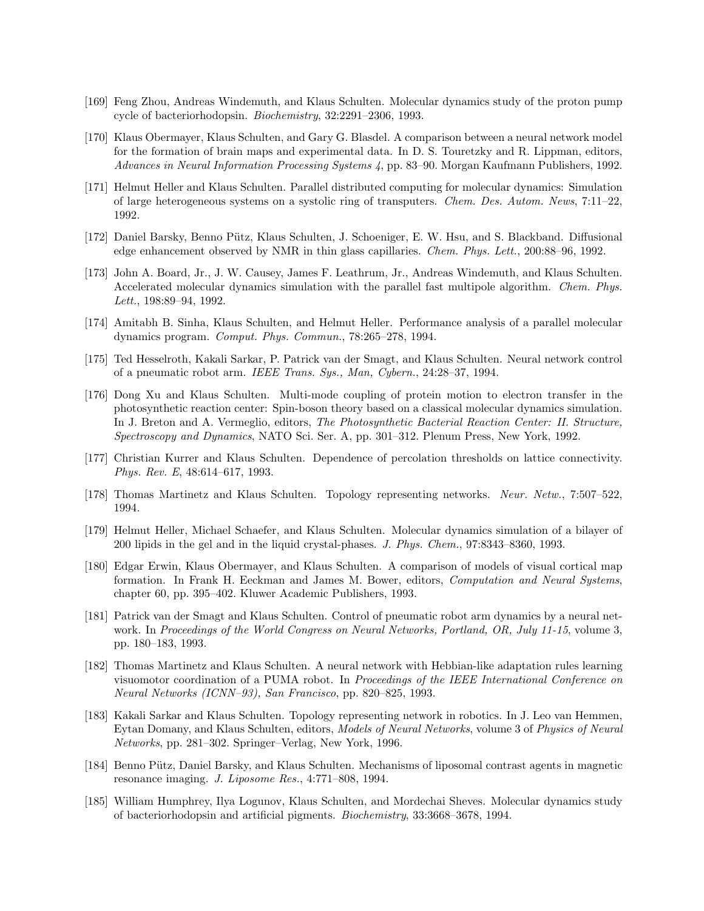[169] Feng Zhou, Andreas Windemuth, and Klaus Schulten. Molecular dynamics study of the proton pump cycle of bacteriorhodopsin. *Biochemistry*, 32:2291–2306, 1993.

[170] Klaus Obermayer, Klaus Schulten, and Gary G. Blasdel. A comparison between a neural network model for the formation of brain maps and experimental data. In D. S. Touretzky and R. Lippman, editors, *Advances in Neural Information Processing Systems 4*, pp. 83–90. Morgan Kaufmann Publishers, 1992.

[171] Helmut Heller and Klaus Schulten. Parallel distributed computing for molecular dynamics: Simulation of large heterogeneous systems on a systolic ring of transputers. *Chem. Des. Autom. News*, 7:11–22, 1992.

[172] Daniel Barsky, Benno Pütz, Klaus Schulten, J. Schoeniger, E. W. Hsu, and S. Blackband. Diffusional edge enhancement observed by NMR in thin glass capillaries. *Chem. Phys. Lett.*, 200:88–96, 1992.

[173] John A. Board, Jr., J. W. Causey, James F. Leathrum, Jr., Andreas Windemuth, and Klaus Schulten. Accelerated molecular dynamics simulation with the parallel fast multipole algorithm. *Chem. Phys. Lett.*, 198:89–94, 1992.

[174] Amitabh B. Sinha, Klaus Schulten, and Helmut Heller. Performance analysis of a parallel molecular dynamics program. *Comput. Phys. Commun.*, 78:265–278, 1994.

[175] Ted Hesselroth, Kakali Sarkar, P. Patrick van der Smagt, and Klaus Schulten. Neural network control of a pneumatic robot arm. *IEEE Trans. Sys., Man, Cybern.*, 24:28–37, 1994.

[176] Dong Xu and Klaus Schulten. Multi-mode coupling of protein motion to electron transfer in the photosynthetic reaction center: Spin-boson theory based on a classical molecular dynamics simulation. In J. Breton and A. Vermeglio, editors, *The Photosynthetic Bacterial Reaction Center: II. Structure, Spectroscopy and Dynamics*, NATO Sci. Ser. A, pp. 301–312. Plenum Press, New York, 1992.

[177] Christian Kurrer and Klaus Schulten. Dependence of percolation thresholds on lattice connectivity. *Phys. Rev. E*, 48:614–617, 1993.

[178] Thomas Martinetz and Klaus Schulten. Topology representing networks. *Neur. Netw.*, 7:507–522, 1994.

[179] Helmut Heller, Michael Schaefer, and Klaus Schulten. Molecular dynamics simulation of a bilayer of 200 lipids in the gel and in the liquid crystal-phases. *J. Phys. Chem.*, 97:8343–8360, 1993.

[180] Edgar Erwin, Klaus Obermayer, and Klaus Schulten. A comparison of models of visual cortical map formation. In Frank H. Eeckman and James M. Bower, editors, *Computation and Neural Systems*, chapter 60, pp. 395–402. Kluwer Academic Publishers, 1993.

[181] Patrick van der Smagt and Klaus Schulten. Control of pneumatic robot arm dynamics by a neural network. In *Proceedings of the World Congress on Neural Networks, Portland, OR, July 11-15*, volume 3, pp. 180–183, 1993.

[182] Thomas Martinetz and Klaus Schulten. A neural network with Hebbian-like adaptation rules learning visuomotor coordination of a PUMA robot. In *Proceedings of the IEEE International Conference on Neural Networks (ICNN–93), San Francisco*, pp. 820–825, 1993.

[183] Kakali Sarkar and Klaus Schulten. Topology representing network in robotics. In J. Leo van Hemmen, Eytan Domany, and Klaus Schulten, editors, *Models of Neural Networks*, volume 3 of *Physics of Neural Networks*, pp. 281–302. Springer–Verlag, New York, 1996.

[184] Benno Pütz, Daniel Barsky, and Klaus Schulten. Mechanisms of liposomal contrast agents in magnetic resonance imaging. *J. Liposome Res.*, 4:771–808, 1994.

[185] William Humphrey, Ilya Logunov, Klaus Schulten, and Mordechai Sheves. Molecular dynamics study of bacteriorhodopsin and artificial pigments. *Biochemistry*, 33:3668–3678, 1994.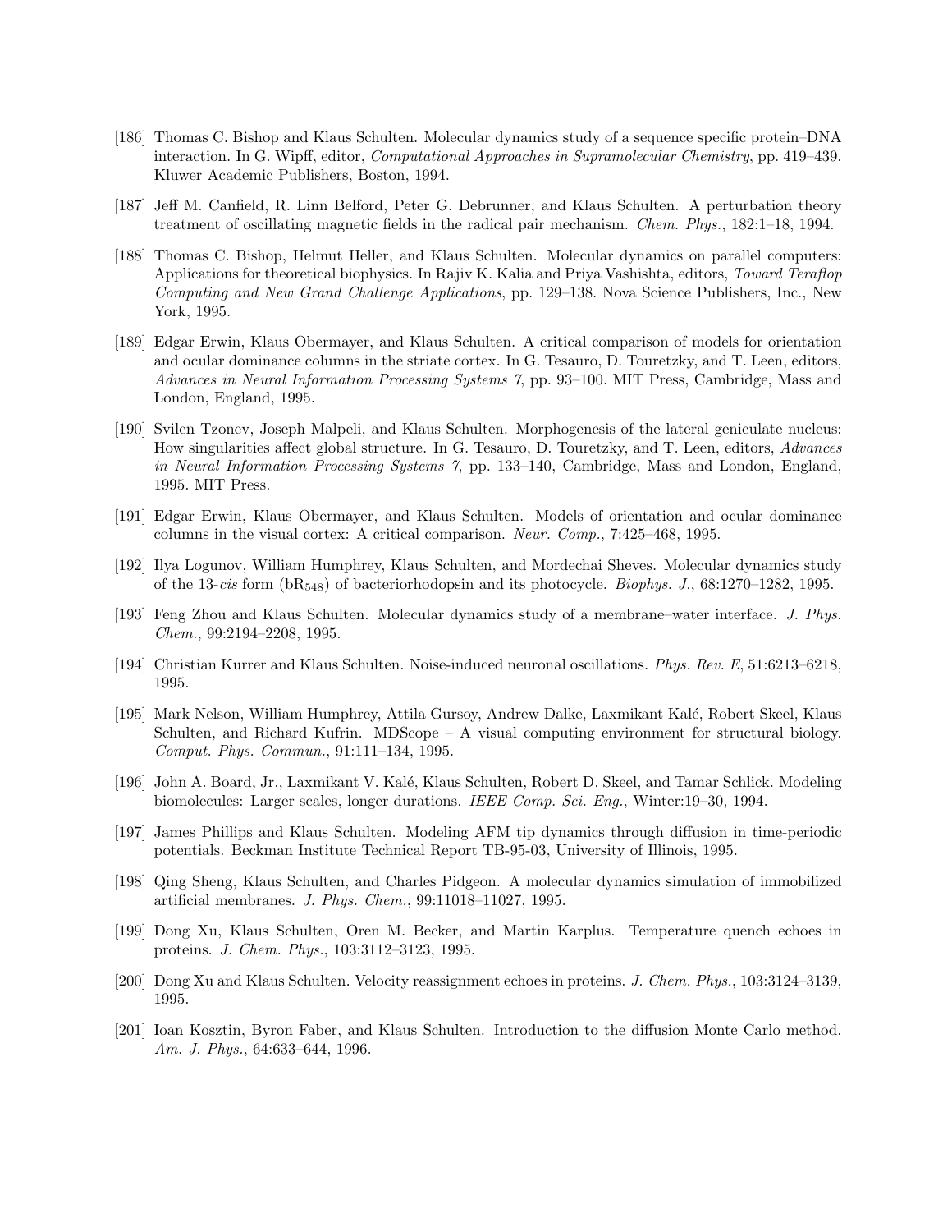[186] Thomas C. Bishop and Klaus Schulten. Molecular dynamics study of a sequence specific protein–DNA interaction. In G. Wipff, editor, *Computational Approaches in Supramolecular Chemistry*, pp. 419–439. Kluwer Academic Publishers, Boston, 1994.

[187] Jeff M. Canfield, R. Linn Belford, Peter G. Debrunner, and Klaus Schulten. A perturbation theory treatment of oscillating magnetic fields in the radical pair mechanism. *Chem. Phys.*, 182:1–18, 1994.

[188] Thomas C. Bishop, Helmut Heller, and Klaus Schulten. Molecular dynamics on parallel computers: Applications for theoretical biophysics. In Rajiv K. Kalia and Priya Vashishta, editors, *Toward Teraflop Computing and New Grand Challenge Applications*, pp. 129–138. Nova Science Publishers, Inc., New York, 1995.

[189] Edgar Erwin, Klaus Obermayer, and Klaus Schulten. A critical comparison of models for orientation and ocular dominance columns in the striate cortex. In G. Tesauro, D. Touretzky, and T. Leen, editors, *Advances in Neural Information Processing Systems 7*, pp. 93–100. MIT Press, Cambridge, Mass and London, England, 1995.

[190] Svilen Tzonev, Joseph Malpeli, and Klaus Schulten. Morphogenesis of the lateral geniculate nucleus: How singularities affect global structure. In G. Tesauro, D. Touretzky, and T. Leen, editors, *Advances in Neural Information Processing Systems 7*, pp. 133–140, Cambridge, Mass and London, England, 1995. MIT Press.

[191] Edgar Erwin, Klaus Obermayer, and Klaus Schulten. Models of orientation and ocular dominance columns in the visual cortex: A critical comparison. *Neur. Comp.*, 7:425–468, 1995.

[192] Ilya Logunov, William Humphrey, Klaus Schulten, and Mordechai Sheves. Molecular dynamics study of the 13-*cis* form ($bR_{548}$) of bacteriorhodopsin and its photocycle. *Biophys. J.*, 68:1270–1282, 1995.

[193] Feng Zhou and Klaus Schulten. Molecular dynamics study of a membrane–water interface. *J. Phys. Chem.*, 99:2194–2208, 1995.

[194] Christian Kurrer and Klaus Schulten. Noise-induced neuronal oscillations. *Phys. Rev. E*, 51:6213–6218, 1995.

[195] Mark Nelson, William Humphrey, Attila Gursoy, Andrew Dalke, Laxmikant Kalé, Robert Skeel, Klaus Schulten, and Richard Kufrin. MDScope – A visual computing environment for structural biology. *Comput. Phys. Commun.*, 91:111–134, 1995.

[196] John A. Board, Jr., Laxmikant V. Kalé, Klaus Schulten, Robert D. Skeel, and Tamar Schlick. Modeling biomolecules: Larger scales, longer durations. *IEEE Comp. Sci. Eng.*, Winter:19–30, 1994.

[197] James Phillips and Klaus Schulten. Modeling AFM tip dynamics through diffusion in time-periodic potentials. Beckman Institute Technical Report TB-95-03, University of Illinois, 1995.

[198] Qing Sheng, Klaus Schulten, and Charles Pidgeon. A molecular dynamics simulation of immobilized artificial membranes. *J. Phys. Chem.*, 99:11018–11027, 1995.

[199] Dong Xu, Klaus Schulten, Oren M. Becker, and Martin Karplus. Temperature quench echoes in proteins. *J. Chem. Phys.*, 103:3112–3123, 1995.

[200] Dong Xu and Klaus Schulten. Velocity reassignment echoes in proteins. *J. Chem. Phys.*, 103:3124–3139, 1995.

[201] Ioan Kosztin, Byron Faber, and Klaus Schulten. Introduction to the diffusion Monte Carlo method. *Am. J. Phys.*, 64:633–644, 1996.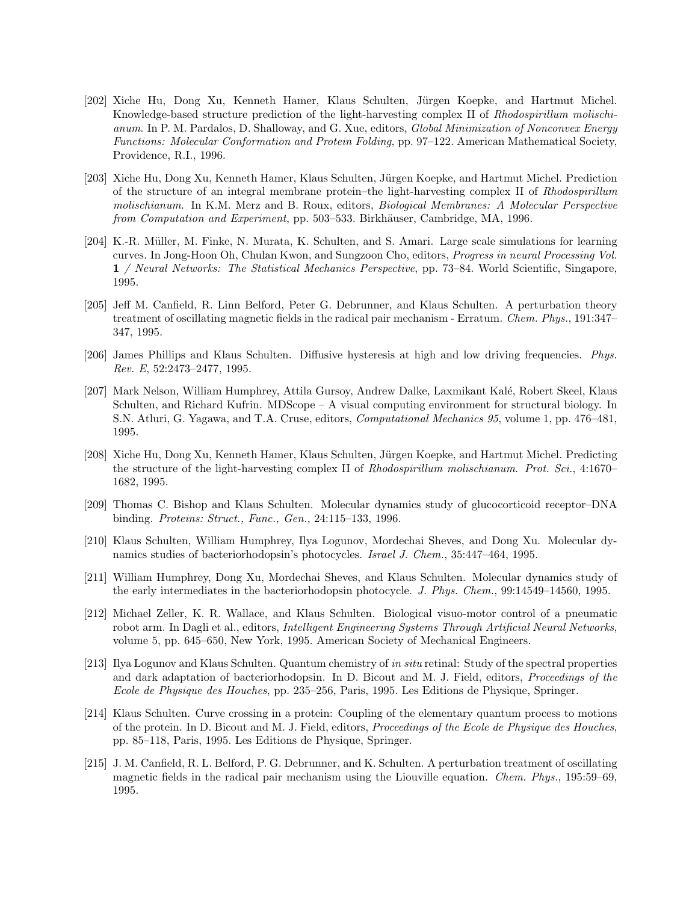[202] Xiche Hu, Dong Xu, Kenneth Hamer, Klaus Schulten, Jürgen Koepke, and Hartmut Michel. Knowledge-based structure prediction of the light-harvesting complex II of *Rhodospirillum molischianum*. In P. M. Pardalos, D. Shalloway, and G. Xue, editors, *Global Minimization of Nonconvex Energy Functions: Molecular Conformation and Protein Folding*, pp. 97–122. American Mathematical Society, Providence, R.I., 1996.

[203] Xiche Hu, Dong Xu, Kenneth Hamer, Klaus Schulten, Jürgen Koepke, and Hartmut Michel. Prediction of the structure of an integral membrane protein–the light-harvesting complex II of *Rhodospirillum molischianum*. In K.M. Merz and B. Roux, editors, *Biological Membranes: A Molecular Perspective from Computation and Experiment*, pp. 503–533. Birkhäuser, Cambridge, MA, 1996.

[204] K.-R. Müller, M. Finke, N. Murata, K. Schulten, and S. Amari. Large scale simulations for learning curves. In Jong-Hoon Oh, Chulan Kwon, and Sungzoon Cho, editors, *Progress in neural Processing Vol.* **1** */ Neural Networks: The Statistical Mechanics Perspective*, pp. 73–84. World Scientific, Singapore, 1995.

[205] Jeff M. Canfield, R. Linn Belford, Peter G. Debrunner, and Klaus Schulten. A perturbation theory treatment of oscillating magnetic fields in the radical pair mechanism - Erratum. *Chem. Phys.*, 191:347–347, 1995.

[206] James Phillips and Klaus Schulten. Diffusive hysteresis at high and low driving frequencies. *Phys. Rev. E*, 52:2473–2477, 1995.

[207] Mark Nelson, William Humphrey, Attila Gursoy, Andrew Dalke, Laxmikant Kalé, Robert Skeel, Klaus Schulten, and Richard Kufrin. MDScope – A visual computing environment for structural biology. In S.N. Atluri, G. Yagawa, and T.A. Cruse, editors, *Computational Mechanics 95*, volume 1, pp. 476–481, 1995.

[208] Xiche Hu, Dong Xu, Kenneth Hamer, Klaus Schulten, Jürgen Koepke, and Hartmut Michel. Predicting the structure of the light-harvesting complex II of *Rhodospirillum molischianum*. *Prot. Sci.*, 4:1670–1682, 1995.

[209] Thomas C. Bishop and Klaus Schulten. Molecular dynamics study of glucocorticoid receptor–DNA binding. *Proteins: Struct., Func., Gen.*, 24:115–133, 1996.

[210] Klaus Schulten, William Humphrey, Ilya Logunov, Mordechai Sheves, and Dong Xu. Molecular dynamics studies of bacteriorhodopsin's photocycles. *Israel J. Chem.*, 35:447–464, 1995.

[211] William Humphrey, Dong Xu, Mordechai Sheves, and Klaus Schulten. Molecular dynamics study of the early intermediates in the bacteriorhodopsin photocycle. *J. Phys. Chem.*, 99:14549–14560, 1995.

[212] Michael Zeller, K. R. Wallace, and Klaus Schulten. Biological visuo-motor control of a pneumatic robot arm. In Dagli et al., editors, *Intelligent Engineering Systems Through Artificial Neural Networks*, volume 5, pp. 645–650, New York, 1995. American Society of Mechanical Engineers.

[213] Ilya Logunov and Klaus Schulten. Quantum chemistry of *in situ* retinal: Study of the spectral properties and dark adaptation of bacteriorhodopsin. In D. Bicout and M. J. Field, editors, *Proceedings of the Ecole de Physique des Houches*, pp. 235–256, Paris, 1995. Les Editions de Physique, Springer.

[214] Klaus Schulten. Curve crossing in a protein: Coupling of the elementary quantum process to motions of the protein. In D. Bicout and M. J. Field, editors, *Proceedings of the Ecole de Physique des Houches*, pp. 85–118, Paris, 1995. Les Editions de Physique, Springer.

[215] J. M. Canfield, R. L. Belford, P. G. Debrunner, and K. Schulten. A perturbation treatment of oscillating magnetic fields in the radical pair mechanism using the Liouville equation. *Chem. Phys.*, 195:59–69, 1995.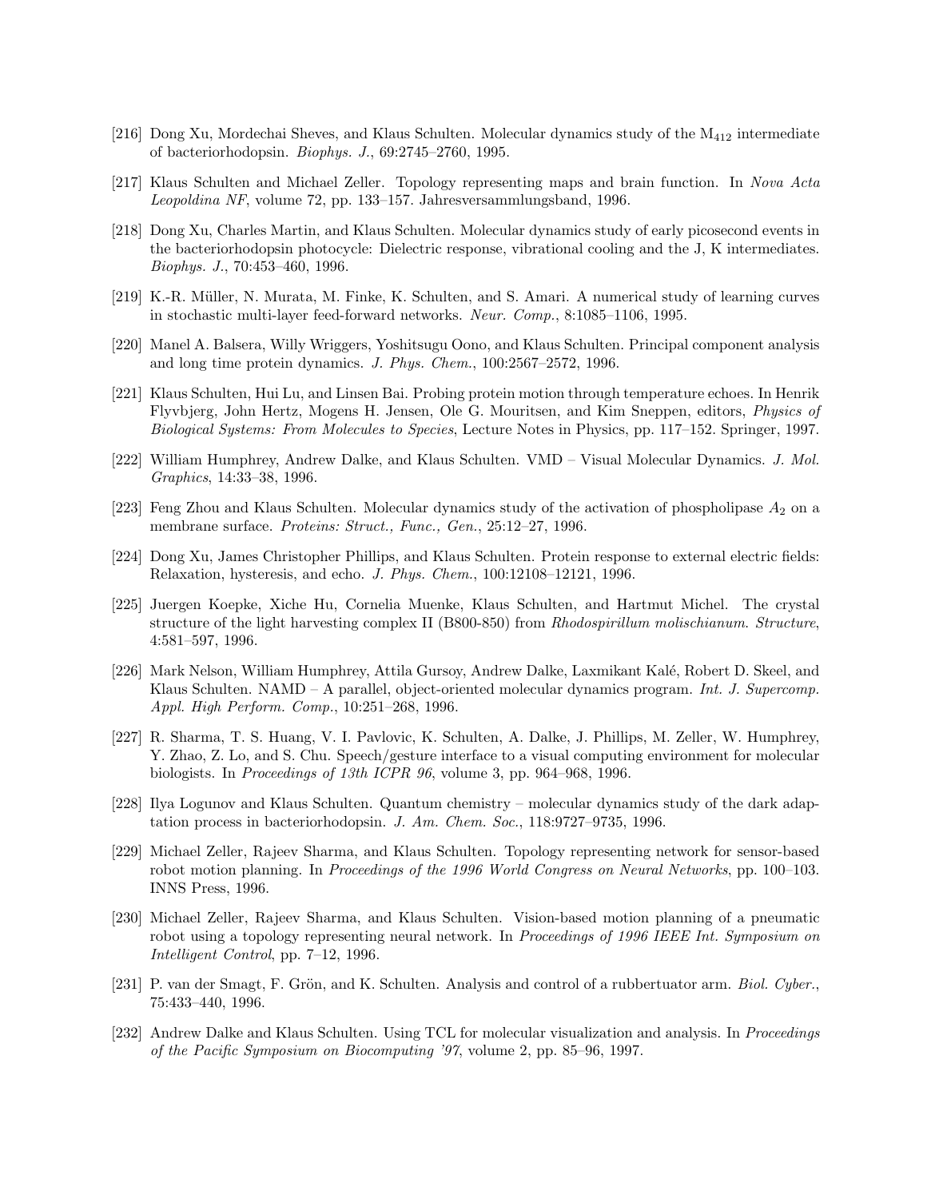[216] Dong Xu, Mordechai Sheves, and Klaus Schulten. Molecular dynamics study of the $M_{412}$ intermediate of bacteriorhodopsin. *Biophys. J.*, 69:2745–2760, 1995.

[217] Klaus Schulten and Michael Zeller. Topology representing maps and brain function. In *Nova Acta Leopoldina NF*, volume 72, pp. 133–157. Jahresversammlungsband, 1996.

[218] Dong Xu, Charles Martin, and Klaus Schulten. Molecular dynamics study of early picosecond events in the bacteriorhodopsin photocycle: Dielectric response, vibrational cooling and the J, K intermediates. *Biophys. J.*, 70:453–460, 1996.

[219] K.-R. Müller, N. Murata, M. Finke, K. Schulten, and S. Amari. A numerical study of learning curves in stochastic multi-layer feed-forward networks. *Neur. Comp.*, 8:1085–1106, 1995.

[220] Manel A. Balsera, Willy Wriggers, Yoshitsugu Oono, and Klaus Schulten. Principal component analysis and long time protein dynamics. *J. Phys. Chem.*, 100:2567–2572, 1996.

[221] Klaus Schulten, Hui Lu, and Linsen Bai. Probing protein motion through temperature echoes. In Henrik Flyvbjerg, John Hertz, Mogens H. Jensen, Ole G. Mouritsen, and Kim Sneppen, editors, *Physics of Biological Systems: From Molecules to Species*, Lecture Notes in Physics, pp. 117–152. Springer, 1997.

[222] William Humphrey, Andrew Dalke, and Klaus Schulten. VMD – Visual Molecular Dynamics. *J. Mol. Graphics*, 14:33–38, 1996.

[223] Feng Zhou and Klaus Schulten. Molecular dynamics study of the activation of phospholipase $A_2$ on a membrane surface. *Proteins: Struct., Func., Gen.*, 25:12–27, 1996.

[224] Dong Xu, James Christopher Phillips, and Klaus Schulten. Protein response to external electric fields: Relaxation, hysteresis, and echo. *J. Phys. Chem.*, 100:12108–12121, 1996.

[225] Juergen Koepke, Xiche Hu, Cornelia Muenke, Klaus Schulten, and Hartmut Michel. The crystal structure of the light harvesting complex II (B800-850) from *Rhodospirillum molischianum*. *Structure*, 4:581–597, 1996.

[226] Mark Nelson, William Humphrey, Attila Gursoy, Andrew Dalke, Laxmikant Kalé, Robert D. Skeel, and Klaus Schulten. NAMD – A parallel, object-oriented molecular dynamics program. *Int. J. Supercomp. Appl. High Perform. Comp.*, 10:251–268, 1996.

[227] R. Sharma, T. S. Huang, V. I. Pavlovic, K. Schulten, A. Dalke, J. Phillips, M. Zeller, W. Humphrey, Y. Zhao, Z. Lo, and S. Chu. Speech/gesture interface to a visual computing environment for molecular biologists. In *Proceedings of 13th ICPR 96*, volume 3, pp. 964–968, 1996.

[228] Ilya Logunov and Klaus Schulten. Quantum chemistry – molecular dynamics study of the dark adaptation process in bacteriorhodopsin. *J. Am. Chem. Soc.*, 118:9727–9735, 1996.

[229] Michael Zeller, Rajeev Sharma, and Klaus Schulten. Topology representing network for sensor-based robot motion planning. In *Proceedings of the 1996 World Congress on Neural Networks*, pp. 100–103. INNS Press, 1996.

[230] Michael Zeller, Rajeev Sharma, and Klaus Schulten. Vision-based motion planning of a pneumatic robot using a topology representing neural network. In *Proceedings of 1996 IEEE Int. Symposium on Intelligent Control*, pp. 7–12, 1996.

[231] P. van der Smagt, F. Grön, and K. Schulten. Analysis and control of a rubbertuator arm. *Biol. Cyber.*, 75:433–440, 1996.

[232] Andrew Dalke and Klaus Schulten. Using TCL for molecular visualization and analysis. In *Proceedings of the Pacific Symposium on Biocomputing '97*, volume 2, pp. 85–96, 1997.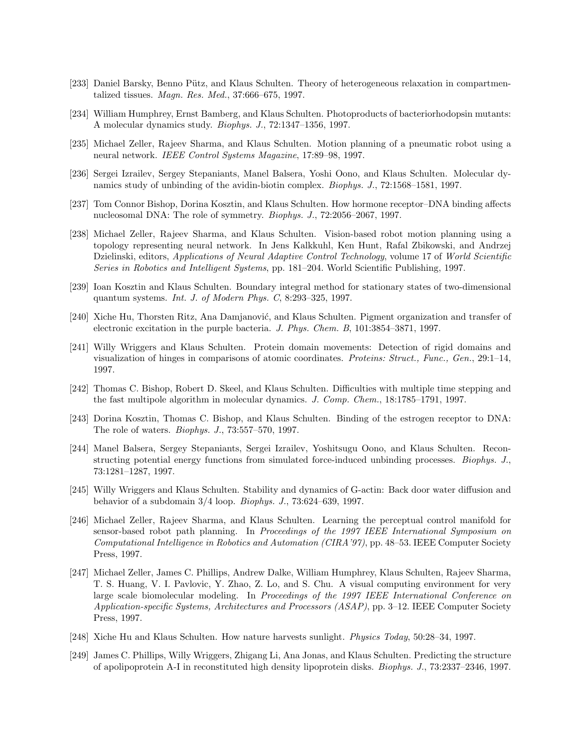[233] Daniel Barsky, Benno Pütz, and Klaus Schulten. Theory of heterogeneous relaxation in compartmentalized tissues. *Magn. Res. Med.*, 37:666–675, 1997.

[234] William Humphrey, Ernst Bamberg, and Klaus Schulten. Photoproducts of bacteriorhodopsin mutants: A molecular dynamics study. *Biophys. J.*, 72:1347–1356, 1997.

[235] Michael Zeller, Rajeev Sharma, and Klaus Schulten. Motion planning of a pneumatic robot using a neural network. *IEEE Control Systems Magazine*, 17:89–98, 1997.

[236] Sergei Izrailev, Sergey Stepaniants, Manel Balsera, Yoshi Oono, and Klaus Schulten. Molecular dynamics study of unbinding of the avidin-biotin complex. *Biophys. J.*, 72:1568–1581, 1997.

[237] Tom Connor Bishop, Dorina Kosztin, and Klaus Schulten. How hormone receptor–DNA binding affects nucleosomal DNA: The role of symmetry. *Biophys. J.*, 72:2056–2067, 1997.

[238] Michael Zeller, Rajeev Sharma, and Klaus Schulten. Vision-based robot motion planning using a topology representing neural network. In Jens Kalkkuhl, Ken Hunt, Rafal Zbikowski, and Andrzej Dzielinski, editors, *Applications of Neural Adaptive Control Technology*, volume 17 of *World Scientific Series in Robotics and Intelligent Systems*, pp. 181–204. World Scientific Publishing, 1997.

[239] Ioan Kosztin and Klaus Schulten. Boundary integral method for stationary states of two-dimensional quantum systems. *Int. J. of Modern Phys. C*, 8:293–325, 1997.

[240] Xiche Hu, Thorsten Ritz, Ana Damjanović, and Klaus Schulten. Pigment organization and transfer of electronic excitation in the purple bacteria. *J. Phys. Chem. B*, 101:3854–3871, 1997.

[241] Willy Wriggers and Klaus Schulten. Protein domain movements: Detection of rigid domains and visualization of hinges in comparisons of atomic coordinates. *Proteins: Struct., Func., Gen.*, 29:1–14, 1997.

[242] Thomas C. Bishop, Robert D. Skeel, and Klaus Schulten. Difficulties with multiple time stepping and the fast multipole algorithm in molecular dynamics. *J. Comp. Chem.*, 18:1785–1791, 1997.

[243] Dorina Kosztin, Thomas C. Bishop, and Klaus Schulten. Binding of the estrogen receptor to DNA: The role of waters. *Biophys. J.*, 73:557–570, 1997.

[244] Manel Balsera, Sergey Stepaniants, Sergei Izrailev, Yoshitsugu Oono, and Klaus Schulten. Reconstructing potential energy functions from simulated force-induced unbinding processes. *Biophys. J.*, 73:1281–1287, 1997.

[245] Willy Wriggers and Klaus Schulten. Stability and dynamics of G-actin: Back door water diffusion and behavior of a subdomain 3/4 loop. *Biophys. J.*, 73:624–639, 1997.

[246] Michael Zeller, Rajeev Sharma, and Klaus Schulten. Learning the perceptual control manifold for sensor-based robot path planning. In *Proceedings of the 1997 IEEE International Symposium on Computational Intelligence in Robotics and Automation (CIRA'97)*, pp. 48–53. IEEE Computer Society Press, 1997.

[247] Michael Zeller, James C. Phillips, Andrew Dalke, William Humphrey, Klaus Schulten, Rajeev Sharma, T. S. Huang, V. I. Pavlovic, Y. Zhao, Z. Lo, and S. Chu. A visual computing environment for very large scale biomolecular modeling. In *Proceedings of the 1997 IEEE International Conference on Application-specific Systems, Architectures and Processors (ASAP)*, pp. 3–12. IEEE Computer Society Press, 1997.

[248] Xiche Hu and Klaus Schulten. How nature harvests sunlight. *Physics Today*, 50:28–34, 1997.

[249] James C. Phillips, Willy Wriggers, Zhigang Li, Ana Jonas, and Klaus Schulten. Predicting the structure of apolipoprotein A-I in reconstituted high density lipoprotein disks. *Biophys. J.*, 73:2337–2346, 1997.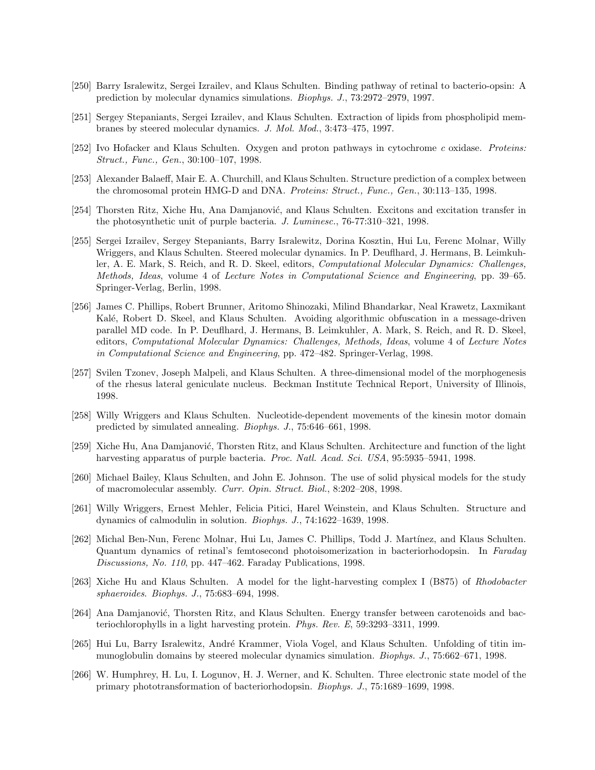[250] Barry Isralewitz, Sergei Izrailev, and Klaus Schulten. Binding pathway of retinal to bacterio-opsin: A prediction by molecular dynamics simulations. *Biophys. J.*, 73:2972–2979, 1997.

[251] Sergey Stepaniants, Sergei Izrailev, and Klaus Schulten. Extraction of lipids from phospholipid membranes by steered molecular dynamics. *J. Mol. Mod.*, 3:473–475, 1997.

[252] Ivo Hofacker and Klaus Schulten. Oxygen and proton pathways in cytochrome *c* oxidase. *Proteins: Struct., Func., Gen.*, 30:100–107, 1998.

[253] Alexander Balaeff, Mair E. A. Churchill, and Klaus Schulten. Structure prediction of a complex between the chromosomal protein HMG-D and DNA. *Proteins: Struct., Func., Gen.*, 30:113–135, 1998.

[254] Thorsten Ritz, Xiche Hu, Ana Damjanović, and Klaus Schulten. Excitons and excitation transfer in the photosynthetic unit of purple bacteria. *J. Luminesc.*, 76-77:310–321, 1998.

[255] Sergei Izrailev, Sergey Stepaniants, Barry Isralewitz, Dorina Kosztin, Hui Lu, Ferenc Molnar, Willy Wriggers, and Klaus Schulten. Steered molecular dynamics. In P. Deuflhard, J. Hermans, B. Leimkuhler, A. E. Mark, S. Reich, and R. D. Skeel, editors, *Computational Molecular Dynamics: Challenges, Methods, Ideas*, volume 4 of *Lecture Notes in Computational Science and Engineering*, pp. 39–65. Springer-Verlag, Berlin, 1998.

[256] James C. Phillips, Robert Brunner, Aritomo Shinozaki, Milind Bhandarkar, Neal Krawetz, Laxmikant Kalé, Robert D. Skeel, and Klaus Schulten. Avoiding algorithmic obfuscation in a message-driven parallel MD code. In P. Deuflhard, J. Hermans, B. Leimkuhler, A. Mark, S. Reich, and R. D. Skeel, editors, *Computational Molecular Dynamics: Challenges, Methods, Ideas*, volume 4 of *Lecture Notes in Computational Science and Engineering*, pp. 472–482. Springer-Verlag, 1998.

[257] Svilen Tzonev, Joseph Malpeli, and Klaus Schulten. A three-dimensional model of the morphogenesis of the rhesus lateral geniculate nucleus. Beckman Institute Technical Report, University of Illinois, 1998.

[258] Willy Wriggers and Klaus Schulten. Nucleotide-dependent movements of the kinesin motor domain predicted by simulated annealing. *Biophys. J.*, 75:646–661, 1998.

[259] Xiche Hu, Ana Damjanović, Thorsten Ritz, and Klaus Schulten. Architecture and function of the light harvesting apparatus of purple bacteria. *Proc. Natl. Acad. Sci. USA*, 95:5935–5941, 1998.

[260] Michael Bailey, Klaus Schulten, and John E. Johnson. The use of solid physical models for the study of macromolecular assembly. *Curr. Opin. Struct. Biol.*, 8:202–208, 1998.

[261] Willy Wriggers, Ernest Mehler, Felicia Pitici, Harel Weinstein, and Klaus Schulten. Structure and dynamics of calmodulin in solution. *Biophys. J.*, 74:1622–1639, 1998.

[262] Michal Ben-Nun, Ferenc Molnar, Hui Lu, James C. Phillips, Todd J. Martínez, and Klaus Schulten. Quantum dynamics of retinal's femtosecond photoisomerization in bacteriorhodopsin. In *Faraday Discussions, No. 110*, pp. 447–462. Faraday Publications, 1998.

[263] Xiche Hu and Klaus Schulten. A model for the light-harvesting complex I (B875) of *Rhodobacter sphaeroides*. *Biophys. J.*, 75:683–694, 1998.

[264] Ana Damjanović, Thorsten Ritz, and Klaus Schulten. Energy transfer between carotenoids and bacteriochlorophylls in a light harvesting protein. *Phys. Rev. E*, 59:3293–3311, 1999.

[265] Hui Lu, Barry Isralewitz, André Krammer, Viola Vogel, and Klaus Schulten. Unfolding of titin immunoglobulin domains by steered molecular dynamics simulation. *Biophys. J.*, 75:662–671, 1998.

[266] W. Humphrey, H. Lu, I. Logunov, H. J. Werner, and K. Schulten. Three electronic state model of the primary phototransformation of bacteriorhodopsin. *Biophys. J.*, 75:1689–1699, 1998.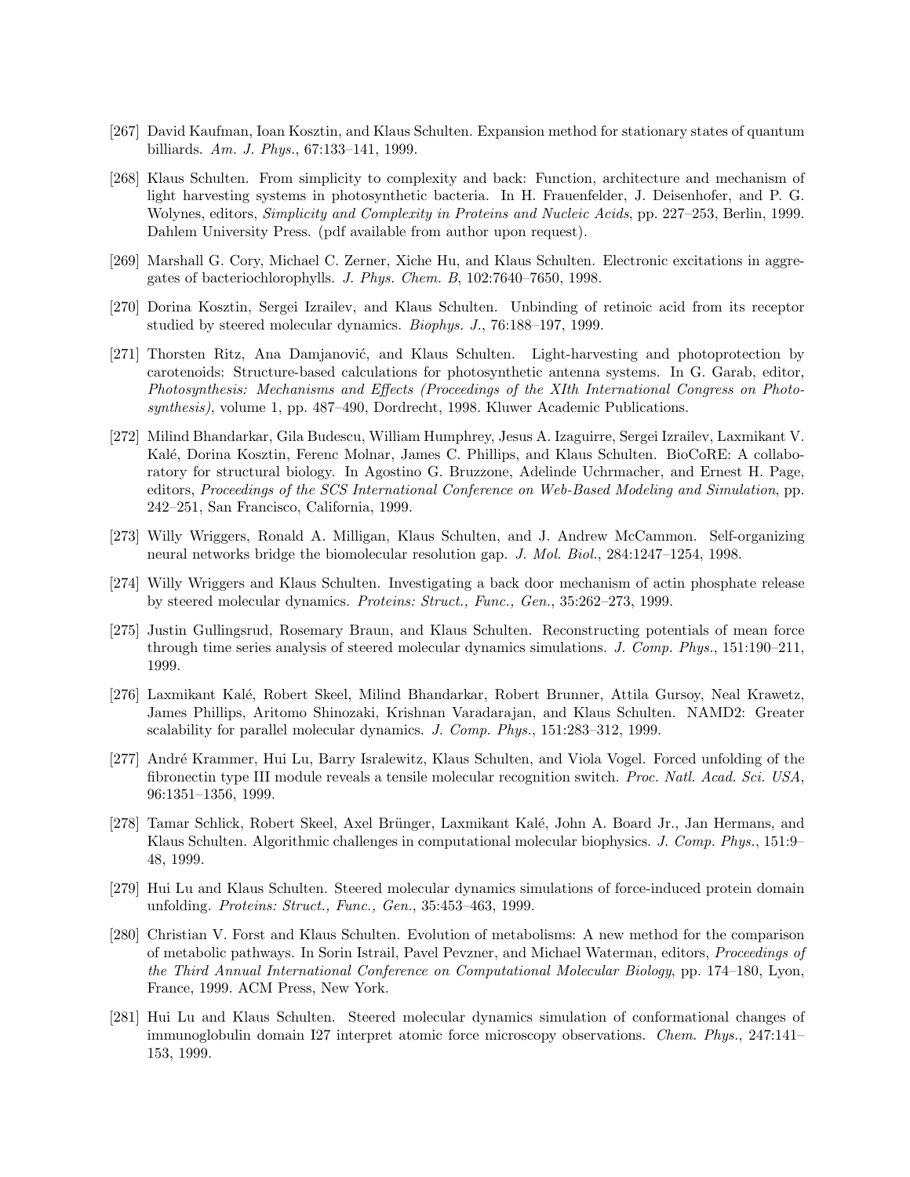[267] David Kaufman, Ioan Kosztin, and Klaus Schulten. Expansion method for stationary states of quantum billiards. *Am. J. Phys.*, 67:133–141, 1999.

[268] Klaus Schulten. From simplicity to complexity and back: Function, architecture and mechanism of light harvesting systems in photosynthetic bacteria. In H. Frauenfelder, J. Deisenhofer, and P. G. Wolynes, editors, *Simplicity and Complexity in Proteins and Nucleic Acids*, pp. 227–253, Berlin, 1999. Dahlem University Press. (pdf available from author upon request).

[269] Marshall G. Cory, Michael C. Zerner, Xiche Hu, and Klaus Schulten. Electronic excitations in aggregates of bacteriochlorophylls. *J. Phys. Chem. B*, 102:7640–7650, 1998.

[270] Dorina Kosztin, Sergei Izrailev, and Klaus Schulten. Unbinding of retinoic acid from its receptor studied by steered molecular dynamics. *Biophys. J.*, 76:188–197, 1999.

[271] Thorsten Ritz, Ana Damjanović, and Klaus Schulten. Light-harvesting and photoprotection by carotenoids: Structure-based calculations for photosynthetic antenna systems. In G. Garab, editor, *Photosynthesis: Mechanisms and Effects (Proceedings of the XIth International Congress on Photosynthesis)*, volume 1, pp. 487–490, Dordrecht, 1998. Kluwer Academic Publications.

[272] Milind Bhandarkar, Gila Budescu, William Humphrey, Jesus A. Izaguirre, Sergei Izrailev, Laxmikant V. Kalé, Dorina Kosztin, Ferenc Molnar, James C. Phillips, and Klaus Schulten. BioCoRE: A collaboratory for structural biology. In Agostino G. Bruzzone, Adelinde Uchrmacher, and Ernest H. Page, editors, *Proceedings of the SCS International Conference on Web-Based Modeling and Simulation*, pp. 242–251, San Francisco, California, 1999.

[273] Willy Wriggers, Ronald A. Milligan, Klaus Schulten, and J. Andrew McCammon. Self-organizing neural networks bridge the biomolecular resolution gap. *J. Mol. Biol.*, 284:1247–1254, 1998.

[274] Willy Wriggers and Klaus Schulten. Investigating a back door mechanism of actin phosphate release by steered molecular dynamics. *Proteins: Struct., Func., Gen.*, 35:262–273, 1999.

[275] Justin Gullingsrud, Rosemary Braun, and Klaus Schulten. Reconstructing potentials of mean force through time series analysis of steered molecular dynamics simulations. *J. Comp. Phys.*, 151:190–211, 1999.

[276] Laxmikant Kalé, Robert Skeel, Milind Bhandarkar, Robert Brunner, Attila Gursoy, Neal Krawetz, James Phillips, Aritomo Shinozaki, Krishnan Varadarajan, and Klaus Schulten. NAMD2: Greater scalability for parallel molecular dynamics. *J. Comp. Phys.*, 151:283–312, 1999.

[277] André Krammer, Hui Lu, Barry Isralewitz, Klaus Schulten, and Viola Vogel. Forced unfolding of the fibronectin type III module reveals a tensile molecular recognition switch. *Proc. Natl. Acad. Sci. USA*, 96:1351–1356, 1999.

[278] Tamar Schlick, Robert Skeel, Axel Brünger, Laxmikant Kalé, John A. Board Jr., Jan Hermans, and Klaus Schulten. Algorithmic challenges in computational molecular biophysics. *J. Comp. Phys.*, 151:9–48, 1999.

[279] Hui Lu and Klaus Schulten. Steered molecular dynamics simulations of force-induced protein domain unfolding. *Proteins: Struct., Func., Gen.*, 35:453–463, 1999.

[280] Christian V. Forst and Klaus Schulten. Evolution of metabolisms: A new method for the comparison of metabolic pathways. In Sorin Istrail, Pavel Pevzner, and Michael Waterman, editors, *Proceedings of the Third Annual International Conference on Computational Molecular Biology*, pp. 174–180, Lyon, France, 1999. ACM Press, New York.

[281] Hui Lu and Klaus Schulten. Steered molecular dynamics simulation of conformational changes of immunoglobulin domain I27 interpret atomic force microscopy observations. *Chem. Phys.*, 247:141–153, 1999.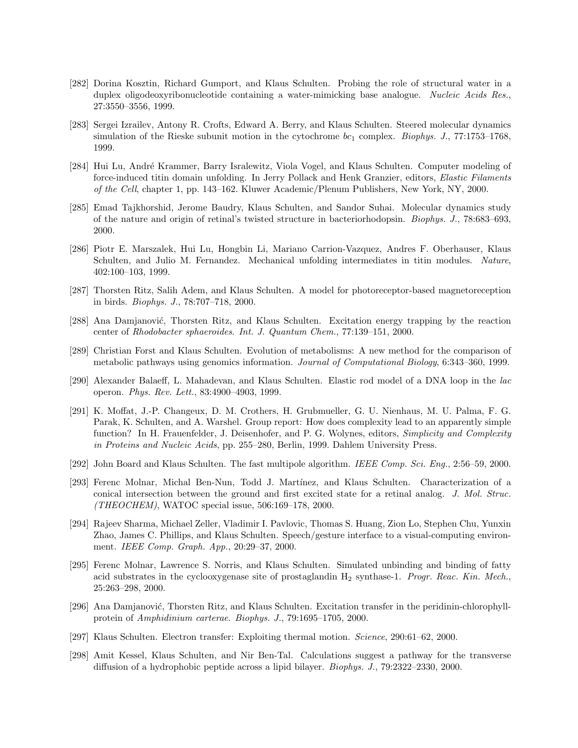[282] Dorina Kosztin, Richard Gumport, and Klaus Schulten. Probing the role of structural water in a duplex oligodeoxyribonucleotide containing a water-mimicking base analogue. *Nucleic Acids Res.*, 27:3550–3556, 1999.

[283] Sergei Izrailev, Antony R. Crofts, Edward A. Berry, and Klaus Schulten. Steered molecular dynamics simulation of the Rieske subunit motion in the cytochrome $bc_1$ complex. *Biophys. J.*, 77:1753–1768, 1999.

[284] Hui Lu, André Krammer, Barry Isralewitz, Viola Vogel, and Klaus Schulten. Computer modeling of force-induced titin domain unfolding. In Jerry Pollack and Henk Granzier, editors, *Elastic Filaments of the Cell*, chapter 1, pp. 143–162. Kluwer Academic/Plenum Publishers, New York, NY, 2000.

[285] Emad Tajkhorshid, Jerome Baudry, Klaus Schulten, and Sandor Suhai. Molecular dynamics study of the nature and origin of retinal's twisted structure in bacteriorhodopsin. *Biophys. J.*, 78:683–693, 2000.

[286] Piotr E. Marszalek, Hui Lu, Hongbin Li, Mariano Carrion-Vazquez, Andres F. Oberhauser, Klaus Schulten, and Julio M. Fernandez. Mechanical unfolding intermediates in titin modules. *Nature*, 402:100–103, 1999.

[287] Thorsten Ritz, Salih Adem, and Klaus Schulten. A model for photoreceptor-based magnetoreception in birds. *Biophys. J.*, 78:707–718, 2000.

[288] Ana Damjanović, Thorsten Ritz, and Klaus Schulten. Excitation energy trapping by the reaction center of *Rhodobacter sphaeroides*. *Int. J. Quantum Chem.*, 77:139–151, 2000.

[289] Christian Forst and Klaus Schulten. Evolution of metabolisms: A new method for the comparison of metabolic pathways using genomics information. *Journal of Computational Biology*, 6:343–360, 1999.

[290] Alexander Balaeff, L. Mahadevan, and Klaus Schulten. Elastic rod model of a DNA loop in the *lac* operon. *Phys. Rev. Lett.*, 83:4900–4903, 1999.

[291] K. Moffat, J.-P. Changeux, D. M. Crothers, H. Grubmueller, G. U. Nienhaus, M. U. Palma, F. G. Parak, K. Schulten, and A. Warshel. Group report: How does complexity lead to an apparently simple function? In H. Frauenfelder, J. Deisenhofer, and P. G. Wolynes, editors, *Simplicity and Complexity in Proteins and Nucleic Acids*, pp. 255–280, Berlin, 1999. Dahlem University Press.

[292] John Board and Klaus Schulten. The fast multipole algorithm. *IEEE Comp. Sci. Eng.*, 2:56–59, 2000.

[293] Ferenc Molnar, Michal Ben-Nun, Todd J. Martínez, and Klaus Schulten. Characterization of a conical intersection between the ground and first excited state for a retinal analog. *J. Mol. Struc. (THEOCHEM)*, WATOC special issue, 506:169–178, 2000.

[294] Rajeev Sharma, Michael Zeller, Vladimir I. Pavlovic, Thomas S. Huang, Zion Lo, Stephen Chu, Yunxin Zhao, James C. Phillips, and Klaus Schulten. Speech/gesture interface to a visual-computing environment. *IEEE Comp. Graph. App.*, 20:29–37, 2000.

[295] Ferenc Molnar, Lawrence S. Norris, and Klaus Schulten. Simulated unbinding and binding of fatty acid substrates in the cyclooxygenase site of prostaglandin $H_2$ synthase-1. *Progr. Reac. Kin. Mech.*, 25:263–298, 2000.

[296] Ana Damjanović, Thorsten Ritz, and Klaus Schulten. Excitation transfer in the peridinin-chlorophyll-protein of *Amphidinium carterae*. *Biophys. J.*, 79:1695–1705, 2000.

[297] Klaus Schulten. Electron transfer: Exploiting thermal motion. *Science*, 290:61–62, 2000.

[298] Amit Kessel, Klaus Schulten, and Nir Ben-Tal. Calculations suggest a pathway for the transverse diffusion of a hydrophobic peptide across a lipid bilayer. *Biophys. J.*, 79:2322–2330, 2000.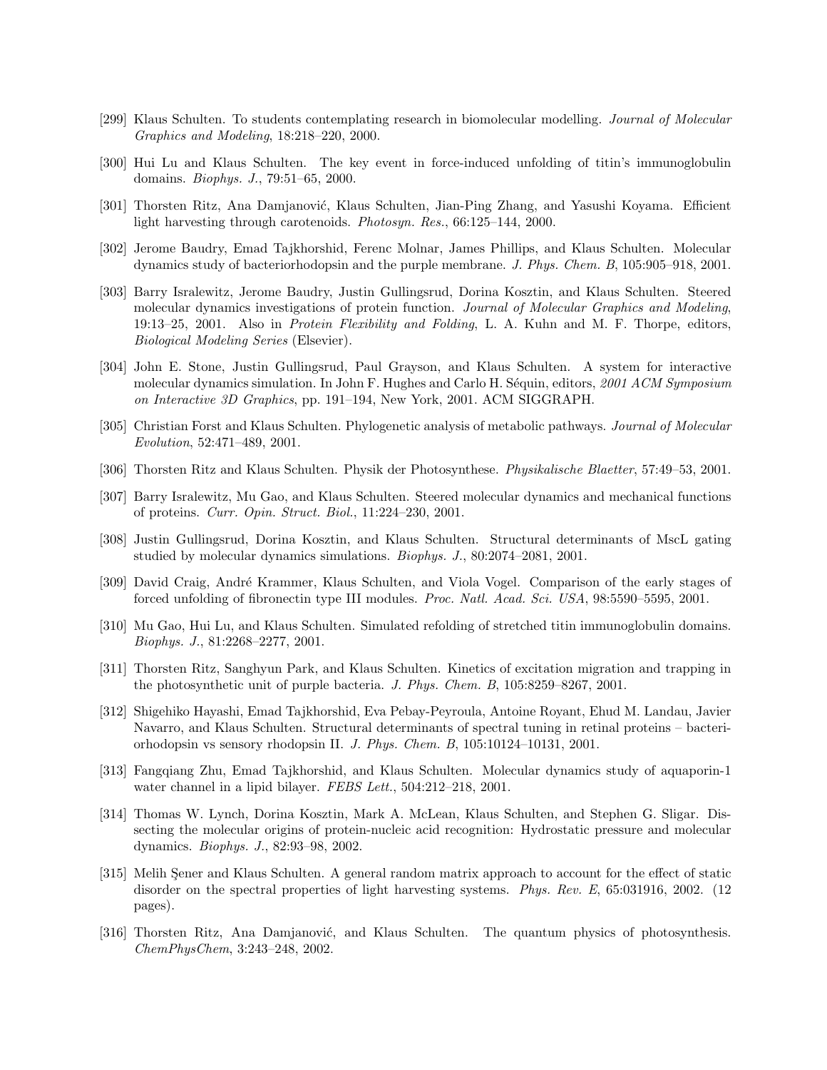[299] Klaus Schulten. To students contemplating research in biomolecular modelling. *Journal of Molecular Graphics and Modeling*, 18:218–220, 2000.

[300] Hui Lu and Klaus Schulten. The key event in force-induced unfolding of titin's immunoglobulin domains. *Biophys. J.*, 79:51–65, 2000.

[301] Thorsten Ritz, Ana Damjanović, Klaus Schulten, Jian-Ping Zhang, and Yasushi Koyama. Efficient light harvesting through carotenoids. *Photosyn. Res.*, 66:125–144, 2000.

[302] Jerome Baudry, Emad Tajkhorshid, Ferenc Molnar, James Phillips, and Klaus Schulten. Molecular dynamics study of bacteriorhodopsin and the purple membrane. *J. Phys. Chem. B*, 105:905–918, 2001.

[303] Barry Isralewitz, Jerome Baudry, Justin Gullingsrud, Dorina Kosztin, and Klaus Schulten. Steered molecular dynamics investigations of protein function. *Journal of Molecular Graphics and Modeling*, 19:13–25, 2001. Also in *Protein Flexibility and Folding*, L. A. Kuhn and M. F. Thorpe, editors, *Biological Modeling Series* (Elsevier).

[304] John E. Stone, Justin Gullingsrud, Paul Grayson, and Klaus Schulten. A system for interactive molecular dynamics simulation. In John F. Hughes and Carlo H. Séquin, editors, *2001 ACM Symposium on Interactive 3D Graphics*, pp. 191–194, New York, 2001. ACM SIGGRAPH.

[305] Christian Forst and Klaus Schulten. Phylogenetic analysis of metabolic pathways. *Journal of Molecular Evolution*, 52:471–489, 2001.

[306] Thorsten Ritz and Klaus Schulten. Physik der Photosynthese. *Physikalische Blaetter*, 57:49–53, 2001.

[307] Barry Isralewitz, Mu Gao, and Klaus Schulten. Steered molecular dynamics and mechanical functions of proteins. *Curr. Opin. Struct. Biol.*, 11:224–230, 2001.

[308] Justin Gullingsrud, Dorina Kosztin, and Klaus Schulten. Structural determinants of MscL gating studied by molecular dynamics simulations. *Biophys. J.*, 80:2074–2081, 2001.

[309] David Craig, André Krammer, Klaus Schulten, and Viola Vogel. Comparison of the early stages of forced unfolding of fibronectin type III modules. *Proc. Natl. Acad. Sci. USA*, 98:5590–5595, 2001.

[310] Mu Gao, Hui Lu, and Klaus Schulten. Simulated refolding of stretched titin immunoglobulin domains. *Biophys. J.*, 81:2268–2277, 2001.

[311] Thorsten Ritz, Sanghyun Park, and Klaus Schulten. Kinetics of excitation migration and trapping in the photosynthetic unit of purple bacteria. *J. Phys. Chem. B*, 105:8259–8267, 2001.

[312] Shigehiko Hayashi, Emad Tajkhorshid, Eva Pebay-Peyroula, Antoine Royant, Ehud M. Landau, Javier Navarro, and Klaus Schulten. Structural determinants of spectral tuning in retinal proteins – bacteriorhodopsin vs sensory rhodopsin II. *J. Phys. Chem. B*, 105:10124–10131, 2001.

[313] Fangqiang Zhu, Emad Tajkhorshid, and Klaus Schulten. Molecular dynamics study of aquaporin-1 water channel in a lipid bilayer. *FEBS Lett.*, 504:212–218, 2001.

[314] Thomas W. Lynch, Dorina Kosztin, Mark A. McLean, Klaus Schulten, and Stephen G. Sligar. Dissecting the molecular origins of protein-nucleic acid recognition: Hydrostatic pressure and molecular dynamics. *Biophys. J.*, 82:93–98, 2002.

[315] Melih Şener and Klaus Schulten. A general random matrix approach to account for the effect of static disorder on the spectral properties of light harvesting systems. *Phys. Rev. E*, 65:031916, 2002. (12 pages).

[316] Thorsten Ritz, Ana Damjanović, and Klaus Schulten. The quantum physics of photosynthesis. *ChemPhysChem*, 3:243–248, 2002.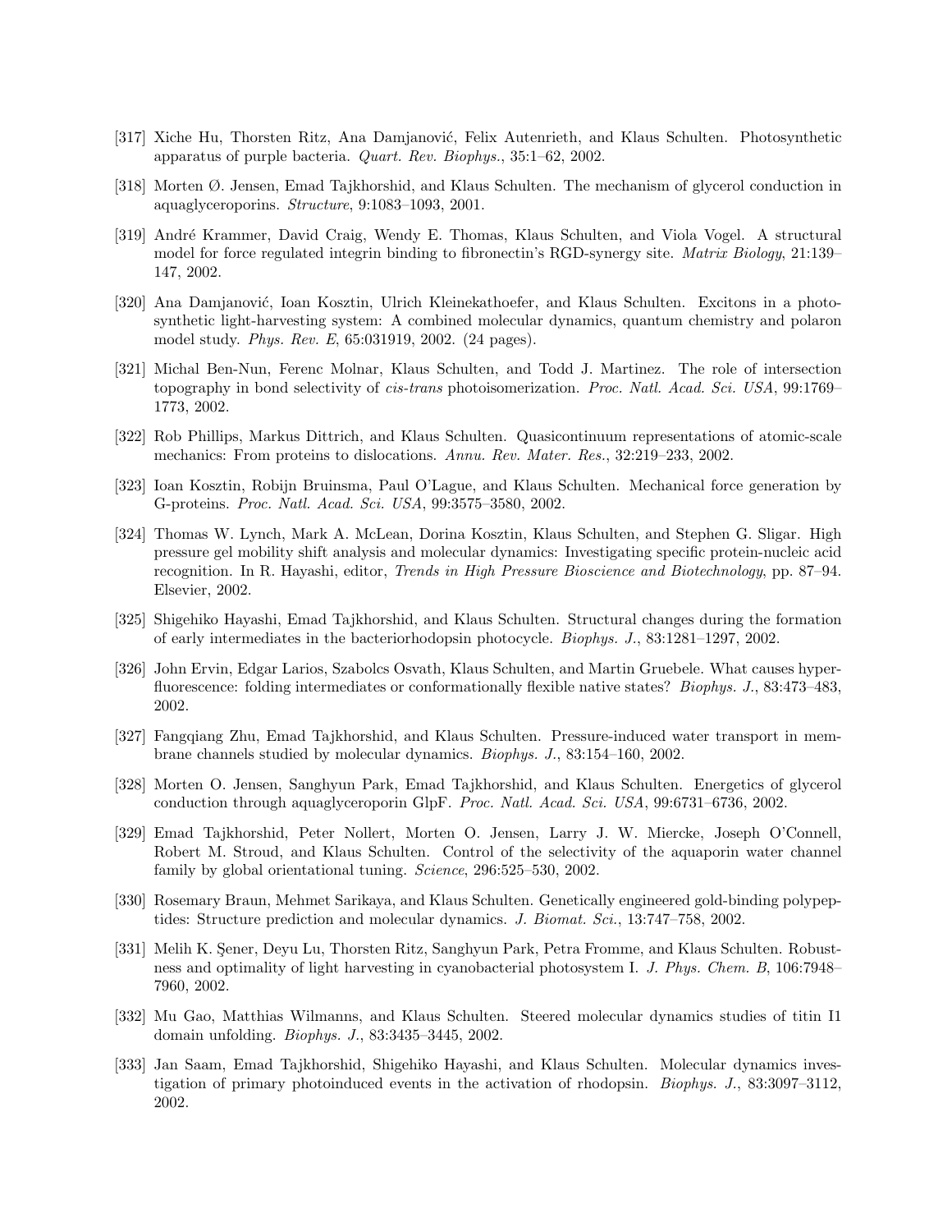[317] Xiche Hu, Thorsten Ritz, Ana Damjanović, Felix Autenrieth, and Klaus Schulten. Photosynthetic apparatus of purple bacteria. *Quart. Rev. Biophys.*, 35:1–62, 2002.

[318] Morten Ø. Jensen, Emad Tajkhorshid, and Klaus Schulten. The mechanism of glycerol conduction in aquaglyceroporins. *Structure*, 9:1083–1093, 2001.

[319] André Krammer, David Craig, Wendy E. Thomas, Klaus Schulten, and Viola Vogel. A structural model for force regulated integrin binding to fibronectin's RGD-synergy site. *Matrix Biology*, 21:139–147, 2002.

[320] Ana Damjanović, Ioan Kosztin, Ulrich Kleinekathoefer, and Klaus Schulten. Excitons in a photosynthetic light-harvesting system: A combined molecular dynamics, quantum chemistry and polaron model study. *Phys. Rev. E*, 65:031919, 2002. (24 pages).

[321] Michal Ben-Nun, Ferenc Molnar, Klaus Schulten, and Todd J. Martinez. The role of intersection topography in bond selectivity of *cis-trans* photoisomerization. *Proc. Natl. Acad. Sci. USA*, 99:1769–1773, 2002.

[322] Rob Phillips, Markus Dittrich, and Klaus Schulten. Quasicontinuum representations of atomic-scale mechanics: From proteins to dislocations. *Annu. Rev. Mater. Res.*, 32:219–233, 2002.

[323] Ioan Kosztin, Robijn Bruinsma, Paul O'Lague, and Klaus Schulten. Mechanical force generation by G-proteins. *Proc. Natl. Acad. Sci. USA*, 99:3575–3580, 2002.

[324] Thomas W. Lynch, Mark A. McLean, Dorina Kosztin, Klaus Schulten, and Stephen G. Sligar. High pressure gel mobility shift analysis and molecular dynamics: Investigating specific protein-nucleic acid recognition. In R. Hayashi, editor, *Trends in High Pressure Bioscience and Biotechnology*, pp. 87–94. Elsevier, 2002.

[325] Shigehiko Hayashi, Emad Tajkhorshid, and Klaus Schulten. Structural changes during the formation of early intermediates in the bacteriorhodopsin photocycle. *Biophys. J.*, 83:1281–1297, 2002.

[326] John Ervin, Edgar Larios, Szabolcs Osvath, Klaus Schulten, and Martin Gruebele. What causes hyperfluorescence: folding intermediates or conformationally flexible native states? *Biophys. J.*, 83:473–483, 2002.

[327] Fangqiang Zhu, Emad Tajkhorshid, and Klaus Schulten. Pressure-induced water transport in membrane channels studied by molecular dynamics. *Biophys. J.*, 83:154–160, 2002.

[328] Morten O. Jensen, Sanghyun Park, Emad Tajkhorshid, and Klaus Schulten. Energetics of glycerol conduction through aquaglyceroporin GlpF. *Proc. Natl. Acad. Sci. USA*, 99:6731–6736, 2002.

[329] Emad Tajkhorshid, Peter Nollert, Morten O. Jensen, Larry J. W. Miercke, Joseph O'Connell, Robert M. Stroud, and Klaus Schulten. Control of the selectivity of the aquaporin water channel family by global orientational tuning. *Science*, 296:525–530, 2002.

[330] Rosemary Braun, Mehmet Sarikaya, and Klaus Schulten. Genetically engineered gold-binding polypeptides: Structure prediction and molecular dynamics. *J. Biomat. Sci.*, 13:747–758, 2002.

[331] Melih K. Şener, Deyu Lu, Thorsten Ritz, Sanghyun Park, Petra Fromme, and Klaus Schulten. Robustness and optimality of light harvesting in cyanobacterial photosystem I. *J. Phys. Chem. B*, 106:7948–7960, 2002.

[332] Mu Gao, Matthias Wilmanns, and Klaus Schulten. Steered molecular dynamics studies of titin I1 domain unfolding. *Biophys. J.*, 83:3435–3445, 2002.

[333] Jan Saam, Emad Tajkhorshid, Shigehiko Hayashi, and Klaus Schulten. Molecular dynamics investigation of primary photoinduced events in the activation of rhodopsin. *Biophys. J.*, 83:3097–3112, 2002.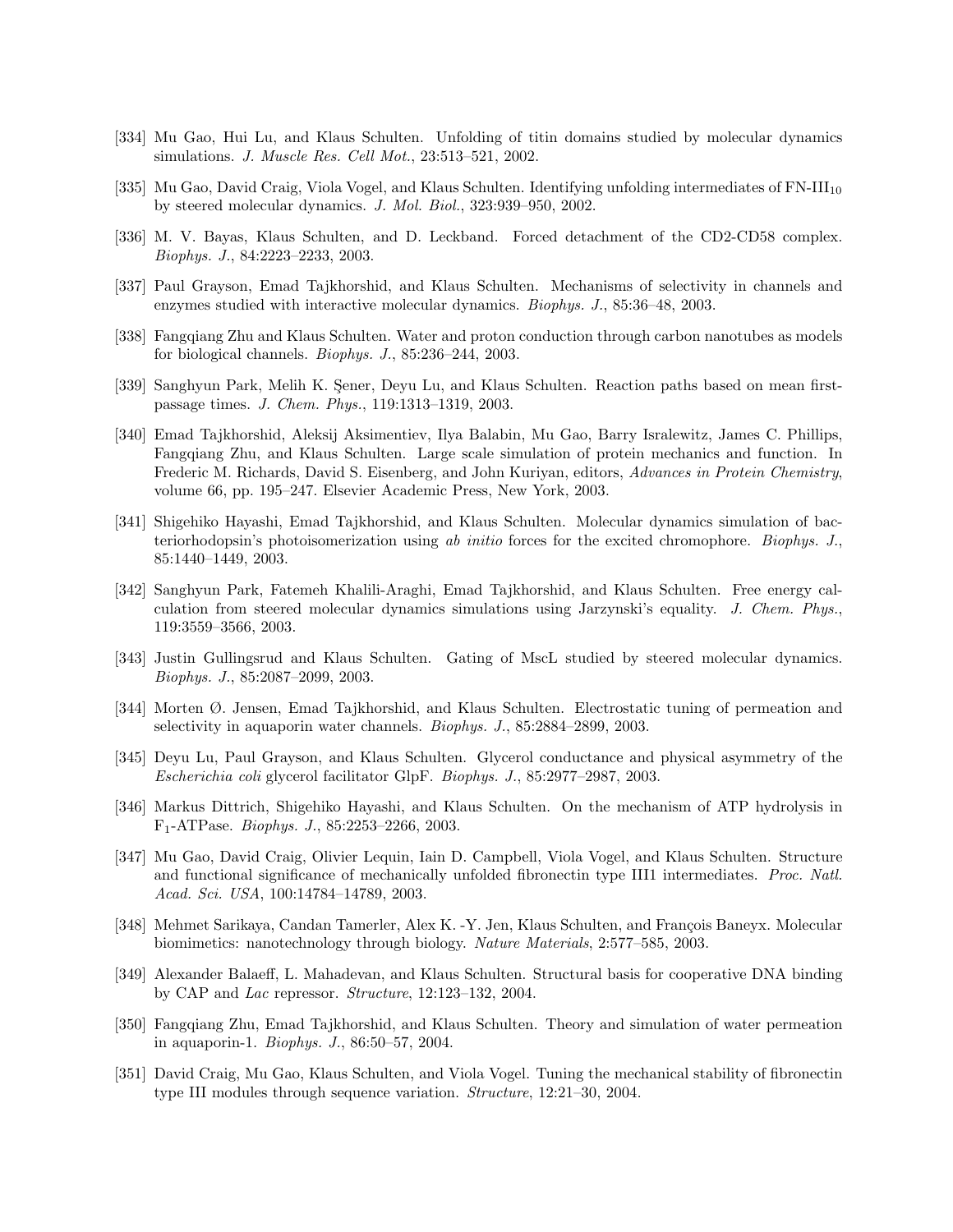[334] Mu Gao, Hui Lu, and Klaus Schulten. Unfolding of titin domains studied by molecular dynamics simulations. *J. Muscle Res. Cell Mot.*, 23:513–521, 2002.

[335] Mu Gao, David Craig, Viola Vogel, and Klaus Schulten. Identifying unfolding intermediates of FN-$III_{10}$ by steered molecular dynamics. *J. Mol. Biol.*, 323:939–950, 2002.

[336] M. V. Bayas, Klaus Schulten, and D. Leckband. Forced detachment of the CD2-CD58 complex. *Biophys. J.*, 84:2223–2233, 2003.

[337] Paul Grayson, Emad Tajkhorshid, and Klaus Schulten. Mechanisms of selectivity in channels and enzymes studied with interactive molecular dynamics. *Biophys. J.*, 85:36–48, 2003.

[338] Fangqiang Zhu and Klaus Schulten. Water and proton conduction through carbon nanotubes as models for biological channels. *Biophys. J.*, 85:236–244, 2003.

[339] Sanghyun Park, Melih K. Şener, Deyu Lu, and Klaus Schulten. Reaction paths based on mean first-passage times. *J. Chem. Phys.*, 119:1313–1319, 2003.

[340] Emad Tajkhorshid, Aleksij Aksimentiev, Ilya Balabin, Mu Gao, Barry Isralewitz, James C. Phillips, Fangqiang Zhu, and Klaus Schulten. Large scale simulation of protein mechanics and function. In Frederic M. Richards, David S. Eisenberg, and John Kuriyan, editors, *Advances in Protein Chemistry*, volume 66, pp. 195–247. Elsevier Academic Press, New York, 2003.

[341] Shigehiko Hayashi, Emad Tajkhorshid, and Klaus Schulten. Molecular dynamics simulation of bacteriorhodopsin's photoisomerization using *ab initio* forces for the excited chromophore. *Biophys. J.*, 85:1440–1449, 2003.

[342] Sanghyun Park, Fatemeh Khalili-Araghi, Emad Tajkhorshid, and Klaus Schulten. Free energy calculation from steered molecular dynamics simulations using Jarzynski's equality. *J. Chem. Phys.*, 119:3559–3566, 2003.

[343] Justin Gullingsrud and Klaus Schulten. Gating of MscL studied by steered molecular dynamics. *Biophys. J.*, 85:2087–2099, 2003.

[344] Morten Ø. Jensen, Emad Tajkhorshid, and Klaus Schulten. Electrostatic tuning of permeation and selectivity in aquaporin water channels. *Biophys. J.*, 85:2884–2899, 2003.

[345] Deyu Lu, Paul Grayson, and Klaus Schulten. Glycerol conductance and physical asymmetry of the *Escherichia coli* glycerol facilitator GlpF. *Biophys. J.*, 85:2977–2987, 2003.

[346] Markus Dittrich, Shigehiko Hayashi, and Klaus Schulten. On the mechanism of ATP hydrolysis in $F_1$-ATPase. *Biophys. J.*, 85:2253–2266, 2003.

[347] Mu Gao, David Craig, Olivier Lequin, Iain D. Campbell, Viola Vogel, and Klaus Schulten. Structure and functional significance of mechanically unfolded fibronectin type III1 intermediates. *Proc. Natl. Acad. Sci. USA*, 100:14784–14789, 2003.

[348] Mehmet Sarikaya, Candan Tamerler, Alex K. -Y. Jen, Klaus Schulten, and François Baneyx. Molecular biomimetics: nanotechnology through biology. *Nature Materials*, 2:577–585, 2003.

[349] Alexander Balaeff, L. Mahadevan, and Klaus Schulten. Structural basis for cooperative DNA binding by CAP and *Lac* repressor. *Structure*, 12:123–132, 2004.

[350] Fangqiang Zhu, Emad Tajkhorshid, and Klaus Schulten. Theory and simulation of water permeation in aquaporin-1. *Biophys. J.*, 86:50–57, 2004.

[351] David Craig, Mu Gao, Klaus Schulten, and Viola Vogel. Tuning the mechanical stability of fibronectin type III modules through sequence variation. *Structure*, 12:21–30, 2004.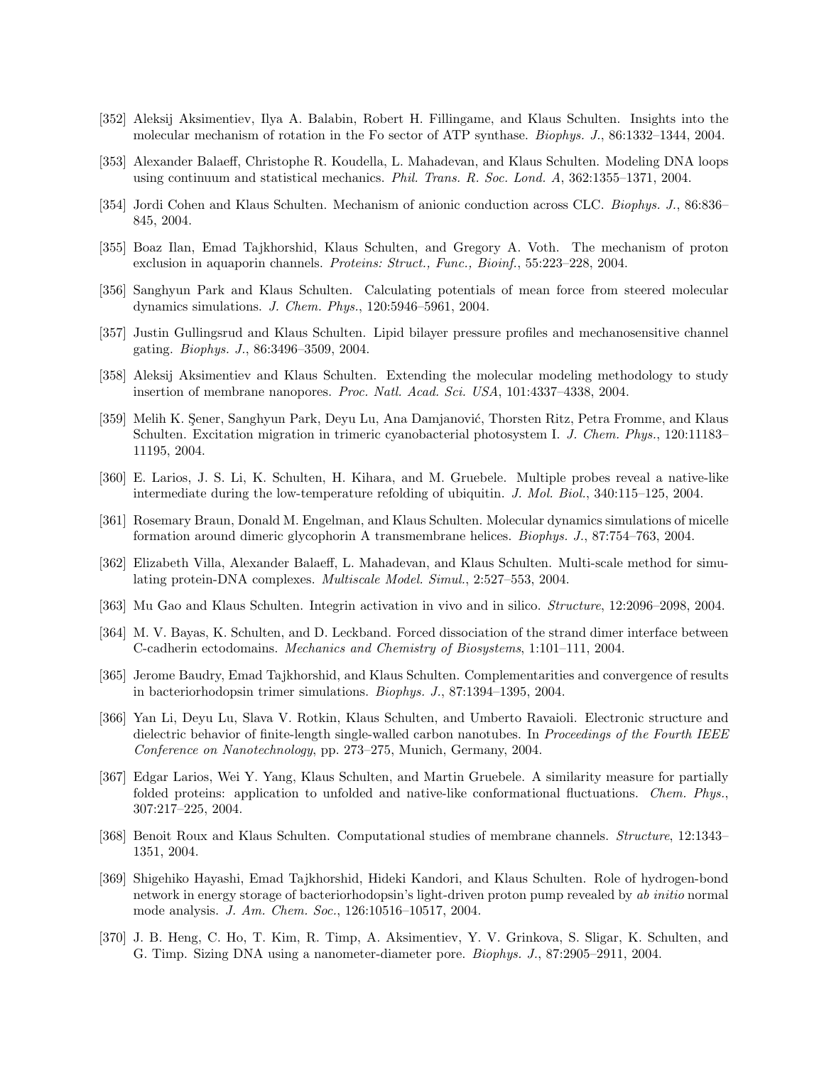[352] Aleksij Aksimentiev, Ilya A. Balabin, Robert H. Fillingame, and Klaus Schulten. Insights into the molecular mechanism of rotation in the Fo sector of ATP synthase. *Biophys. J.*, 86:1332–1344, 2004.

[353] Alexander Balaeff, Christophe R. Koudella, L. Mahadevan, and Klaus Schulten. Modeling DNA loops using continuum and statistical mechanics. *Phil. Trans. R. Soc. Lond. A*, 362:1355–1371, 2004.

[354] Jordi Cohen and Klaus Schulten. Mechanism of anionic conduction across CLC. *Biophys. J.*, 86:836–845, 2004.

[355] Boaz Ilan, Emad Tajkhorshid, Klaus Schulten, and Gregory A. Voth. The mechanism of proton exclusion in aquaporin channels. *Proteins: Struct., Func., Bioinf.*, 55:223–228, 2004.

[356] Sanghyun Park and Klaus Schulten. Calculating potentials of mean force from steered molecular dynamics simulations. *J. Chem. Phys.*, 120:5946–5961, 2004.

[357] Justin Gullingsrud and Klaus Schulten. Lipid bilayer pressure profiles and mechanosensitive channel gating. *Biophys. J.*, 86:3496–3509, 2004.

[358] Aleksij Aksimentiev and Klaus Schulten. Extending the molecular modeling methodology to study insertion of membrane nanopores. *Proc. Natl. Acad. Sci. USA*, 101:4337–4338, 2004.

[359] Melih K. Şener, Sanghyun Park, Deyu Lu, Ana Damjanović, Thorsten Ritz, Petra Fromme, and Klaus Schulten. Excitation migration in trimeric cyanobacterial photosystem I. *J. Chem. Phys.*, 120:11183–11195, 2004.

[360] E. Larios, J. S. Li, K. Schulten, H. Kihara, and M. Gruebele. Multiple probes reveal a native-like intermediate during the low-temperature refolding of ubiquitin. *J. Mol. Biol.*, 340:115–125, 2004.

[361] Rosemary Braun, Donald M. Engelman, and Klaus Schulten. Molecular dynamics simulations of micelle formation around dimeric glycophorin A transmembrane helices. *Biophys. J.*, 87:754–763, 2004.

[362] Elizabeth Villa, Alexander Balaeff, L. Mahadevan, and Klaus Schulten. Multi-scale method for simulating protein-DNA complexes. *Multiscale Model. Simul.*, 2:527–553, 2004.

[363] Mu Gao and Klaus Schulten. Integrin activation in vivo and in silico. *Structure*, 12:2096–2098, 2004.

[364] M. V. Bayas, K. Schulten, and D. Leckband. Forced dissociation of the strand dimer interface between C-cadherin ectodomains. *Mechanics and Chemistry of Biosystems*, 1:101–111, 2004.

[365] Jerome Baudry, Emad Tajkhorshid, and Klaus Schulten. Complementarities and convergence of results in bacteriorhodopsin trimer simulations. *Biophys. J.*, 87:1394–1395, 2004.

[366] Yan Li, Deyu Lu, Slava V. Rotkin, Klaus Schulten, and Umberto Ravaioli. Electronic structure and dielectric behavior of finite-length single-walled carbon nanotubes. In *Proceedings of the Fourth IEEE Conference on Nanotechnology*, pp. 273–275, Munich, Germany, 2004.

[367] Edgar Larios, Wei Y. Yang, Klaus Schulten, and Martin Gruebele. A similarity measure for partially folded proteins: application to unfolded and native-like conformational fluctuations. *Chem. Phys.*, 307:217–225, 2004.

[368] Benoit Roux and Klaus Schulten. Computational studies of membrane channels. *Structure*, 12:1343–1351, 2004.

[369] Shigehiko Hayashi, Emad Tajkhorshid, Hideki Kandori, and Klaus Schulten. Role of hydrogen-bond network in energy storage of bacteriorhodopsin's light-driven proton pump revealed by *ab initio* normal mode analysis. *J. Am. Chem. Soc.*, 126:10516–10517, 2004.

[370] J. B. Heng, C. Ho, T. Kim, R. Timp, A. Aksimentiev, Y. V. Grinkova, S. Sligar, K. Schulten, and G. Timp. Sizing DNA using a nanometer-diameter pore. *Biophys. J.*, 87:2905–2911, 2004.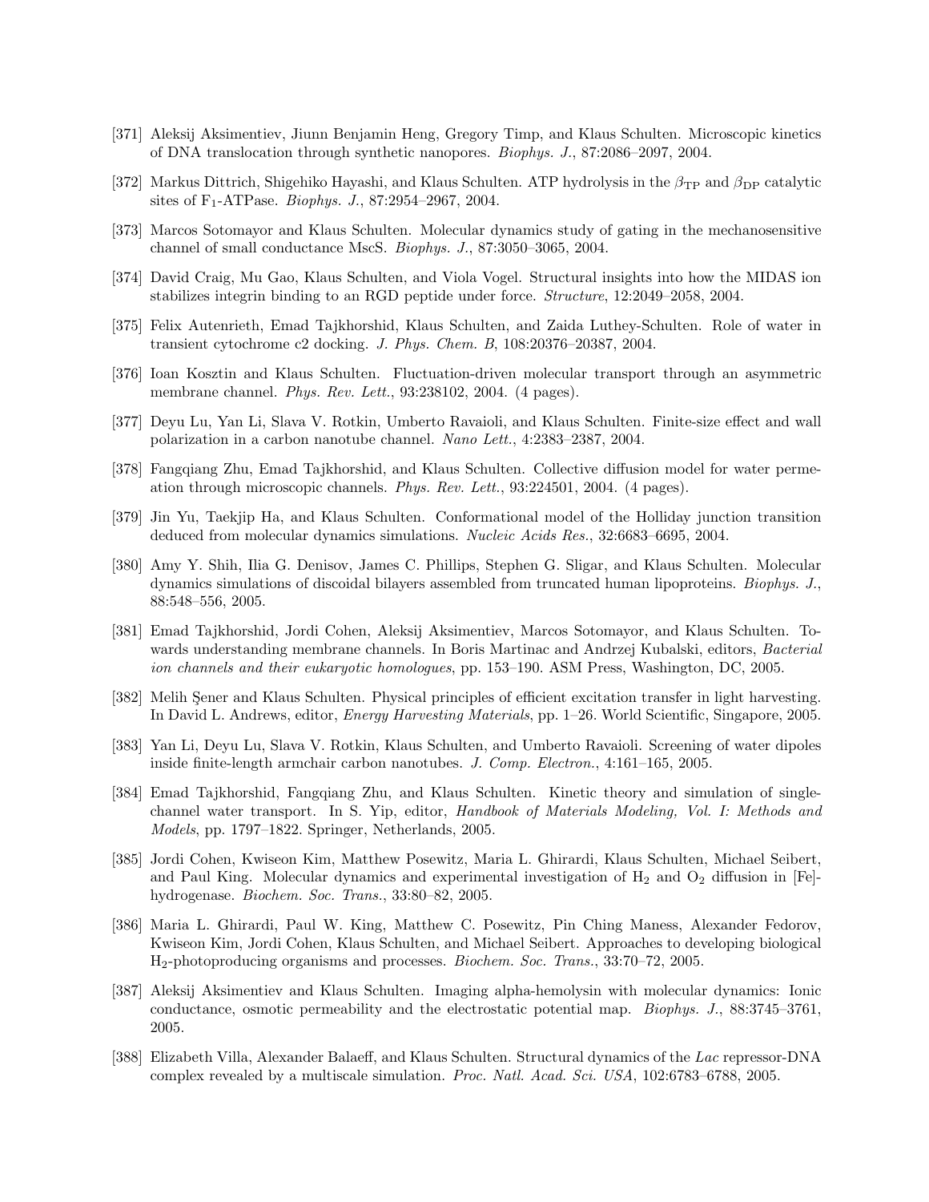[371] Aleksij Aksimentiev, Jiunn Benjamin Heng, Gregory Timp, and Klaus Schulten. Microscopic kinetics of DNA translocation through synthetic nanopores. *Biophys. J.*, 87:2086–2097, 2004.

[372] Markus Dittrich, Shigehiko Hayashi, and Klaus Schulten. ATP hydrolysis in the $\beta_{\mathrm{TP}}$ and $\beta_{\mathrm{DP}}$ catalytic sites of $F_1$-ATPase. *Biophys. J.*, 87:2954–2967, 2004.

[373] Marcos Sotomayor and Klaus Schulten. Molecular dynamics study of gating in the mechanosensitive channel of small conductance MscS. *Biophys. J.*, 87:3050–3065, 2004.

[374] David Craig, Mu Gao, Klaus Schulten, and Viola Vogel. Structural insights into how the MIDAS ion stabilizes integrin binding to an RGD peptide under force. *Structure*, 12:2049–2058, 2004.

[375] Felix Autenrieth, Emad Tajkhorshid, Klaus Schulten, and Zaida Luthey-Schulten. Role of water in transient cytochrome c2 docking. *J. Phys. Chem. B*, 108:20376–20387, 2004.

[376] Ioan Kosztin and Klaus Schulten. Fluctuation-driven molecular transport through an asymmetric membrane channel. *Phys. Rev. Lett.*, 93:238102, 2004. (4 pages).

[377] Deyu Lu, Yan Li, Slava V. Rotkin, Umberto Ravaioli, and Klaus Schulten. Finite-size effect and wall polarization in a carbon nanotube channel. *Nano Lett.*, 4:2383–2387, 2004.

[378] Fangqiang Zhu, Emad Tajkhorshid, and Klaus Schulten. Collective diffusion model for water permeation through microscopic channels. *Phys. Rev. Lett.*, 93:224501, 2004. (4 pages).

[379] Jin Yu, Taekjip Ha, and Klaus Schulten. Conformational model of the Holliday junction transition deduced from molecular dynamics simulations. *Nucleic Acids Res.*, 32:6683–6695, 2004.

[380] Amy Y. Shih, Ilia G. Denisov, James C. Phillips, Stephen G. Sligar, and Klaus Schulten. Molecular dynamics simulations of discoidal bilayers assembled from truncated human lipoproteins. *Biophys. J.*, 88:548–556, 2005.

[381] Emad Tajkhorshid, Jordi Cohen, Aleksij Aksimentiev, Marcos Sotomayor, and Klaus Schulten. Towards understanding membrane channels. In Boris Martinac and Andrzej Kubalski, editors, *Bacterial ion channels and their eukaryotic homologues*, pp. 153–190. ASM Press, Washington, DC, 2005.

[382] Melih Şener and Klaus Schulten. Physical principles of efficient excitation transfer in light harvesting. In David L. Andrews, editor, *Energy Harvesting Materials*, pp. 1–26. World Scientific, Singapore, 2005.

[383] Yan Li, Deyu Lu, Slava V. Rotkin, Klaus Schulten, and Umberto Ravaioli. Screening of water dipoles inside finite-length armchair carbon nanotubes. *J. Comp. Electron.*, 4:161–165, 2005.

[384] Emad Tajkhorshid, Fangqiang Zhu, and Klaus Schulten. Kinetic theory and simulation of single-channel water transport. In S. Yip, editor, *Handbook of Materials Modeling, Vol. I: Methods and Models*, pp. 1797–1822. Springer, Netherlands, 2005.

[385] Jordi Cohen, Kwiseon Kim, Matthew Posewitz, Maria L. Ghirardi, Klaus Schulten, Michael Seibert, and Paul King. Molecular dynamics and experimental investigation of $H_2$ and $O_2$ diffusion in [Fe]-hydrogenase. *Biochem. Soc. Trans.*, 33:80–82, 2005.

[386] Maria L. Ghirardi, Paul W. King, Matthew C. Posewitz, Pin Ching Maness, Alexander Fedorov, Kwiseon Kim, Jordi Cohen, Klaus Schulten, and Michael Seibert. Approaches to developing biological $H_2$-photoproducing organisms and processes. *Biochem. Soc. Trans.*, 33:70–72, 2005.

[387] Aleksij Aksimentiev and Klaus Schulten. Imaging alpha-hemolysin with molecular dynamics: Ionic conductance, osmotic permeability and the electrostatic potential map. *Biophys. J.*, 88:3745–3761, 2005.

[388] Elizabeth Villa, Alexander Balaeff, and Klaus Schulten. Structural dynamics of the *Lac* repressor-DNA complex revealed by a multiscale simulation. *Proc. Natl. Acad. Sci. USA*, 102:6783–6788, 2005.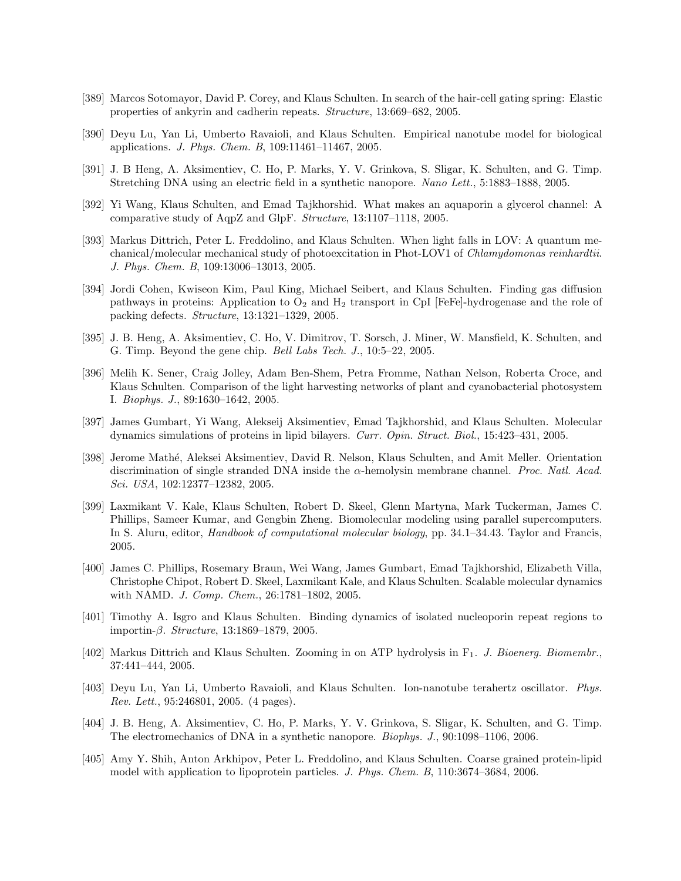[389] Marcos Sotomayor, David P. Corey, and Klaus Schulten. In search of the hair-cell gating spring: Elastic properties of ankyrin and cadherin repeats. *Structure*, 13:669–682, 2005.

[390] Deyu Lu, Yan Li, Umberto Ravaioli, and Klaus Schulten. Empirical nanotube model for biological applications. *J. Phys. Chem. B*, 109:11461–11467, 2005.

[391] J. B Heng, A. Aksimentiev, C. Ho, P. Marks, Y. V. Grinkova, S. Sligar, K. Schulten, and G. Timp. Stretching DNA using an electric field in a synthetic nanopore. *Nano Lett.*, 5:1883–1888, 2005.

[392] Yi Wang, Klaus Schulten, and Emad Tajkhorshid. What makes an aquaporin a glycerol channel: A comparative study of AqpZ and GlpF. *Structure*, 13:1107–1118, 2005.

[393] Markus Dittrich, Peter L. Freddolino, and Klaus Schulten. When light falls in LOV: A quantum mechanical/molecular mechanical study of photoexcitation in Phot-LOV1 of *Chlamydomonas reinhardtii*. *J. Phys. Chem. B*, 109:13006–13013, 2005.

[394] Jordi Cohen, Kwiseon Kim, Paul King, Michael Seibert, and Klaus Schulten. Finding gas diffusion pathways in proteins: Application to $O_2$ and $H_2$ transport in CpI [FeFe]-hydrogenase and the role of packing defects. *Structure*, 13:1321–1329, 2005.

[395] J. B. Heng, A. Aksimentiev, C. Ho, V. Dimitrov, T. Sorsch, J. Miner, W. Mansfield, K. Schulten, and G. Timp. Beyond the gene chip. *Bell Labs Tech. J.*, 10:5–22, 2005.

[396] Melih K. Sener, Craig Jolley, Adam Ben-Shem, Petra Fromme, Nathan Nelson, Roberta Croce, and Klaus Schulten. Comparison of the light harvesting networks of plant and cyanobacterial photosystem I. *Biophys. J.*, 89:1630–1642, 2005.

[397] James Gumbart, Yi Wang, Alekseij Aksimentiev, Emad Tajkhorshid, and Klaus Schulten. Molecular dynamics simulations of proteins in lipid bilayers. *Curr. Opin. Struct. Biol.*, 15:423–431, 2005.

[398] Jerome Mathé, Aleksei Aksimentiev, David R. Nelson, Klaus Schulten, and Amit Meller. Orientation discrimination of single stranded DNA inside the $\alpha$-hemolysin membrane channel. *Proc. Natl. Acad. Sci. USA*, 102:12377–12382, 2005.

[399] Laxmikant V. Kale, Klaus Schulten, Robert D. Skeel, Glenn Martyna, Mark Tuckerman, James C. Phillips, Sameer Kumar, and Gengbin Zheng. Biomolecular modeling using parallel supercomputers. In S. Aluru, editor, *Handbook of computational molecular biology*, pp. 34.1–34.43. Taylor and Francis, 2005.

[400] James C. Phillips, Rosemary Braun, Wei Wang, James Gumbart, Emad Tajkhorshid, Elizabeth Villa, Christophe Chipot, Robert D. Skeel, Laxmikant Kale, and Klaus Schulten. Scalable molecular dynamics with NAMD. *J. Comp. Chem.*, 26:1781–1802, 2005.

[401] Timothy A. Isgro and Klaus Schulten. Binding dynamics of isolated nucleoporin repeat regions to importin-$\beta$. *Structure*, 13:1869–1879, 2005.

[402] Markus Dittrich and Klaus Schulten. Zooming in on ATP hydrolysis in $F_1$. *J. Bioenerg. Biomembr.*, 37:441–444, 2005.

[403] Deyu Lu, Yan Li, Umberto Ravaioli, and Klaus Schulten. Ion-nanotube terahertz oscillator. *Phys. Rev. Lett.*, 95:246801, 2005. (4 pages).

[404] J. B. Heng, A. Aksimentiev, C. Ho, P. Marks, Y. V. Grinkova, S. Sligar, K. Schulten, and G. Timp. The electromechanics of DNA in a synthetic nanopore. *Biophys. J.*, 90:1098–1106, 2006.

[405] Amy Y. Shih, Anton Arkhipov, Peter L. Freddolino, and Klaus Schulten. Coarse grained protein-lipid model with application to lipoprotein particles. *J. Phys. Chem. B*, 110:3674–3684, 2006.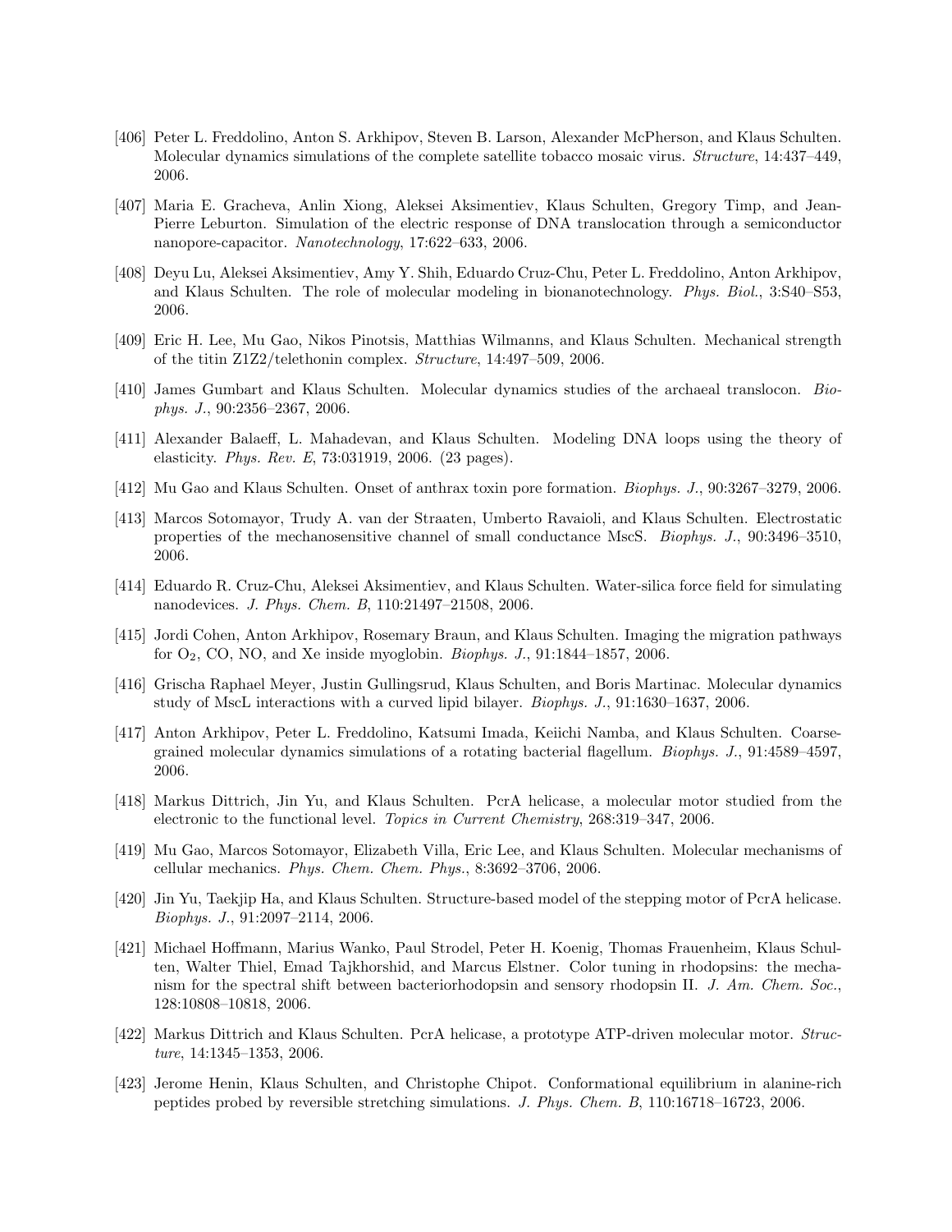[406] Peter L. Freddolino, Anton S. Arkhipov, Steven B. Larson, Alexander McPherson, and Klaus Schulten. Molecular dynamics simulations of the complete satellite tobacco mosaic virus. *Structure*, 14:437–449, 2006.

[407] Maria E. Gracheva, Anlin Xiong, Aleksei Aksimentiev, Klaus Schulten, Gregory Timp, and Jean-Pierre Leburton. Simulation of the electric response of DNA translocation through a semiconductor nanopore-capacitor. *Nanotechnology*, 17:622–633, 2006.

[408] Deyu Lu, Aleksei Aksimentiev, Amy Y. Shih, Eduardo Cruz-Chu, Peter L. Freddolino, Anton Arkhipov, and Klaus Schulten. The role of molecular modeling in bionanotechnology. *Phys. Biol.*, 3:S40–S53, 2006.

[409] Eric H. Lee, Mu Gao, Nikos Pinotsis, Matthias Wilmanns, and Klaus Schulten. Mechanical strength of the titin Z1Z2/telethonin complex. *Structure*, 14:497–509, 2006.

[410] James Gumbart and Klaus Schulten. Molecular dynamics studies of the archaeal translocon. *Biophys. J.*, 90:2356–2367, 2006.

[411] Alexander Balaeff, L. Mahadevan, and Klaus Schulten. Modeling DNA loops using the theory of elasticity. *Phys. Rev. E*, 73:031919, 2006. (23 pages).

[412] Mu Gao and Klaus Schulten. Onset of anthrax toxin pore formation. *Biophys. J.*, 90:3267–3279, 2006.

[413] Marcos Sotomayor, Trudy A. van der Straaten, Umberto Ravaioli, and Klaus Schulten. Electrostatic properties of the mechanosensitive channel of small conductance MscS. *Biophys. J.*, 90:3496–3510, 2006.

[414] Eduardo R. Cruz-Chu, Aleksei Aksimentiev, and Klaus Schulten. Water-silica force field for simulating nanodevices. *J. Phys. Chem. B*, 110:21497–21508, 2006.

[415] Jordi Cohen, Anton Arkhipov, Rosemary Braun, and Klaus Schulten. Imaging the migration pathways for $O_2$, CO, NO, and Xe inside myoglobin. *Biophys. J.*, 91:1844–1857, 2006.

[416] Grischa Raphael Meyer, Justin Gullingsrud, Klaus Schulten, and Boris Martinac. Molecular dynamics study of MscL interactions with a curved lipid bilayer. *Biophys. J.*, 91:1630–1637, 2006.

[417] Anton Arkhipov, Peter L. Freddolino, Katsumi Imada, Keiichi Namba, and Klaus Schulten. Coarse-grained molecular dynamics simulations of a rotating bacterial flagellum. *Biophys. J.*, 91:4589–4597, 2006.

[418] Markus Dittrich, Jin Yu, and Klaus Schulten. PcrA helicase, a molecular motor studied from the electronic to the functional level. *Topics in Current Chemistry*, 268:319–347, 2006.

[419] Mu Gao, Marcos Sotomayor, Elizabeth Villa, Eric Lee, and Klaus Schulten. Molecular mechanisms of cellular mechanics. *Phys. Chem. Chem. Phys.*, 8:3692–3706, 2006.

[420] Jin Yu, Taekjip Ha, and Klaus Schulten. Structure-based model of the stepping motor of PcrA helicase. *Biophys. J.*, 91:2097–2114, 2006.

[421] Michael Hoffmann, Marius Wanko, Paul Strodel, Peter H. Koenig, Thomas Frauenheim, Klaus Schulten, Walter Thiel, Emad Tajkhorshid, and Marcus Elstner. Color tuning in rhodopsins: the mechanism for the spectral shift between bacteriorhodopsin and sensory rhodopsin II. *J. Am. Chem. Soc.*, 128:10808–10818, 2006.

[422] Markus Dittrich and Klaus Schulten. PcrA helicase, a prototype ATP-driven molecular motor. *Structure*, 14:1345–1353, 2006.

[423] Jerome Henin, Klaus Schulten, and Christophe Chipot. Conformational equilibrium in alanine-rich peptides probed by reversible stretching simulations. *J. Phys. Chem. B*, 110:16718–16723, 2006.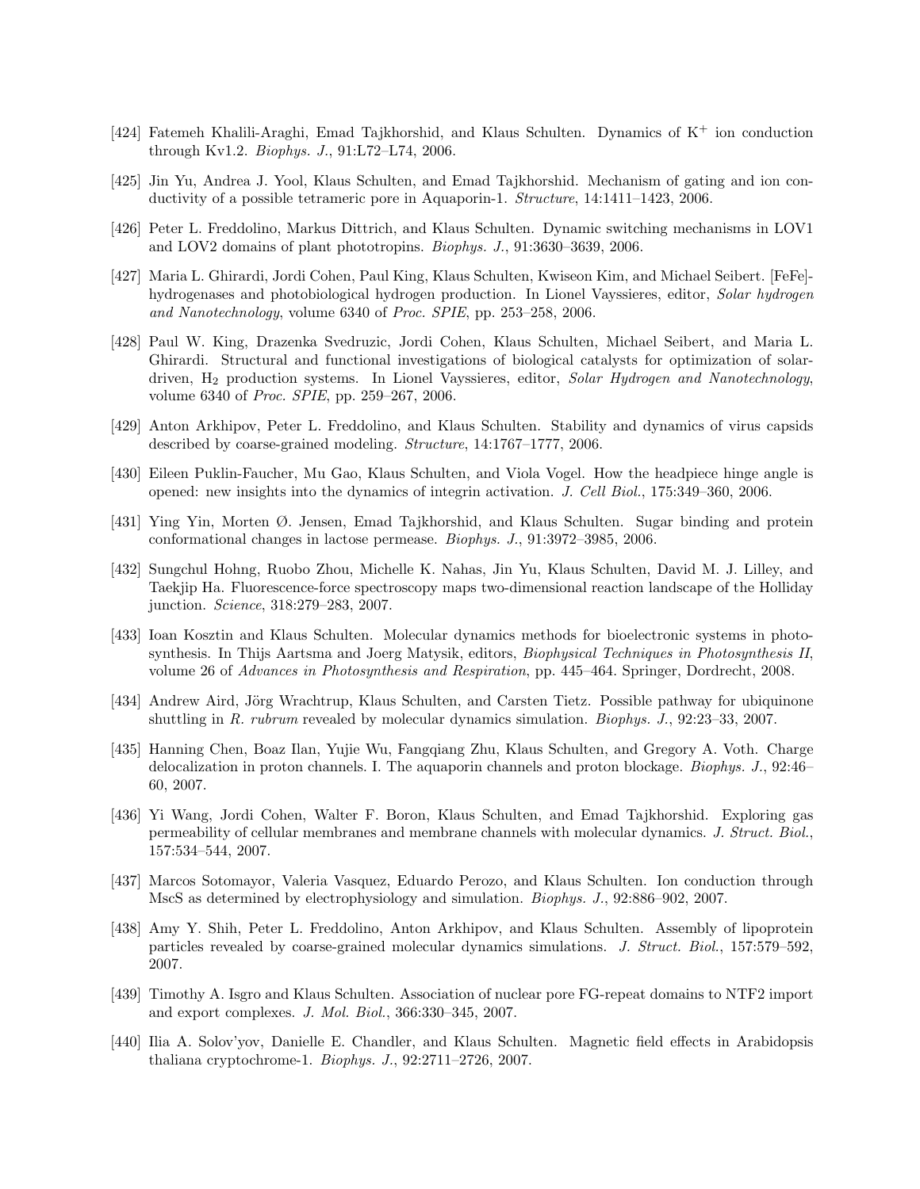[424] Fatemeh Khalili-Araghi, Emad Tajkhorshid, and Klaus Schulten. Dynamics of $K^+$ ion conduction through Kv1.2. *Biophys. J.*, 91:L72–L74, 2006.

[425] Jin Yu, Andrea J. Yool, Klaus Schulten, and Emad Tajkhorshid. Mechanism of gating and ion conductivity of a possible tetrameric pore in Aquaporin-1. *Structure*, 14:1411–1423, 2006.

[426] Peter L. Freddolino, Markus Dittrich, and Klaus Schulten. Dynamic switching mechanisms in LOV1 and LOV2 domains of plant phototropins. *Biophys. J.*, 91:3630–3639, 2006.

[427] Maria L. Ghirardi, Jordi Cohen, Paul King, Klaus Schulten, Kwiseon Kim, and Michael Seibert. [FeFe]-hydrogenases and photobiological hydrogen production. In Lionel Vayssieres, editor, *Solar hydrogen and Nanotechnology*, volume 6340 of *Proc. SPIE*, pp. 253–258, 2006.

[428] Paul W. King, Drazenka Svedruzic, Jordi Cohen, Klaus Schulten, Michael Seibert, and Maria L. Ghirardi. Structural and functional investigations of biological catalysts for optimization of solar-driven, $H_2$ production systems. In Lionel Vayssieres, editor, *Solar Hydrogen and Nanotechnology*, volume 6340 of *Proc. SPIE*, pp. 259–267, 2006.

[429] Anton Arkhipov, Peter L. Freddolino, and Klaus Schulten. Stability and dynamics of virus capsids described by coarse-grained modeling. *Structure*, 14:1767–1777, 2006.

[430] Eileen Puklin-Faucher, Mu Gao, Klaus Schulten, and Viola Vogel. How the headpiece hinge angle is opened: new insights into the dynamics of integrin activation. *J. Cell Biol.*, 175:349–360, 2006.

[431] Ying Yin, Morten Ø. Jensen, Emad Tajkhorshid, and Klaus Schulten. Sugar binding and protein conformational changes in lactose permease. *Biophys. J.*, 91:3972–3985, 2006.

[432] Sungchul Hohng, Ruobo Zhou, Michelle K. Nahas, Jin Yu, Klaus Schulten, David M. J. Lilley, and Taekjip Ha. Fluorescence-force spectroscopy maps two-dimensional reaction landscape of the Holliday junction. *Science*, 318:279–283, 2007.

[433] Ioan Kosztin and Klaus Schulten. Molecular dynamics methods for bioelectronic systems in photosynthesis. In Thijs Aartsma and Joerg Matysik, editors, *Biophysical Techniques in Photosynthesis II*, volume 26 of *Advances in Photosynthesis and Respiration*, pp. 445–464. Springer, Dordrecht, 2008.

[434] Andrew Aird, Jörg Wrachtrup, Klaus Schulten, and Carsten Tietz. Possible pathway for ubiquinone shuttling in *R. rubrum* revealed by molecular dynamics simulation. *Biophys. J.*, 92:23–33, 2007.

[435] Hanning Chen, Boaz Ilan, Yujie Wu, Fangqiang Zhu, Klaus Schulten, and Gregory A. Voth. Charge delocalization in proton channels. I. The aquaporin channels and proton blockage. *Biophys. J.*, 92:46–60, 2007.

[436] Yi Wang, Jordi Cohen, Walter F. Boron, Klaus Schulten, and Emad Tajkhorshid. Exploring gas permeability of cellular membranes and membrane channels with molecular dynamics. *J. Struct. Biol.*, 157:534–544, 2007.

[437] Marcos Sotomayor, Valeria Vasquez, Eduardo Perozo, and Klaus Schulten. Ion conduction through MscS as determined by electrophysiology and simulation. *Biophys. J.*, 92:886–902, 2007.

[438] Amy Y. Shih, Peter L. Freddolino, Anton Arkhipov, and Klaus Schulten. Assembly of lipoprotein particles revealed by coarse-grained molecular dynamics simulations. *J. Struct. Biol.*, 157:579–592, 2007.

[439] Timothy A. Isgro and Klaus Schulten. Association of nuclear pore FG-repeat domains to NTF2 import and export complexes. *J. Mol. Biol.*, 366:330–345, 2007.

[440] Ilia A. Solov'yov, Danielle E. Chandler, and Klaus Schulten. Magnetic field effects in Arabidopsis thaliana cryptochrome-1. *Biophys. J.*, 92:2711–2726, 2007.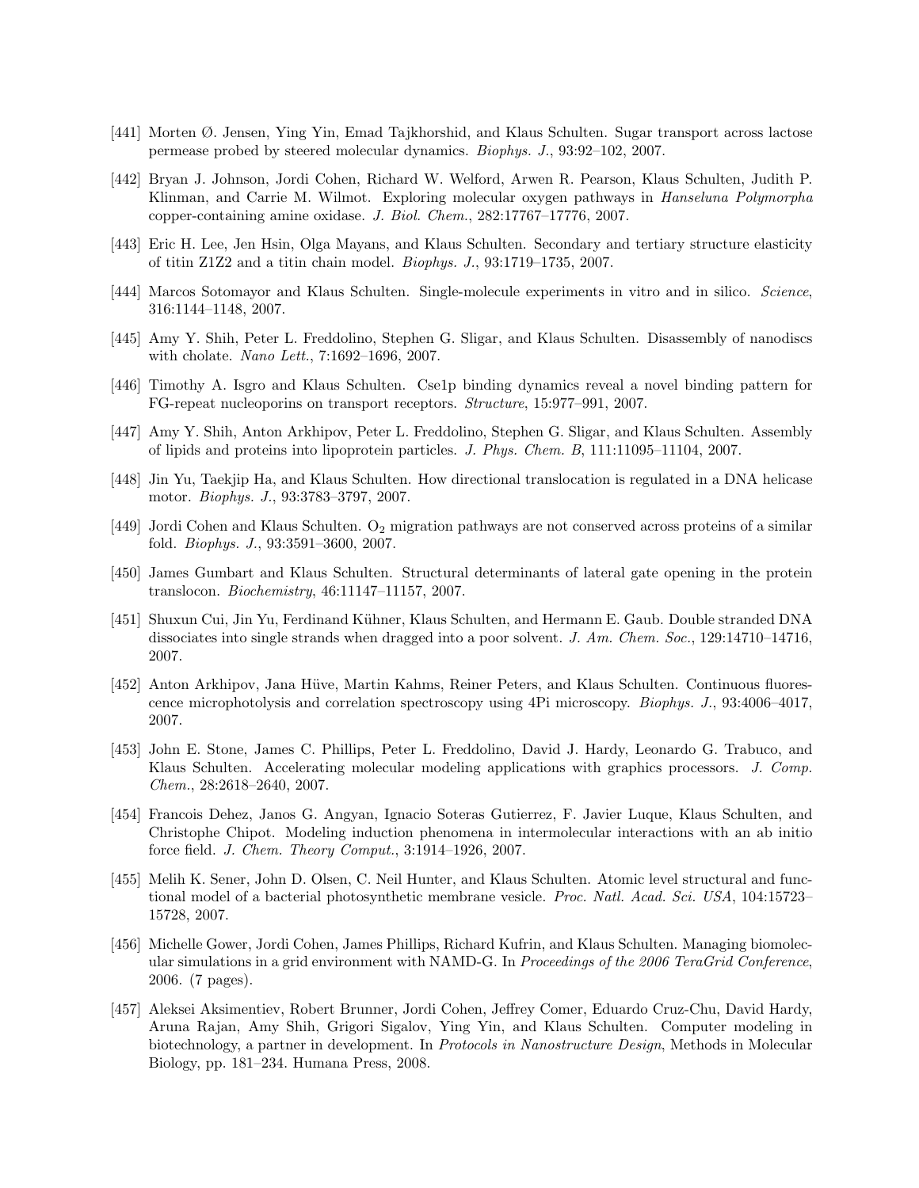[441] Morten Ø. Jensen, Ying Yin, Emad Tajkhorshid, and Klaus Schulten. Sugar transport across lactose permease probed by steered molecular dynamics. *Biophys. J.*, 93:92–102, 2007.

[442] Bryan J. Johnson, Jordi Cohen, Richard W. Welford, Arwen R. Pearson, Klaus Schulten, Judith P. Klinman, and Carrie M. Wilmot. Exploring molecular oxygen pathways in *Hanseluna Polymorpha* copper-containing amine oxidase. *J. Biol. Chem.*, 282:17767–17776, 2007.

[443] Eric H. Lee, Jen Hsin, Olga Mayans, and Klaus Schulten. Secondary and tertiary structure elasticity of titin Z1Z2 and a titin chain model. *Biophys. J.*, 93:1719–1735, 2007.

[444] Marcos Sotomayor and Klaus Schulten. Single-molecule experiments in vitro and in silico. *Science*, 316:1144–1148, 2007.

[445] Amy Y. Shih, Peter L. Freddolino, Stephen G. Sligar, and Klaus Schulten. Disassembly of nanodiscs with cholate. *Nano Lett.*, 7:1692–1696, 2007.

[446] Timothy A. Isgro and Klaus Schulten. Cse1p binding dynamics reveal a novel binding pattern for FG-repeat nucleoporins on transport receptors. *Structure*, 15:977–991, 2007.

[447] Amy Y. Shih, Anton Arkhipov, Peter L. Freddolino, Stephen G. Sligar, and Klaus Schulten. Assembly of lipids and proteins into lipoprotein particles. *J. Phys. Chem. B*, 111:11095–11104, 2007.

[448] Jin Yu, Taekjip Ha, and Klaus Schulten. How directional translocation is regulated in a DNA helicase motor. *Biophys. J.*, 93:3783–3797, 2007.

[449] Jordi Cohen and Klaus Schulten. $O_2$ migration pathways are not conserved across proteins of a similar fold. *Biophys. J.*, 93:3591–3600, 2007.

[450] James Gumbart and Klaus Schulten. Structural determinants of lateral gate opening in the protein translocon. *Biochemistry*, 46:11147–11157, 2007.

[451] Shuxun Cui, Jin Yu, Ferdinand Kühner, Klaus Schulten, and Hermann E. Gaub. Double stranded DNA dissociates into single strands when dragged into a poor solvent. *J. Am. Chem. Soc.*, 129:14710–14716, 2007.

[452] Anton Arkhipov, Jana Hüve, Martin Kahms, Reiner Peters, and Klaus Schulten. Continuous fluorescence microphotolysis and correlation spectroscopy using 4Pi microscopy. *Biophys. J.*, 93:4006–4017, 2007.

[453] John E. Stone, James C. Phillips, Peter L. Freddolino, David J. Hardy, Leonardo G. Trabuco, and Klaus Schulten. Accelerating molecular modeling applications with graphics processors. *J. Comp. Chem.*, 28:2618–2640, 2007.

[454] Francois Dehez, Janos G. Angyan, Ignacio Soteras Gutierrez, F. Javier Luque, Klaus Schulten, and Christophe Chipot. Modeling induction phenomena in intermolecular interactions with an ab initio force field. *J. Chem. Theory Comput.*, 3:1914–1926, 2007.

[455] Melih K. Sener, John D. Olsen, C. Neil Hunter, and Klaus Schulten. Atomic level structural and functional model of a bacterial photosynthetic membrane vesicle. *Proc. Natl. Acad. Sci. USA*, 104:15723–15728, 2007.

[456] Michelle Gower, Jordi Cohen, James Phillips, Richard Kufrin, and Klaus Schulten. Managing biomolecular simulations in a grid environment with NAMD-G. In *Proceedings of the 2006 TeraGrid Conference*, 2006. (7 pages).

[457] Aleksei Aksimentiev, Robert Brunner, Jordi Cohen, Jeffrey Comer, Eduardo Cruz-Chu, David Hardy, Aruna Rajan, Amy Shih, Grigori Sigalov, Ying Yin, and Klaus Schulten. Computer modeling in biotechnology, a partner in development. In *Protocols in Nanostructure Design*, Methods in Molecular Biology, pp. 181–234. Humana Press, 2008.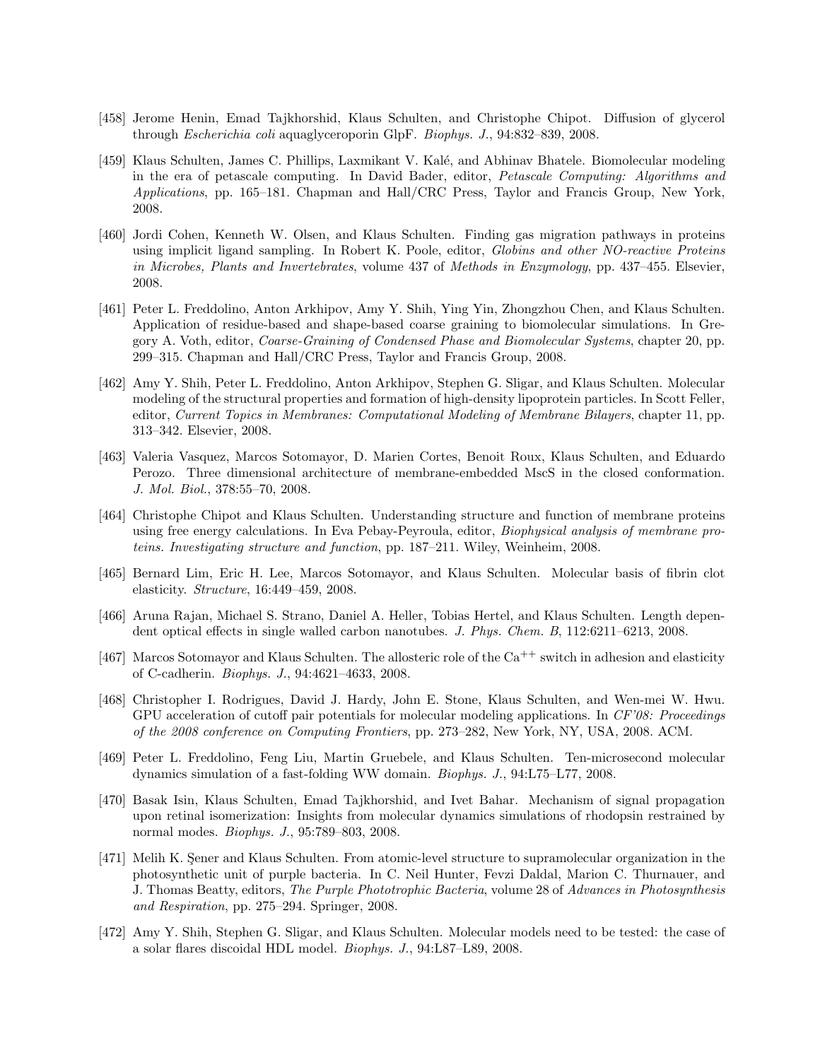[458] Jerome Henin, Emad Tajkhorshid, Klaus Schulten, and Christophe Chipot. Diffusion of glycerol through *Escherichia coli* aquaglyceroporin GlpF. *Biophys. J.*, 94:832–839, 2008.

[459] Klaus Schulten, James C. Phillips, Laxmikant V. Kalé, and Abhinav Bhatele. Biomolecular modeling in the era of petascale computing. In David Bader, editor, *Petascale Computing: Algorithms and Applications*, pp. 165–181. Chapman and Hall/CRC Press, Taylor and Francis Group, New York, 2008.

[460] Jordi Cohen, Kenneth W. Olsen, and Klaus Schulten. Finding gas migration pathways in proteins using implicit ligand sampling. In Robert K. Poole, editor, *Globins and other NO-reactive Proteins in Microbes, Plants and Invertebrates*, volume 437 of *Methods in Enzymology*, pp. 437–455. Elsevier, 2008.

[461] Peter L. Freddolino, Anton Arkhipov, Amy Y. Shih, Ying Yin, Zhongzhou Chen, and Klaus Schulten. Application of residue-based and shape-based coarse graining to biomolecular simulations. In Gregory A. Voth, editor, *Coarse-Graining of Condensed Phase and Biomolecular Systems*, chapter 20, pp. 299–315. Chapman and Hall/CRC Press, Taylor and Francis Group, 2008.

[462] Amy Y. Shih, Peter L. Freddolino, Anton Arkhipov, Stephen G. Sligar, and Klaus Schulten. Molecular modeling of the structural properties and formation of high-density lipoprotein particles. In Scott Feller, editor, *Current Topics in Membranes: Computational Modeling of Membrane Bilayers*, chapter 11, pp. 313–342. Elsevier, 2008.

[463] Valeria Vasquez, Marcos Sotomayor, D. Marien Cortes, Benoit Roux, Klaus Schulten, and Eduardo Perozo. Three dimensional architecture of membrane-embedded MscS in the closed conformation. *J. Mol. Biol.*, 378:55–70, 2008.

[464] Christophe Chipot and Klaus Schulten. Understanding structure and function of membrane proteins using free energy calculations. In Eva Pebay-Peyroula, editor, *Biophysical analysis of membrane proteins. Investigating structure and function*, pp. 187–211. Wiley, Weinheim, 2008.

[465] Bernard Lim, Eric H. Lee, Marcos Sotomayor, and Klaus Schulten. Molecular basis of fibrin clot elasticity. *Structure*, 16:449–459, 2008.

[466] Aruna Rajan, Michael S. Strano, Daniel A. Heller, Tobias Hertel, and Klaus Schulten. Length dependent optical effects in single walled carbon nanotubes. *J. Phys. Chem. B*, 112:6211–6213, 2008.

[467] Marcos Sotomayor and Klaus Schulten. The allosteric role of the $Ca^{++}$ switch in adhesion and elasticity of C-cadherin. *Biophys. J.*, 94:4621–4633, 2008.

[468] Christopher I. Rodrigues, David J. Hardy, John E. Stone, Klaus Schulten, and Wen-mei W. Hwu. GPU acceleration of cutoff pair potentials for molecular modeling applications. In *CF'08: Proceedings of the 2008 conference on Computing Frontiers*, pp. 273–282, New York, NY, USA, 2008. ACM.

[469] Peter L. Freddolino, Feng Liu, Martin Gruebele, and Klaus Schulten. Ten-microsecond molecular dynamics simulation of a fast-folding WW domain. *Biophys. J.*, 94:L75–L77, 2008.

[470] Basak Isin, Klaus Schulten, Emad Tajkhorshid, and Ivet Bahar. Mechanism of signal propagation upon retinal isomerization: Insights from molecular dynamics simulations of rhodopsin restrained by normal modes. *Biophys. J.*, 95:789–803, 2008.

[471] Melih K. Şener and Klaus Schulten. From atomic-level structure to supramolecular organization in the photosynthetic unit of purple bacteria. In C. Neil Hunter, Fevzi Daldal, Marion C. Thurnauer, and J. Thomas Beatty, editors, *The Purple Phototrophic Bacteria*, volume 28 of *Advances in Photosynthesis and Respiration*, pp. 275–294. Springer, 2008.

[472] Amy Y. Shih, Stephen G. Sligar, and Klaus Schulten. Molecular models need to be tested: the case of a solar flares discoidal HDL model. *Biophys. J.*, 94:L87–L89, 2008.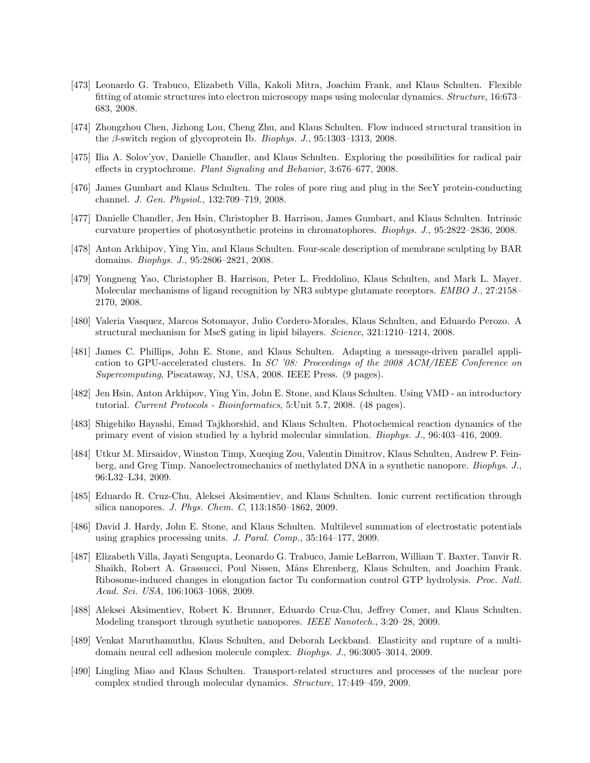[473] Leonardo G. Trabuco, Elizabeth Villa, Kakoli Mitra, Joachim Frank, and Klaus Schulten. Flexible fitting of atomic structures into electron microscopy maps using molecular dynamics. *Structure*, 16:673–683, 2008.

[474] Zhongzhou Chen, Jizhong Lou, Cheng Zhu, and Klaus Schulten. Flow induced structural transition in the $\beta$-switch region of glycoprotein Ib. *Biophys. J.*, 95:1303–1313, 2008.

[475] Ilia A. Solov'yov, Danielle Chandler, and Klaus Schulten. Exploring the possibilities for radical pair effects in cryptochrome. *Plant Signaling and Behavior*, 3:676–677, 2008.

[476] James Gumbart and Klaus Schulten. The roles of pore ring and plug in the SecY protein-conducting channel. *J. Gen. Physiol.*, 132:709–719, 2008.

[477] Danielle Chandler, Jen Hsin, Christopher B. Harrison, James Gumbart, and Klaus Schulten. Intrinsic curvature properties of photosynthetic proteins in chromatophores. *Biophys. J.*, 95:2822–2836, 2008.

[478] Anton Arkhipov, Ying Yin, and Klaus Schulten. Four-scale description of membrane sculpting by BAR domains. *Biophys. J.*, 95:2806–2821, 2008.

[479] Yongneng Yao, Christopher B. Harrison, Peter L. Freddolino, Klaus Schulten, and Mark L. Mayer. Molecular mechanisms of ligand recognition by NR3 subtype glutamate receptors. *EMBO J.*, 27:2158–2170, 2008.

[480] Valeria Vasquez, Marcos Sotomayor, Julio Cordero-Morales, Klaus Schulten, and Eduardo Perozo. A structural mechanism for MscS gating in lipid bilayers. *Science*, 321:1210–1214, 2008.

[481] James C. Phillips, John E. Stone, and Klaus Schulten. Adapting a message-driven parallel application to GPU-accelerated clusters. In *SC '08: Proceedings of the 2008 ACM/IEEE Conference on Supercomputing*, Piscataway, NJ, USA, 2008. IEEE Press. (9 pages).

[482] Jen Hsin, Anton Arkhipov, Ying Yin, John E. Stone, and Klaus Schulten. Using VMD - an introductory tutorial. *Current Protocols - Bioinformatics*, 5:Unit 5.7, 2008. (48 pages).

[483] Shigehiko Hayashi, Emad Tajkhorshid, and Klaus Schulten. Photochemical reaction dynamics of the primary event of vision studied by a hybrid molecular simulation. *Biophys. J.*, 96:403–416, 2009.

[484] Utkur M. Mirsaidov, Winston Timp, Xueqing Zou, Valentin Dimitrov, Klaus Schulten, Andrew P. Feinberg, and Greg Timp. Nanoelectromechanics of methylated DNA in a synthetic nanopore. *Biophys. J.*, 96:L32–L34, 2009.

[485] Eduardo R. Cruz-Chu, Aleksei Aksimentiev, and Klaus Schulten. Ionic current rectification through silica nanopores. *J. Phys. Chem. C*, 113:1850–1862, 2009.

[486] David J. Hardy, John E. Stone, and Klaus Schulten. Multilevel summation of electrostatic potentials using graphics processing units. *J. Paral. Comp.*, 35:164–177, 2009.

[487] Elizabeth Villa, Jayati Sengupta, Leonardo G. Trabuco, Jamie LeBarron, William T. Baxter, Tanvir R. Shaikh, Robert A. Grassucci, Poul Nissen, Måns Ehrenberg, Klaus Schulten, and Joachim Frank. Ribosome-induced changes in elongation factor Tu conformation control GTP hydrolysis. *Proc. Natl. Acad. Sci. USA*, 106:1063–1068, 2009.

[488] Aleksei Aksimentiev, Robert K. Brunner, Eduardo Cruz-Chu, Jeffrey Comer, and Klaus Schulten. Modeling transport through synthetic nanopores. *IEEE Nanotech.*, 3:20–28, 2009.

[489] Venkat Maruthamuthu, Klaus Schulten, and Deborah Leckband. Elasticity and rupture of a multi-domain neural cell adhesion molecule complex. *Biophys. J.*, 96:3005–3014, 2009.

[490] Lingling Miao and Klaus Schulten. Transport-related structures and processes of the nuclear pore complex studied through molecular dynamics. *Structure*, 17:449–459, 2009.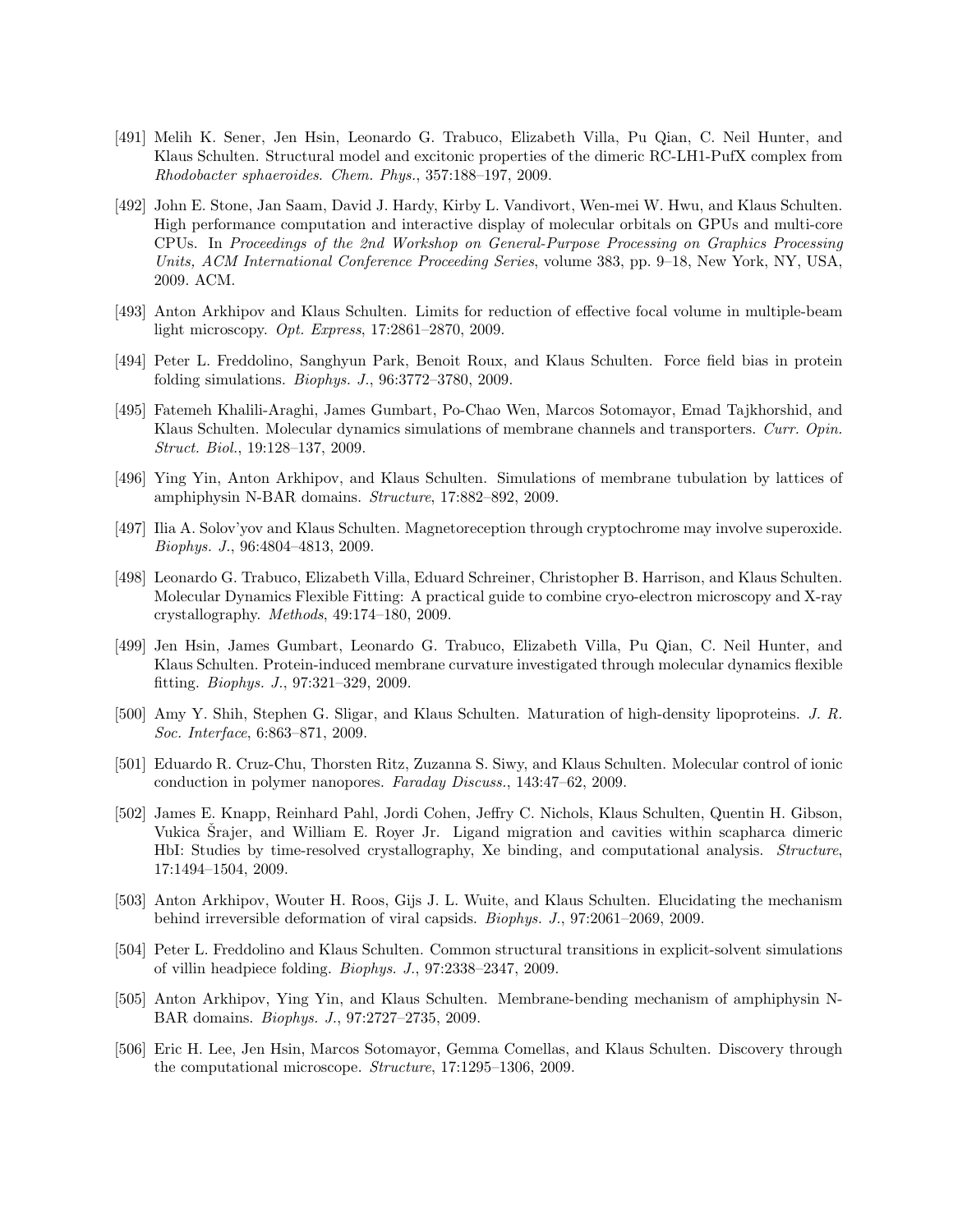[491] Melih K. Sener, Jen Hsin, Leonardo G. Trabuco, Elizabeth Villa, Pu Qian, C. Neil Hunter, and Klaus Schulten. Structural model and excitonic properties of the dimeric RC-LH1-PufX complex from *Rhodobacter sphaeroides*. *Chem. Phys.*, 357:188–197, 2009.

[492] John E. Stone, Jan Saam, David J. Hardy, Kirby L. Vandivort, Wen-mei W. Hwu, and Klaus Schulten. High performance computation and interactive display of molecular orbitals on GPUs and multi-core CPUs. In *Proceedings of the 2nd Workshop on General-Purpose Processing on Graphics Processing Units, ACM International Conference Proceeding Series*, volume 383, pp. 9–18, New York, NY, USA, 2009. ACM.

[493] Anton Arkhipov and Klaus Schulten. Limits for reduction of effective focal volume in multiple-beam light microscopy. *Opt. Express*, 17:2861–2870, 2009.

[494] Peter L. Freddolino, Sanghyun Park, Benoit Roux, and Klaus Schulten. Force field bias in protein folding simulations. *Biophys. J.*, 96:3772–3780, 2009.

[495] Fatemeh Khalili-Araghi, James Gumbart, Po-Chao Wen, Marcos Sotomayor, Emad Tajkhorshid, and Klaus Schulten. Molecular dynamics simulations of membrane channels and transporters. *Curr. Opin. Struct. Biol.*, 19:128–137, 2009.

[496] Ying Yin, Anton Arkhipov, and Klaus Schulten. Simulations of membrane tubulation by lattices of amphiphysin N-BAR domains. *Structure*, 17:882–892, 2009.

[497] Ilia A. Solov'yov and Klaus Schulten. Magnetoreception through cryptochrome may involve superoxide. *Biophys. J.*, 96:4804–4813, 2009.

[498] Leonardo G. Trabuco, Elizabeth Villa, Eduard Schreiner, Christopher B. Harrison, and Klaus Schulten. Molecular Dynamics Flexible Fitting: A practical guide to combine cryo-electron microscopy and X-ray crystallography. *Methods*, 49:174–180, 2009.

[499] Jen Hsin, James Gumbart, Leonardo G. Trabuco, Elizabeth Villa, Pu Qian, C. Neil Hunter, and Klaus Schulten. Protein-induced membrane curvature investigated through molecular dynamics flexible fitting. *Biophys. J.*, 97:321–329, 2009.

[500] Amy Y. Shih, Stephen G. Sligar, and Klaus Schulten. Maturation of high-density lipoproteins. *J. R. Soc. Interface*, 6:863–871, 2009.

[501] Eduardo R. Cruz-Chu, Thorsten Ritz, Zuzanna S. Siwy, and Klaus Schulten. Molecular control of ionic conduction in polymer nanopores. *Faraday Discuss.*, 143:47–62, 2009.

[502] James E. Knapp, Reinhard Pahl, Jordi Cohen, Jeffry C. Nichols, Klaus Schulten, Quentin H. Gibson, Vukica Šrajer, and William E. Royer Jr. Ligand migration and cavities within scapharca dimeric HbI: Studies by time-resolved crystallography, Xe binding, and computational analysis. *Structure*, 17:1494–1504, 2009.

[503] Anton Arkhipov, Wouter H. Roos, Gijs J. L. Wuite, and Klaus Schulten. Elucidating the mechanism behind irreversible deformation of viral capsids. *Biophys. J.*, 97:2061–2069, 2009.

[504] Peter L. Freddolino and Klaus Schulten. Common structural transitions in explicit-solvent simulations of villin headpiece folding. *Biophys. J.*, 97:2338–2347, 2009.

[505] Anton Arkhipov, Ying Yin, and Klaus Schulten. Membrane-bending mechanism of amphiphysin N-BAR domains. *Biophys. J.*, 97:2727–2735, 2009.

[506] Eric H. Lee, Jen Hsin, Marcos Sotomayor, Gemma Comellas, and Klaus Schulten. Discovery through the computational microscope. *Structure*, 17:1295–1306, 2009.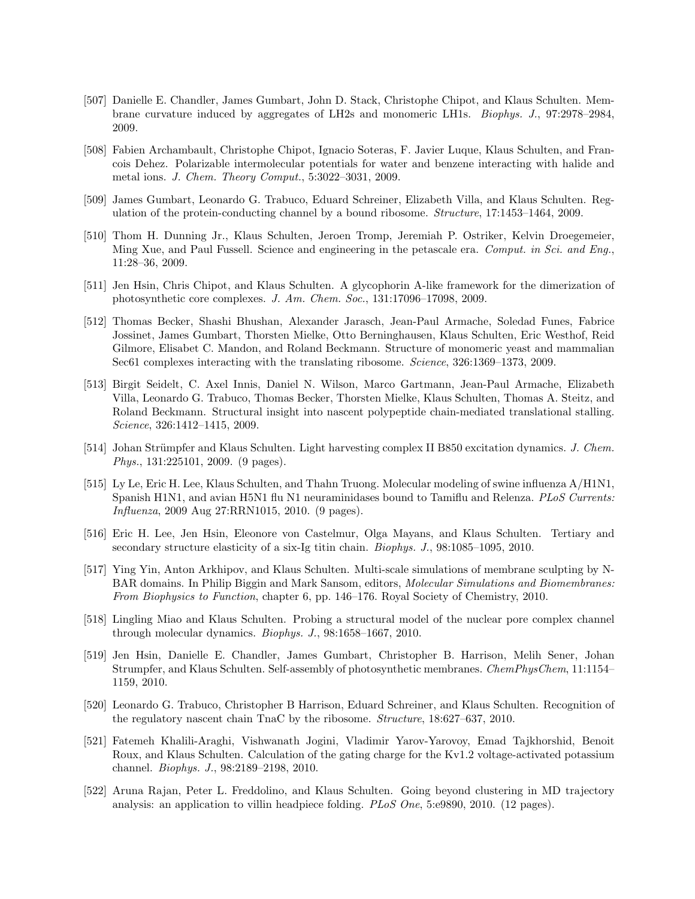[507] Danielle E. Chandler, James Gumbart, John D. Stack, Christophe Chipot, and Klaus Schulten. Membrane curvature induced by aggregates of LH2s and monomeric LH1s. *Biophys. J.*, 97:2978–2984, 2009.

[508] Fabien Archambault, Christophe Chipot, Ignacio Soteras, F. Javier Luque, Klaus Schulten, and Francois Dehez. Polarizable intermolecular potentials for water and benzene interacting with halide and metal ions. *J. Chem. Theory Comput.*, 5:3022–3031, 2009.

[509] James Gumbart, Leonardo G. Trabuco, Eduard Schreiner, Elizabeth Villa, and Klaus Schulten. Regulation of the protein-conducting channel by a bound ribosome. *Structure*, 17:1453–1464, 2009.

[510] Thom H. Dunning Jr., Klaus Schulten, Jeroen Tromp, Jeremiah P. Ostriker, Kelvin Droegemeier, Ming Xue, and Paul Fussell. Science and engineering in the petascale era. *Comput. in Sci. and Eng.*, 11:28–36, 2009.

[511] Jen Hsin, Chris Chipot, and Klaus Schulten. A glycophorin A-like framework for the dimerization of photosynthetic core complexes. *J. Am. Chem. Soc.*, 131:17096–17098, 2009.

[512] Thomas Becker, Shashi Bhushan, Alexander Jarasch, Jean-Paul Armache, Soledad Funes, Fabrice Jossinet, James Gumbart, Thorsten Mielke, Otto Berninghausen, Klaus Schulten, Eric Westhof, Reid Gilmore, Elisabet C. Mandon, and Roland Beckmann. Structure of monomeric yeast and mammalian Sec61 complexes interacting with the translating ribosome. *Science*, 326:1369–1373, 2009.

[513] Birgit Seidelt, C. Axel Innis, Daniel N. Wilson, Marco Gartmann, Jean-Paul Armache, Elizabeth Villa, Leonardo G. Trabuco, Thomas Becker, Thorsten Mielke, Klaus Schulten, Thomas A. Steitz, and Roland Beckmann. Structural insight into nascent polypeptide chain-mediated translational stalling. *Science*, 326:1412–1415, 2009.

[514] Johan Strümpfer and Klaus Schulten. Light harvesting complex II B850 excitation dynamics. *J. Chem. Phys.*, 131:225101, 2009. (9 pages).

[515] Ly Le, Eric H. Lee, Klaus Schulten, and Thahn Truong. Molecular modeling of swine influenza A/H1N1, Spanish H1N1, and avian H5N1 flu N1 neuraminidases bound to Tamiflu and Relenza. *PLoS Currents: Influenza*, 2009 Aug 27:RRN1015, 2010. (9 pages).

[516] Eric H. Lee, Jen Hsin, Eleonore von Castelmur, Olga Mayans, and Klaus Schulten. Tertiary and secondary structure elasticity of a six-Ig titin chain. *Biophys. J.*, 98:1085–1095, 2010.

[517] Ying Yin, Anton Arkhipov, and Klaus Schulten. Multi-scale simulations of membrane sculpting by N-BAR domains. In Philip Biggin and Mark Sansom, editors, *Molecular Simulations and Biomembranes: From Biophysics to Function*, chapter 6, pp. 146–176. Royal Society of Chemistry, 2010.

[518] Lingling Miao and Klaus Schulten. Probing a structural model of the nuclear pore complex channel through molecular dynamics. *Biophys. J.*, 98:1658–1667, 2010.

[519] Jen Hsin, Danielle E. Chandler, James Gumbart, Christopher B. Harrison, Melih Sener, Johan Strumpfer, and Klaus Schulten. Self-assembly of photosynthetic membranes. *ChemPhysChem*, 11:1154–1159, 2010.

[520] Leonardo G. Trabuco, Christopher B Harrison, Eduard Schreiner, and Klaus Schulten. Recognition of the regulatory nascent chain TnaC by the ribosome. *Structure*, 18:627–637, 2010.

[521] Fatemeh Khalili-Araghi, Vishwanath Jogini, Vladimir Yarov-Yarovoy, Emad Tajkhorshid, Benoit Roux, and Klaus Schulten. Calculation of the gating charge for the Kv1.2 voltage-activated potassium channel. *Biophys. J.*, 98:2189–2198, 2010.

[522] Aruna Rajan, Peter L. Freddolino, and Klaus Schulten. Going beyond clustering in MD trajectory analysis: an application to villin headpiece folding. *PLoS One*, 5:e9890, 2010. (12 pages).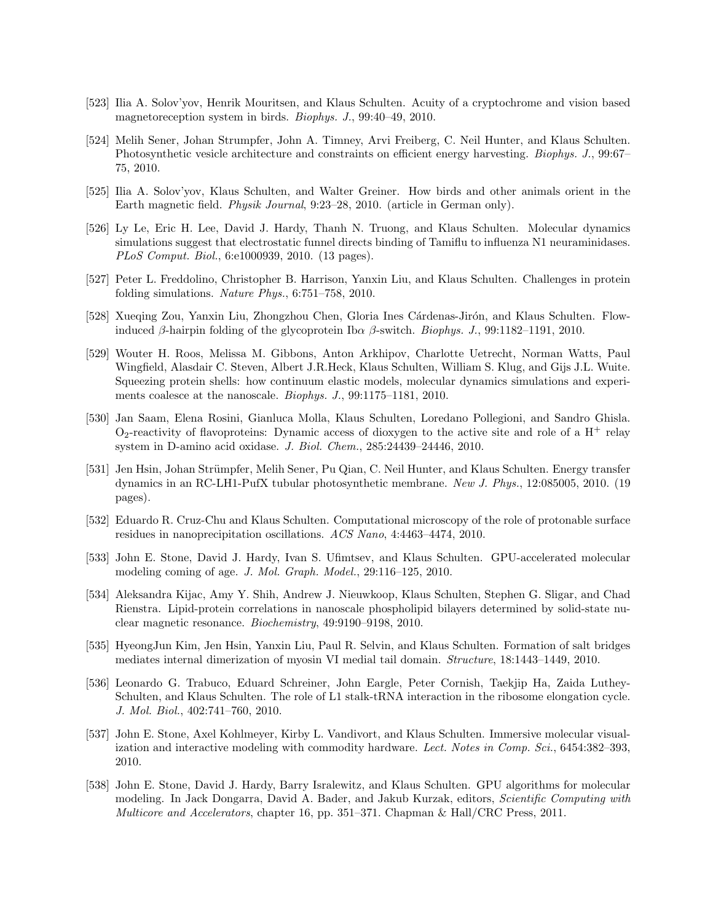[523] Ilia A. Solov'yov, Henrik Mouritsen, and Klaus Schulten. Acuity of a cryptochrome and vision based magnetoreception system in birds. *Biophys. J.*, 99:40–49, 2010.

[524] Melih Sener, Johan Strumpfer, John A. Timney, Arvi Freiberg, C. Neil Hunter, and Klaus Schulten. Photosynthetic vesicle architecture and constraints on efficient energy harvesting. *Biophys. J.*, 99:67–75, 2010.

[525] Ilia A. Solov'yov, Klaus Schulten, and Walter Greiner. How birds and other animals orient in the Earth magnetic field. *Physik Journal*, 9:23–28, 2010. (article in German only).

[526] Ly Le, Eric H. Lee, David J. Hardy, Thanh N. Truong, and Klaus Schulten. Molecular dynamics simulations suggest that electrostatic funnel directs binding of Tamiflu to influenza N1 neuraminidases. *PLoS Comput. Biol.*, 6:e1000939, 2010. (13 pages).

[527] Peter L. Freddolino, Christopher B. Harrison, Yanxin Liu, and Klaus Schulten. Challenges in protein folding simulations. *Nature Phys.*, 6:751–758, 2010.

[528] Xueqing Zou, Yanxin Liu, Zhongzhou Chen, Gloria Ines Cárdenas-Jirón, and Klaus Schulten. Flow-induced $\beta$-hairpin folding of the glycoprotein Ib$\alpha$ $\beta$-switch. *Biophys. J.*, 99:1182–1191, 2010.

[529] Wouter H. Roos, Melissa M. Gibbons, Anton Arkhipov, Charlotte Uetrecht, Norman Watts, Paul Wingfield, Alasdair C. Steven, Albert J.R.Heck, Klaus Schulten, William S. Klug, and Gijs J.L. Wuite. Squeezing protein shells: how continuum elastic models, molecular dynamics simulations and experiments coalesce at the nanoscale. *Biophys. J.*, 99:1175–1181, 2010.

[530] Jan Saam, Elena Rosini, Gianluca Molla, Klaus Schulten, Loredano Pollegioni, and Sandro Ghisla. $O_2$-reactivity of flavoproteins: Dynamic access of dioxygen to the active site and role of a $H^+$ relay system in D-amino acid oxidase. *J. Biol. Chem.*, 285:24439–24446, 2010.

[531] Jen Hsin, Johan Strümpfer, Melih Sener, Pu Qian, C. Neil Hunter, and Klaus Schulten. Energy transfer dynamics in an RC-LH1-PufX tubular photosynthetic membrane. *New J. Phys.*, 12:085005, 2010. (19 pages).

[532] Eduardo R. Cruz-Chu and Klaus Schulten. Computational microscopy of the role of protonable surface residues in nanoprecipitation oscillations. *ACS Nano*, 4:4463–4474, 2010.

[533] John E. Stone, David J. Hardy, Ivan S. Ufimtsev, and Klaus Schulten. GPU-accelerated molecular modeling coming of age. *J. Mol. Graph. Model.*, 29:116–125, 2010.

[534] Aleksandra Kijac, Amy Y. Shih, Andrew J. Nieuwkoop, Klaus Schulten, Stephen G. Sligar, and Chad Rienstra. Lipid-protein correlations in nanoscale phospholipid bilayers determined by solid-state nuclear magnetic resonance. *Biochemistry*, 49:9190–9198, 2010.

[535] HyeongJun Kim, Jen Hsin, Yanxin Liu, Paul R. Selvin, and Klaus Schulten. Formation of salt bridges mediates internal dimerization of myosin VI medial tail domain. *Structure*, 18:1443–1449, 2010.

[536] Leonardo G. Trabuco, Eduard Schreiner, John Eargle, Peter Cornish, Taekjip Ha, Zaida Luthey-Schulten, and Klaus Schulten. The role of L1 stalk-tRNA interaction in the ribosome elongation cycle. *J. Mol. Biol.*, 402:741–760, 2010.

[537] John E. Stone, Axel Kohlmeyer, Kirby L. Vandivort, and Klaus Schulten. Immersive molecular visualization and interactive modeling with commodity hardware. *Lect. Notes in Comp. Sci.*, 6454:382–393, 2010.

[538] John E. Stone, David J. Hardy, Barry Isralewitz, and Klaus Schulten. GPU algorithms for molecular modeling. In Jack Dongarra, David A. Bader, and Jakub Kurzak, editors, *Scientific Computing with Multicore and Accelerators*, chapter 16, pp. 351–371. Chapman & Hall/CRC Press, 2011.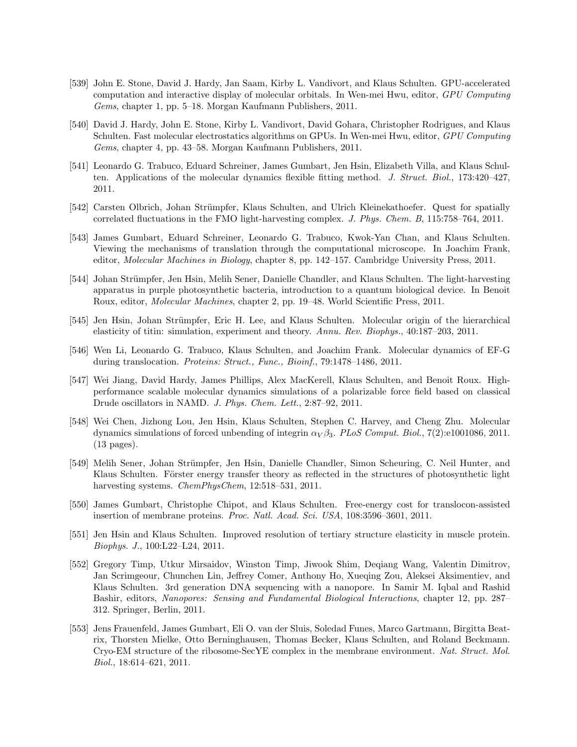[539] John E. Stone, David J. Hardy, Jan Saam, Kirby L. Vandivort, and Klaus Schulten. GPU-accelerated computation and interactive display of molecular orbitals. In Wen-mei Hwu, editor, *GPU Computing Gems*, chapter 1, pp. 5–18. Morgan Kaufmann Publishers, 2011.

[540] David J. Hardy, John E. Stone, Kirby L. Vandivort, David Gohara, Christopher Rodrigues, and Klaus Schulten. Fast molecular electrostatics algorithms on GPUs. In Wen-mei Hwu, editor, *GPU Computing Gems*, chapter 4, pp. 43–58. Morgan Kaufmann Publishers, 2011.

[541] Leonardo G. Trabuco, Eduard Schreiner, James Gumbart, Jen Hsin, Elizabeth Villa, and Klaus Schulten. Applications of the molecular dynamics flexible fitting method. *J. Struct. Biol.*, 173:420–427, 2011.

[542] Carsten Olbrich, Johan Strümpfer, Klaus Schulten, and Ulrich Kleinekathoefer. Quest for spatially correlated fluctuations in the FMO light-harvesting complex. *J. Phys. Chem. B*, 115:758–764, 2011.

[543] James Gumbart, Eduard Schreiner, Leonardo G. Trabuco, Kwok-Yan Chan, and Klaus Schulten. Viewing the mechanisms of translation through the computational microscope. In Joachim Frank, editor, *Molecular Machines in Biology*, chapter 8, pp. 142–157. Cambridge University Press, 2011.

[544] Johan Strümpfer, Jen Hsin, Melih Sener, Danielle Chandler, and Klaus Schulten. The light-harvesting apparatus in purple photosynthetic bacteria, introduction to a quantum biological device. In Benoit Roux, editor, *Molecular Machines*, chapter 2, pp. 19–48. World Scientific Press, 2011.

[545] Jen Hsin, Johan Strümpfer, Eric H. Lee, and Klaus Schulten. Molecular origin of the hierarchical elasticity of titin: simulation, experiment and theory. *Annu. Rev. Biophys.*, 40:187–203, 2011.

[546] Wen Li, Leonardo G. Trabuco, Klaus Schulten, and Joachim Frank. Molecular dynamics of EF-G during translocation. *Proteins: Struct., Func., Bioinf.*, 79:1478–1486, 2011.

[547] Wei Jiang, David Hardy, James Phillips, Alex MacKerell, Klaus Schulten, and Benoit Roux. High-performance scalable molecular dynamics simulations of a polarizable force field based on classical Drude oscillators in NAMD. *J. Phys. Chem. Lett.*, 2:87–92, 2011.

[548] Wei Chen, Jizhong Lou, Jen Hsin, Klaus Schulten, Stephen C. Harvey, and Cheng Zhu. Molecular dynamics simulations of forced unbending of integrin $\alpha_V\beta_3$. *PLoS Comput. Biol.*, 7(2):e1001086, 2011. (13 pages).

[549] Melih Sener, Johan Strümpfer, Jen Hsin, Danielle Chandler, Simon Scheuring, C. Neil Hunter, and Klaus Schulten. Förster energy transfer theory as reflected in the structures of photosynthetic light harvesting systems. *ChemPhysChem*, 12:518–531, 2011.

[550] James Gumbart, Christophe Chipot, and Klaus Schulten. Free-energy cost for translocon-assisted insertion of membrane proteins. *Proc. Natl. Acad. Sci. USA*, 108:3596–3601, 2011.

[551] Jen Hsin and Klaus Schulten. Improved resolution of tertiary structure elasticity in muscle protein. *Biophys. J.*, 100:L22–L24, 2011.

[552] Gregory Timp, Utkur Mirsaidov, Winston Timp, Jiwook Shim, Deqiang Wang, Valentin Dimitrov, Jan Scrimgeour, Chunchen Lin, Jeffrey Comer, Anthony Ho, Xueqing Zou, Aleksei Aksimentiev, and Klaus Schulten. 3rd generation DNA sequencing with a nanopore. In Samir M. Iqbal and Rashid Bashir, editors, *Nanopores: Sensing and Fundamental Biological Interactions*, chapter 12, pp. 287–312. Springer, Berlin, 2011.

[553] Jens Frauenfeld, James Gumbart, Eli O. van der Sluis, Soledad Funes, Marco Gartmann, Birgitta Beatrix, Thorsten Mielke, Otto Berninghausen, Thomas Becker, Klaus Schulten, and Roland Beckmann. Cryo-EM structure of the ribosome-SecYE complex in the membrane environment. *Nat. Struct. Mol. Biol.*, 18:614–621, 2011.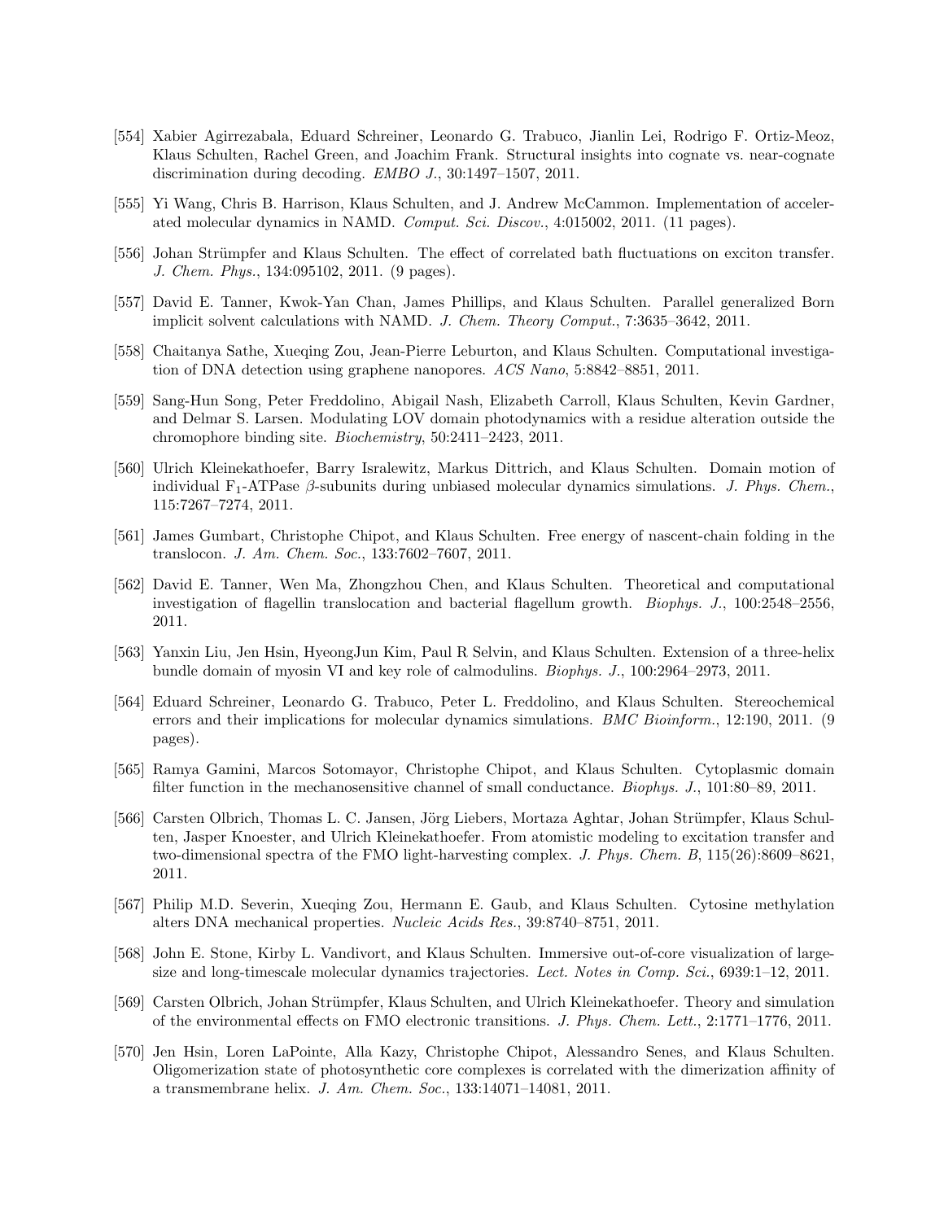[554] Xabier Agirrezabala, Eduard Schreiner, Leonardo G. Trabuco, Jianlin Lei, Rodrigo F. Ortiz-Meoz, Klaus Schulten, Rachel Green, and Joachim Frank. Structural insights into cognate vs. near-cognate discrimination during decoding. *EMBO J.*, 30:1497–1507, 2011.

[555] Yi Wang, Chris B. Harrison, Klaus Schulten, and J. Andrew McCammon. Implementation of accelerated molecular dynamics in NAMD. *Comput. Sci. Discov.*, 4:015002, 2011. (11 pages).

[556] Johan Strümpfer and Klaus Schulten. The effect of correlated bath fluctuations on exciton transfer. *J. Chem. Phys.*, 134:095102, 2011. (9 pages).

[557] David E. Tanner, Kwok-Yan Chan, James Phillips, and Klaus Schulten. Parallel generalized Born implicit solvent calculations with NAMD. *J. Chem. Theory Comput.*, 7:3635–3642, 2011.

[558] Chaitanya Sathe, Xueqing Zou, Jean-Pierre Leburton, and Klaus Schulten. Computational investigation of DNA detection using graphene nanopores. *ACS Nano*, 5:8842–8851, 2011.

[559] Sang-Hun Song, Peter Freddolino, Abigail Nash, Elizabeth Carroll, Klaus Schulten, Kevin Gardner, and Delmar S. Larsen. Modulating LOV domain photodynamics with a residue alteration outside the chromophore binding site. *Biochemistry*, 50:2411–2423, 2011.

[560] Ulrich Kleinekathoefer, Barry Isralewitz, Markus Dittrich, and Klaus Schulten. Domain motion of individual $F_1$-ATPase $\beta$-subunits during unbiased molecular dynamics simulations. *J. Phys. Chem.*, 115:7267–7274, 2011.

[561] James Gumbart, Christophe Chipot, and Klaus Schulten. Free energy of nascent-chain folding in the translocon. *J. Am. Chem. Soc.*, 133:7602–7607, 2011.

[562] David E. Tanner, Wen Ma, Zhongzhou Chen, and Klaus Schulten. Theoretical and computational investigation of flagellin translocation and bacterial flagellum growth. *Biophys. J.*, 100:2548–2556, 2011.

[563] Yanxin Liu, Jen Hsin, HyeongJun Kim, Paul R Selvin, and Klaus Schulten. Extension of a three-helix bundle domain of myosin VI and key role of calmodulins. *Biophys. J.*, 100:2964–2973, 2011.

[564] Eduard Schreiner, Leonardo G. Trabuco, Peter L. Freddolino, and Klaus Schulten. Stereochemical errors and their implications for molecular dynamics simulations. *BMC Bioinform.*, 12:190, 2011. (9 pages).

[565] Ramya Gamini, Marcos Sotomayor, Christophe Chipot, and Klaus Schulten. Cytoplasmic domain filter function in the mechanosensitive channel of small conductance. *Biophys. J.*, 101:80–89, 2011.

[566] Carsten Olbrich, Thomas L. C. Jansen, Jörg Liebers, Mortaza Aghtar, Johan Strümpfer, Klaus Schulten, Jasper Knoester, and Ulrich Kleinekathoefer. From atomistic modeling to excitation transfer and two-dimensional spectra of the FMO light-harvesting complex. *J. Phys. Chem. B*, 115(26):8609–8621, 2011.

[567] Philip M.D. Severin, Xueqing Zou, Hermann E. Gaub, and Klaus Schulten. Cytosine methylation alters DNA mechanical properties. *Nucleic Acids Res.*, 39:8740–8751, 2011.

[568] John E. Stone, Kirby L. Vandivort, and Klaus Schulten. Immersive out-of-core visualization of large-size and long-timescale molecular dynamics trajectories. *Lect. Notes in Comp. Sci.*, 6939:1–12, 2011.

[569] Carsten Olbrich, Johan Strümpfer, Klaus Schulten, and Ulrich Kleinekathoefer. Theory and simulation of the environmental effects on FMO electronic transitions. *J. Phys. Chem. Lett.*, 2:1771–1776, 2011.

[570] Jen Hsin, Loren LaPointe, Alla Kazy, Christophe Chipot, Alessandro Senes, and Klaus Schulten. Oligomerization state of photosynthetic core complexes is correlated with the dimerization affinity of a transmembrane helix. *J. Am. Chem. Soc.*, 133:14071–14081, 2011.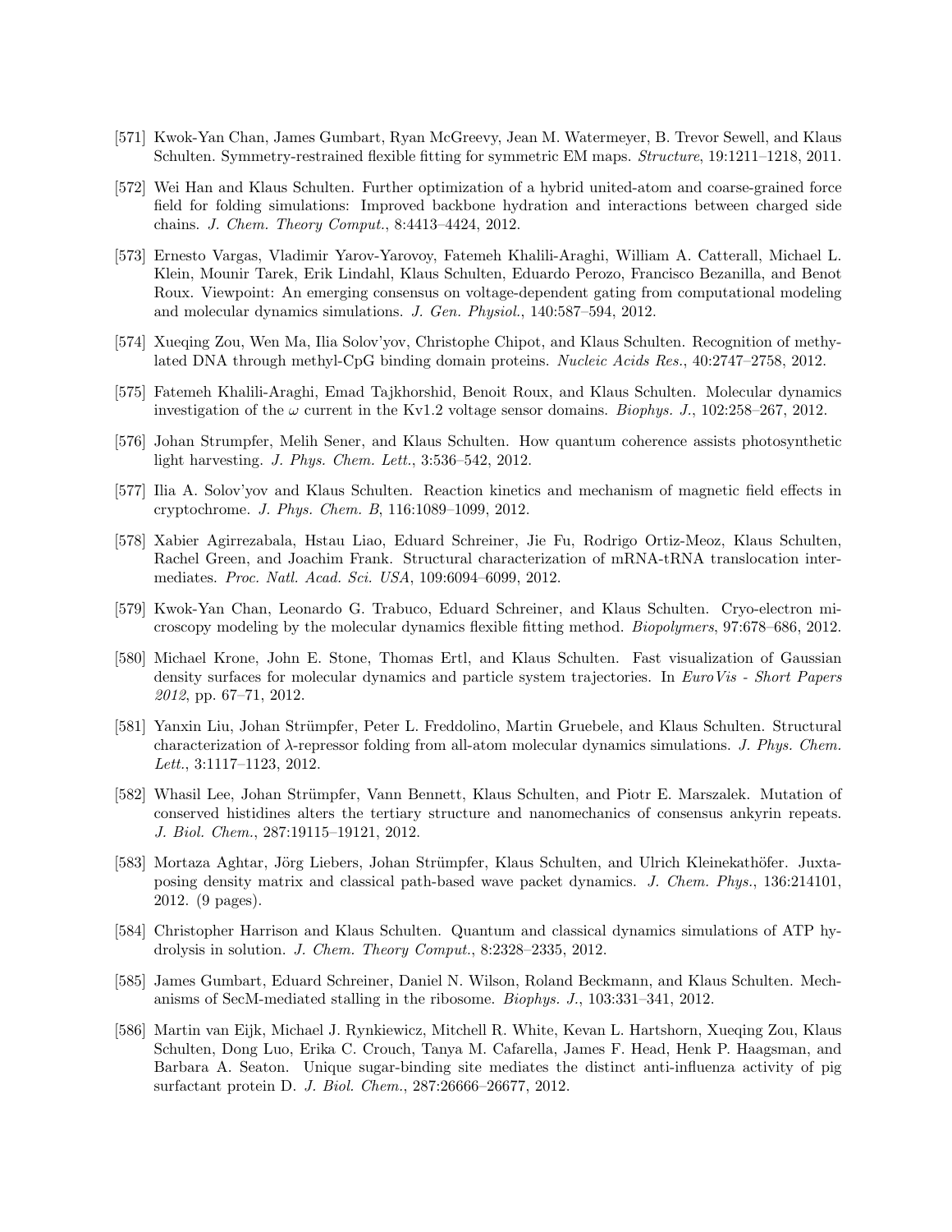[571] Kwok-Yan Chan, James Gumbart, Ryan McGreevy, Jean M. Watermeyer, B. Trevor Sewell, and Klaus Schulten. Symmetry-restrained flexible fitting for symmetric EM maps. *Structure*, 19:1211–1218, 2011.

[572] Wei Han and Klaus Schulten. Further optimization of a hybrid united-atom and coarse-grained force field for folding simulations: Improved backbone hydration and interactions between charged side chains. *J. Chem. Theory Comput.*, 8:4413–4424, 2012.

[573] Ernesto Vargas, Vladimir Yarov-Yarovoy, Fatemeh Khalili-Araghi, William A. Catterall, Michael L. Klein, Mounir Tarek, Erik Lindahl, Klaus Schulten, Eduardo Perozo, Francisco Bezanilla, and Benot Roux. Viewpoint: An emerging consensus on voltage-dependent gating from computational modeling and molecular dynamics simulations. *J. Gen. Physiol.*, 140:587–594, 2012.

[574] Xueqing Zou, Wen Ma, Ilia Solov'yov, Christophe Chipot, and Klaus Schulten. Recognition of methylated DNA through methyl-CpG binding domain proteins. *Nucleic Acids Res.*, 40:2747–2758, 2012.

[575] Fatemeh Khalili-Araghi, Emad Tajkhorshid, Benoit Roux, and Klaus Schulten. Molecular dynamics investigation of the $\omega$ current in the Kv1.2 voltage sensor domains. *Biophys. J.*, 102:258–267, 2012.

[576] Johan Strumpfer, Melih Sener, and Klaus Schulten. How quantum coherence assists photosynthetic light harvesting. *J. Phys. Chem. Lett.*, 3:536–542, 2012.

[577] Ilia A. Solov'yov and Klaus Schulten. Reaction kinetics and mechanism of magnetic field effects in cryptochrome. *J. Phys. Chem. B*, 116:1089–1099, 2012.

[578] Xabier Agirrezabala, Hstau Liao, Eduard Schreiner, Jie Fu, Rodrigo Ortiz-Meoz, Klaus Schulten, Rachel Green, and Joachim Frank. Structural characterization of mRNA-tRNA translocation intermediates. *Proc. Natl. Acad. Sci. USA*, 109:6094–6099, 2012.

[579] Kwok-Yan Chan, Leonardo G. Trabuco, Eduard Schreiner, and Klaus Schulten. Cryo-electron microscopy modeling by the molecular dynamics flexible fitting method. *Biopolymers*, 97:678–686, 2012.

[580] Michael Krone, John E. Stone, Thomas Ertl, and Klaus Schulten. Fast visualization of Gaussian density surfaces for molecular dynamics and particle system trajectories. In *EuroVis - Short Papers 2012*, pp. 67–71, 2012.

[581] Yanxin Liu, Johan Strümpfer, Peter L. Freddolino, Martin Gruebele, and Klaus Schulten. Structural characterization of $\lambda$-repressor folding from all-atom molecular dynamics simulations. *J. Phys. Chem. Lett.*, 3:1117–1123, 2012.

[582] Whasil Lee, Johan Strümpfer, Vann Bennett, Klaus Schulten, and Piotr E. Marszalek. Mutation of conserved histidines alters the tertiary structure and nanomechanics of consensus ankyrin repeats. *J. Biol. Chem.*, 287:19115–19121, 2012.

[583] Mortaza Aghtar, Jörg Liebers, Johan Strümpfer, Klaus Schulten, and Ulrich Kleinekathöfer. Juxtaposing density matrix and classical path-based wave packet dynamics. *J. Chem. Phys.*, 136:214101, 2012. (9 pages).

[584] Christopher Harrison and Klaus Schulten. Quantum and classical dynamics simulations of ATP hydrolysis in solution. *J. Chem. Theory Comput.*, 8:2328–2335, 2012.

[585] James Gumbart, Eduard Schreiner, Daniel N. Wilson, Roland Beckmann, and Klaus Schulten. Mechanisms of SecM-mediated stalling in the ribosome. *Biophys. J.*, 103:331–341, 2012.

[586] Martin van Eijk, Michael J. Rynkiewicz, Mitchell R. White, Kevan L. Hartshorn, Xueqing Zou, Klaus Schulten, Dong Luo, Erika C. Crouch, Tanya M. Cafarella, James F. Head, Henk P. Haagsman, and Barbara A. Seaton. Unique sugar-binding site mediates the distinct anti-influenza activity of pig surfactant protein D. *J. Biol. Chem.*, 287:26666–26677, 2012.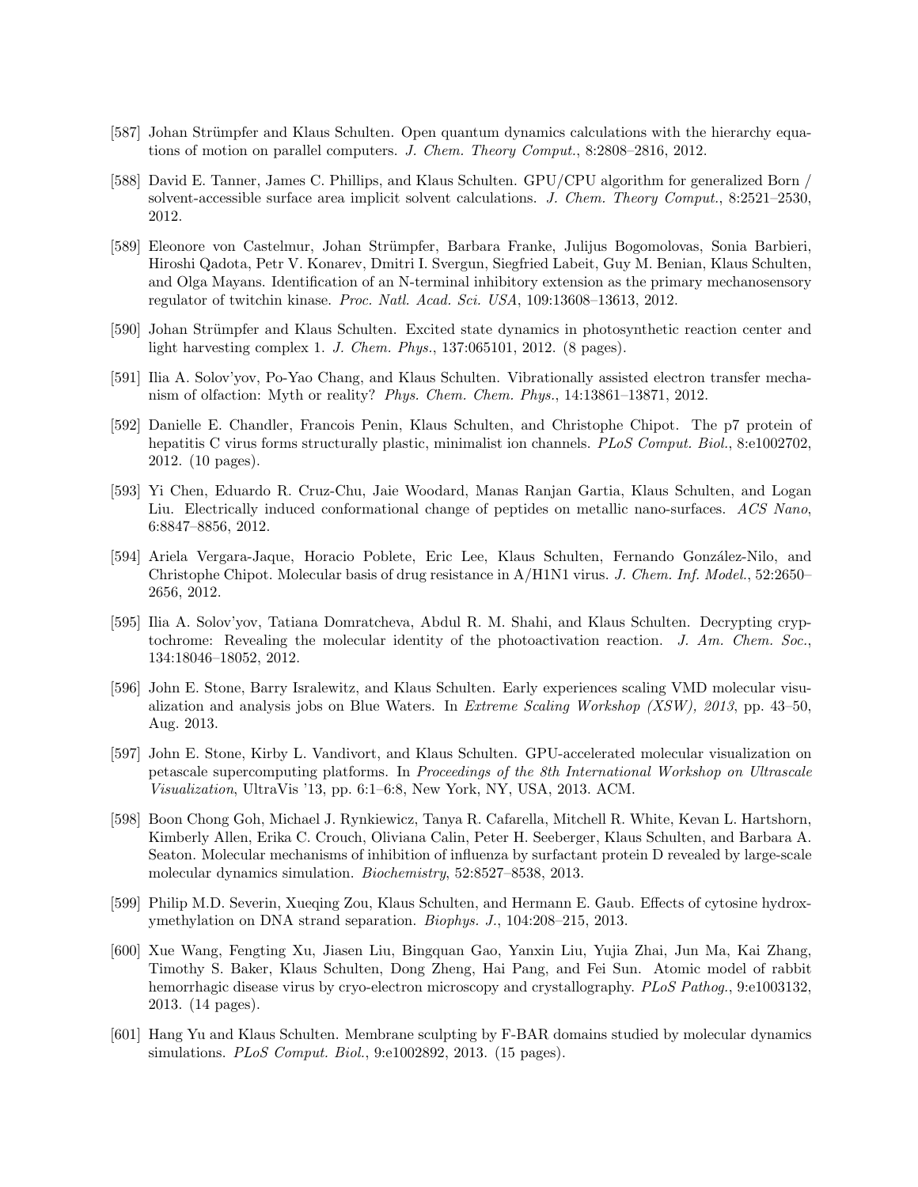[587] Johan Strümpfer and Klaus Schulten. Open quantum dynamics calculations with the hierarchy equations of motion on parallel computers. *J. Chem. Theory Comput.*, 8:2808–2816, 2012.

[588] David E. Tanner, James C. Phillips, and Klaus Schulten. GPU/CPU algorithm for generalized Born / solvent-accessible surface area implicit solvent calculations. *J. Chem. Theory Comput.*, 8:2521–2530, 2012.

[589] Eleonore von Castelmur, Johan Strümpfer, Barbara Franke, Julijus Bogomolovas, Sonia Barbieri, Hiroshi Qadota, Petr V. Konarev, Dmitri I. Svergun, Siegfried Labeit, Guy M. Benian, Klaus Schulten, and Olga Mayans. Identification of an N-terminal inhibitory extension as the primary mechanosensory regulator of twitchin kinase. *Proc. Natl. Acad. Sci. USA*, 109:13608–13613, 2012.

[590] Johan Strümpfer and Klaus Schulten. Excited state dynamics in photosynthetic reaction center and light harvesting complex 1. *J. Chem. Phys.*, 137:065101, 2012. (8 pages).

[591] Ilia A. Solov'yov, Po-Yao Chang, and Klaus Schulten. Vibrationally assisted electron transfer mechanism of olfaction: Myth or reality? *Phys. Chem. Chem. Phys.*, 14:13861–13871, 2012.

[592] Danielle E. Chandler, Francois Penin, Klaus Schulten, and Christophe Chipot. The p7 protein of hepatitis C virus forms structurally plastic, minimalist ion channels. *PLoS Comput. Biol.*, 8:e1002702, 2012. (10 pages).

[593] Yi Chen, Eduardo R. Cruz-Chu, Jaie Woodard, Manas Ranjan Gartia, Klaus Schulten, and Logan Liu. Electrically induced conformational change of peptides on metallic nano-surfaces. *ACS Nano*, 6:8847–8856, 2012.

[594] Ariela Vergara-Jaque, Horacio Poblete, Eric Lee, Klaus Schulten, Fernando González-Nilo, and Christophe Chipot. Molecular basis of drug resistance in A/H1N1 virus. *J. Chem. Inf. Model.*, 52:2650–2656, 2012.

[595] Ilia A. Solov'yov, Tatiana Domratcheva, Abdul R. M. Shahi, and Klaus Schulten. Decrypting cryptochrome: Revealing the molecular identity of the photoactivation reaction. *J. Am. Chem. Soc.*, 134:18046–18052, 2012.

[596] John E. Stone, Barry Isralewitz, and Klaus Schulten. Early experiences scaling VMD molecular visualization and analysis jobs on Blue Waters. In *Extreme Scaling Workshop (XSW), 2013*, pp. 43–50, Aug. 2013.

[597] John E. Stone, Kirby L. Vandivort, and Klaus Schulten. GPU-accelerated molecular visualization on petascale supercomputing platforms. In *Proceedings of the 8th International Workshop on Ultrascale Visualization*, UltraVis '13, pp. 6:1–6:8, New York, NY, USA, 2013. ACM.

[598] Boon Chong Goh, Michael J. Rynkiewicz, Tanya R. Cafarella, Mitchell R. White, Kevan L. Hartshorn, Kimberly Allen, Erika C. Crouch, Oliviana Calin, Peter H. Seeberger, Klaus Schulten, and Barbara A. Seaton. Molecular mechanisms of inhibition of influenza by surfactant protein D revealed by large-scale molecular dynamics simulation. *Biochemistry*, 52:8527–8538, 2013.

[599] Philip M.D. Severin, Xueqing Zou, Klaus Schulten, and Hermann E. Gaub. Effects of cytosine hydroxymethylation on DNA strand separation. *Biophys. J.*, 104:208–215, 2013.

[600] Xue Wang, Fengting Xu, Jiasen Liu, Bingquan Gao, Yanxin Liu, Yujia Zhai, Jun Ma, Kai Zhang, Timothy S. Baker, Klaus Schulten, Dong Zheng, Hai Pang, and Fei Sun. Atomic model of rabbit hemorrhagic disease virus by cryo-electron microscopy and crystallography. *PLoS Pathog.*, 9:e1003132, 2013. (14 pages).

[601] Hang Yu and Klaus Schulten. Membrane sculpting by F-BAR domains studied by molecular dynamics simulations. *PLoS Comput. Biol.*, 9:e1002892, 2013. (15 pages).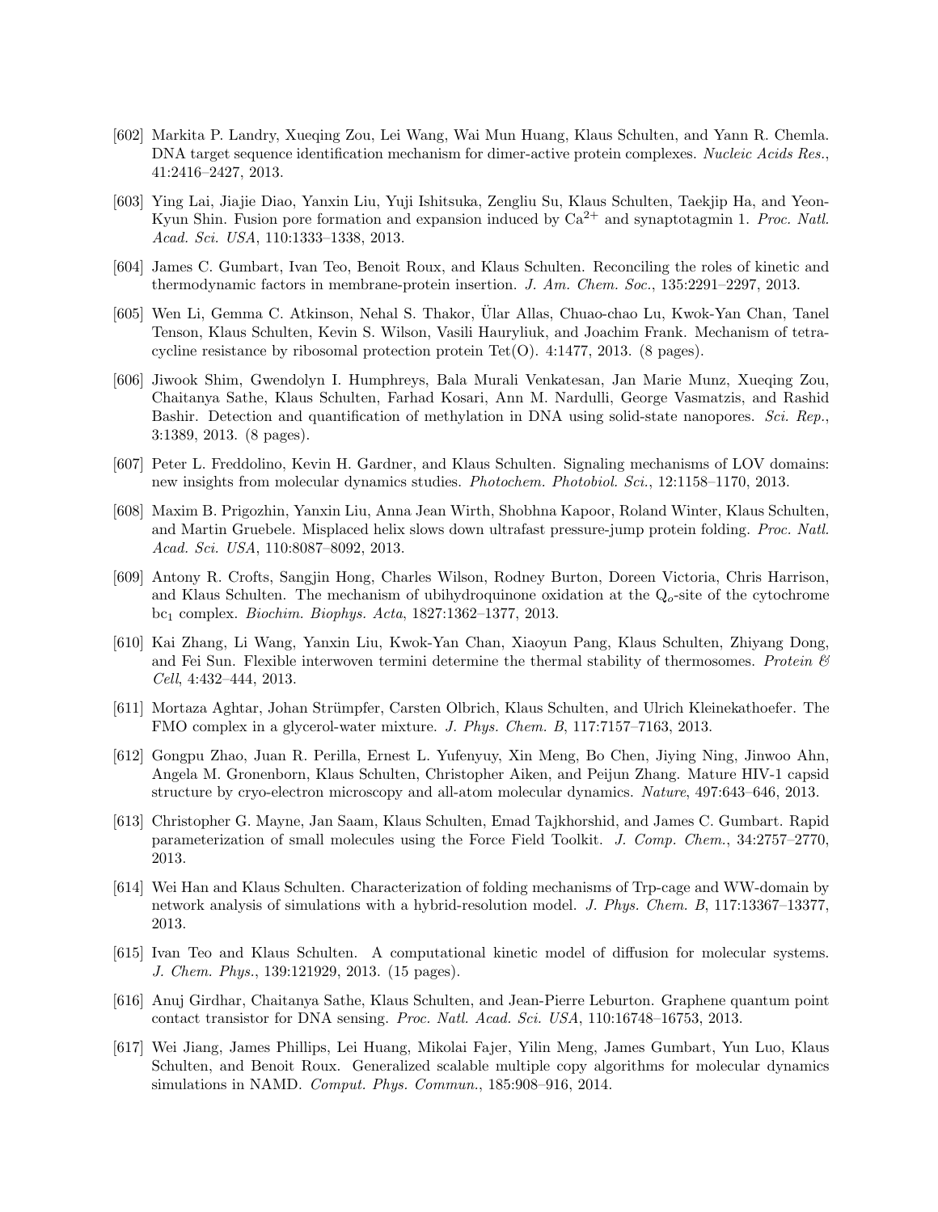[602] Markita P. Landry, Xueqing Zou, Lei Wang, Wai Mun Huang, Klaus Schulten, and Yann R. Chemla. DNA target sequence identification mechanism for dimer-active protein complexes. *Nucleic Acids Res.*, 41:2416–2427, 2013.

[603] Ying Lai, Jiajie Diao, Yanxin Liu, Yuji Ishitsuka, Zengliu Su, Klaus Schulten, Taekjip Ha, and Yeon-Kyun Shin. Fusion pore formation and expansion induced by $Ca^{2+}$ and synaptotagmin 1. *Proc. Natl. Acad. Sci. USA*, 110:1333–1338, 2013.

[604] James C. Gumbart, Ivan Teo, Benoit Roux, and Klaus Schulten. Reconciling the roles of kinetic and thermodynamic factors in membrane-protein insertion. *J. Am. Chem. Soc.*, 135:2291–2297, 2013.

[605] Wen Li, Gemma C. Atkinson, Nehal S. Thakor, Ülar Allas, Chuao-chao Lu, Kwok-Yan Chan, Tanel Tenson, Klaus Schulten, Kevin S. Wilson, Vasili Hauryliuk, and Joachim Frank. Mechanism of tetracycline resistance by ribosomal protection protein Tet(O). 4:1477, 2013. (8 pages).

[606] Jiwook Shim, Gwendolyn I. Humphreys, Bala Murali Venkatesan, Jan Marie Munz, Xueqing Zou, Chaitanya Sathe, Klaus Schulten, Farhad Kosari, Ann M. Nardulli, George Vasmatzis, and Rashid Bashir. Detection and quantification of methylation in DNA using solid-state nanopores. *Sci. Rep.*, 3:1389, 2013. (8 pages).

[607] Peter L. Freddolino, Kevin H. Gardner, and Klaus Schulten. Signaling mechanisms of LOV domains: new insights from molecular dynamics studies. *Photochem. Photobiol. Sci.*, 12:1158–1170, 2013.

[608] Maxim B. Prigozhin, Yanxin Liu, Anna Jean Wirth, Shobhna Kapoor, Roland Winter, Klaus Schulten, and Martin Gruebele. Misplaced helix slows down ultrafast pressure-jump protein folding. *Proc. Natl. Acad. Sci. USA*, 110:8087–8092, 2013.

[609] Antony R. Crofts, Sangjin Hong, Charles Wilson, Rodney Burton, Doreen Victoria, Chris Harrison, and Klaus Schulten. The mechanism of ubihydroquinone oxidation at the $Q_o$-site of the cytochrome $bc_1$ complex. *Biochim. Biophys. Acta*, 1827:1362–1377, 2013.

[610] Kai Zhang, Li Wang, Yanxin Liu, Kwok-Yan Chan, Xiaoyun Pang, Klaus Schulten, Zhiyang Dong, and Fei Sun. Flexible interwoven termini determine the thermal stability of thermosomes. *Protein & Cell*, 4:432–444, 2013.

[611] Mortaza Aghtar, Johan Strümpfer, Carsten Olbrich, Klaus Schulten, and Ulrich Kleinekathoefer. The FMO complex in a glycerol-water mixture. *J. Phys. Chem. B*, 117:7157–7163, 2013.

[612] Gongpu Zhao, Juan R. Perilla, Ernest L. Yufenyuy, Xin Meng, Bo Chen, Jiying Ning, Jinwoo Ahn, Angela M. Gronenborn, Klaus Schulten, Christopher Aiken, and Peijun Zhang. Mature HIV-1 capsid structure by cryo-electron microscopy and all-atom molecular dynamics. *Nature*, 497:643–646, 2013.

[613] Christopher G. Mayne, Jan Saam, Klaus Schulten, Emad Tajkhorshid, and James C. Gumbart. Rapid parameterization of small molecules using the Force Field Toolkit. *J. Comp. Chem.*, 34:2757–2770, 2013.

[614] Wei Han and Klaus Schulten. Characterization of folding mechanisms of Trp-cage and WW-domain by network analysis of simulations with a hybrid-resolution model. *J. Phys. Chem. B*, 117:13367–13377, 2013.

[615] Ivan Teo and Klaus Schulten. A computational kinetic model of diffusion for molecular systems. *J. Chem. Phys.*, 139:121929, 2013. (15 pages).

[616] Anuj Girdhar, Chaitanya Sathe, Klaus Schulten, and Jean-Pierre Leburton. Graphene quantum point contact transistor for DNA sensing. *Proc. Natl. Acad. Sci. USA*, 110:16748–16753, 2013.

[617] Wei Jiang, James Phillips, Lei Huang, Mikolai Fajer, Yilin Meng, James Gumbart, Yun Luo, Klaus Schulten, and Benoit Roux. Generalized scalable multiple copy algorithms for molecular dynamics simulations in NAMD. *Comput. Phys. Commun.*, 185:908–916, 2014.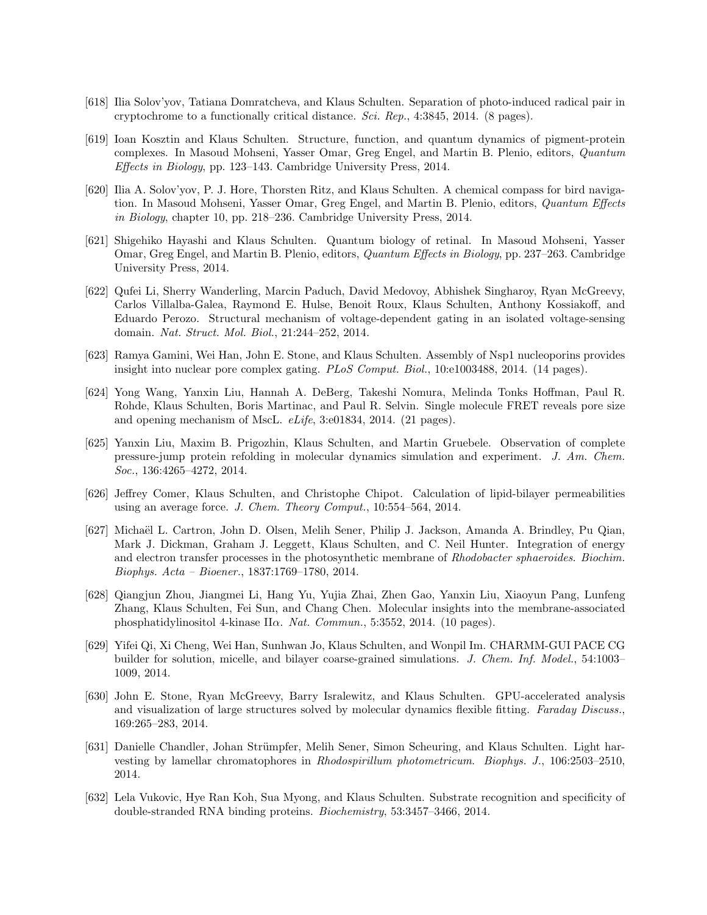[618] Ilia Solov'yov, Tatiana Domratcheva, and Klaus Schulten. Separation of photo-induced radical pair in cryptochrome to a functionally critical distance. *Sci. Rep.*, 4:3845, 2014. (8 pages).

[619] Ioan Kosztin and Klaus Schulten. Structure, function, and quantum dynamics of pigment-protein complexes. In Masoud Mohseni, Yasser Omar, Greg Engel, and Martin B. Plenio, editors, *Quantum Effects in Biology*, pp. 123–143. Cambridge University Press, 2014.

[620] Ilia A. Solov'yov, P. J. Hore, Thorsten Ritz, and Klaus Schulten. A chemical compass for bird navigation. In Masoud Mohseni, Yasser Omar, Greg Engel, and Martin B. Plenio, editors, *Quantum Effects in Biology*, chapter 10, pp. 218–236. Cambridge University Press, 2014.

[621] Shigehiko Hayashi and Klaus Schulten. Quantum biology of retinal. In Masoud Mohseni, Yasser Omar, Greg Engel, and Martin B. Plenio, editors, *Quantum Effects in Biology*, pp. 237–263. Cambridge University Press, 2014.

[622] Qufei Li, Sherry Wanderling, Marcin Paduch, David Medovoy, Abhishek Singharoy, Ryan McGreevy, Carlos Villalba-Galea, Raymond E. Hulse, Benoit Roux, Klaus Schulten, Anthony Kossiakoff, and Eduardo Perozo. Structural mechanism of voltage-dependent gating in an isolated voltage-sensing domain. *Nat. Struct. Mol. Biol.*, 21:244–252, 2014.

[623] Ramya Gamini, Wei Han, John E. Stone, and Klaus Schulten. Assembly of Nsp1 nucleoporins provides insight into nuclear pore complex gating. *PLoS Comput. Biol.*, 10:e1003488, 2014. (14 pages).

[624] Yong Wang, Yanxin Liu, Hannah A. DeBerg, Takeshi Nomura, Melinda Tonks Hoffman, Paul R. Rohde, Klaus Schulten, Boris Martinac, and Paul R. Selvin. Single molecule FRET reveals pore size and opening mechanism of MscL. *eLife*, 3:e01834, 2014. (21 pages).

[625] Yanxin Liu, Maxim B. Prigozhin, Klaus Schulten, and Martin Gruebele. Observation of complete pressure-jump protein refolding in molecular dynamics simulation and experiment. *J. Am. Chem. Soc.*, 136:4265–4272, 2014.

[626] Jeffrey Comer, Klaus Schulten, and Christophe Chipot. Calculation of lipid-bilayer permeabilities using an average force. *J. Chem. Theory Comput.*, 10:554–564, 2014.

[627] Michaël L. Cartron, John D. Olsen, Melih Sener, Philip J. Jackson, Amanda A. Brindley, Pu Qian, Mark J. Dickman, Graham J. Leggett, Klaus Schulten, and C. Neil Hunter. Integration of energy and electron transfer processes in the photosynthetic membrane of *Rhodobacter sphaeroides*. *Biochim. Biophys. Acta – Bioener.*, 1837:1769–1780, 2014.

[628] Qiangjun Zhou, Jiangmei Li, Hang Yu, Yujia Zhai, Zhen Gao, Yanxin Liu, Xiaoyun Pang, Lunfeng Zhang, Klaus Schulten, Fei Sun, and Chang Chen. Molecular insights into the membrane-associated phosphatidylinositol 4-kinase II$\alpha$. *Nat. Commun.*, 5:3552, 2014. (10 pages).

[629] Yifei Qi, Xi Cheng, Wei Han, Sunhwan Jo, Klaus Schulten, and Wonpil Im. CHARMM-GUI PACE CG builder for solution, micelle, and bilayer coarse-grained simulations. *J. Chem. Inf. Model.*, 54:1003–1009, 2014.

[630] John E. Stone, Ryan McGreevy, Barry Isralewitz, and Klaus Schulten. GPU-accelerated analysis and visualization of large structures solved by molecular dynamics flexible fitting. *Faraday Discuss.*, 169:265–283, 2014.

[631] Danielle Chandler, Johan Strümpfer, Melih Sener, Simon Scheuring, and Klaus Schulten. Light harvesting by lamellar chromatophores in *Rhodospirillum photometricum*. *Biophys. J.*, 106:2503–2510, 2014.

[632] Lela Vukovic, Hye Ran Koh, Sua Myong, and Klaus Schulten. Substrate recognition and specificity of double-stranded RNA binding proteins. *Biochemistry*, 53:3457–3466, 2014.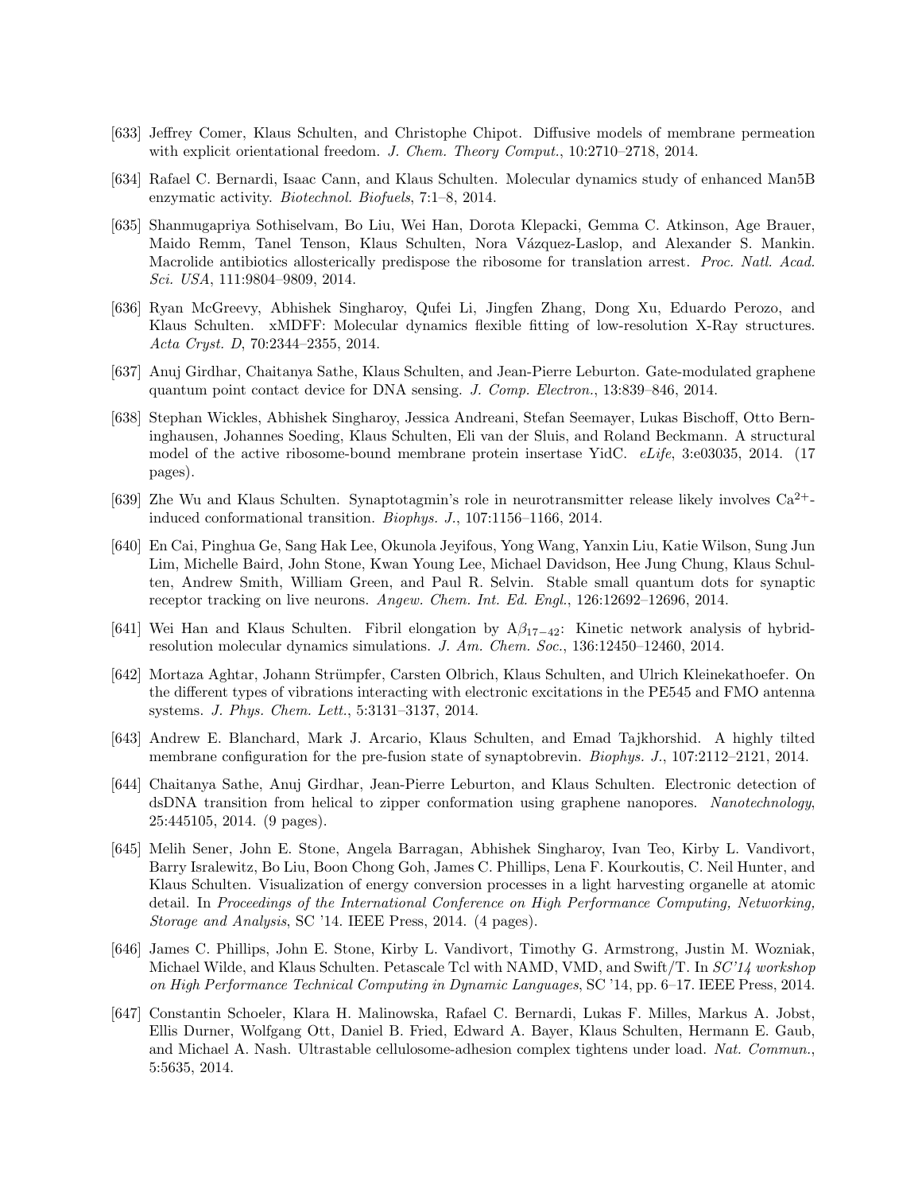[633] Jeffrey Comer, Klaus Schulten, and Christophe Chipot. Diffusive models of membrane permeation with explicit orientational freedom. *J. Chem. Theory Comput.*, 10:2710–2718, 2014.

[634] Rafael C. Bernardi, Isaac Cann, and Klaus Schulten. Molecular dynamics study of enhanced Man5B enzymatic activity. *Biotechnol. Biofuels*, 7:1–8, 2014.

[635] Shanmugapriya Sothiselvam, Bo Liu, Wei Han, Dorota Klepacki, Gemma C. Atkinson, Age Brauer, Maido Remm, Tanel Tenson, Klaus Schulten, Nora Vázquez-Laslop, and Alexander S. Mankin. Macrolide antibiotics allosterically predispose the ribosome for translation arrest. *Proc. Natl. Acad. Sci. USA*, 111:9804–9809, 2014.

[636] Ryan McGreevy, Abhishek Singharoy, Qufei Li, Jingfen Zhang, Dong Xu, Eduardo Perozo, and Klaus Schulten. xMDFF: Molecular dynamics flexible fitting of low-resolution X-Ray structures. *Acta Cryst. D*, 70:2344–2355, 2014.

[637] Anuj Girdhar, Chaitanya Sathe, Klaus Schulten, and Jean-Pierre Leburton. Gate-modulated graphene quantum point contact device for DNA sensing. *J. Comp. Electron.*, 13:839–846, 2014.

[638] Stephan Wickles, Abhishek Singharoy, Jessica Andreani, Stefan Seemayer, Lukas Bischoff, Otto Berninghausen, Johannes Soeding, Klaus Schulten, Eli van der Sluis, and Roland Beckmann. A structural model of the active ribosome-bound membrane protein insertase YidC. *eLife*, 3:e03035, 2014. (17 pages).

[639] Zhe Wu and Klaus Schulten. Synaptotagmin's role in neurotransmitter release likely involves $Ca^{2+}$-induced conformational transition. *Biophys. J.*, 107:1156–1166, 2014.

[640] En Cai, Pinghua Ge, Sang Hak Lee, Okunola Jeyifous, Yong Wang, Yanxin Liu, Katie Wilson, Sung Jun Lim, Michelle Baird, John Stone, Kwan Young Lee, Michael Davidson, Hee Jung Chung, Klaus Schulten, Andrew Smith, William Green, and Paul R. Selvin. Stable small quantum dots for synaptic receptor tracking on live neurons. *Angew. Chem. Int. Ed. Engl.*, 126:12692–12696, 2014.

[641] Wei Han and Klaus Schulten. Fibril elongation by $A\beta_{17-42}$: Kinetic network analysis of hybrid-resolution molecular dynamics simulations. *J. Am. Chem. Soc.*, 136:12450–12460, 2014.

[642] Mortaza Aghtar, Johann Strümpfer, Carsten Olbrich, Klaus Schulten, and Ulrich Kleinekathoefer. On the different types of vibrations interacting with electronic excitations in the PE545 and FMO antenna systems. *J. Phys. Chem. Lett.*, 5:3131–3137, 2014.

[643] Andrew E. Blanchard, Mark J. Arcario, Klaus Schulten, and Emad Tajkhorshid. A highly tilted membrane configuration for the pre-fusion state of synaptobrevin. *Biophys. J.*, 107:2112–2121, 2014.

[644] Chaitanya Sathe, Anuj Girdhar, Jean-Pierre Leburton, and Klaus Schulten. Electronic detection of dsDNA transition from helical to zipper conformation using graphene nanopores. *Nanotechnology*, 25:445105, 2014. (9 pages).

[645] Melih Sener, John E. Stone, Angela Barragan, Abhishek Singharoy, Ivan Teo, Kirby L. Vandivort, Barry Isralewitz, Bo Liu, Boon Chong Goh, James C. Phillips, Lena F. Kourkoutis, C. Neil Hunter, and Klaus Schulten. Visualization of energy conversion processes in a light harvesting organelle at atomic detail. In *Proceedings of the International Conference on High Performance Computing, Networking, Storage and Analysis*, SC '14. IEEE Press, 2014. (4 pages).

[646] James C. Phillips, John E. Stone, Kirby L. Vandivort, Timothy G. Armstrong, Justin M. Wozniak, Michael Wilde, and Klaus Schulten. Petascale Tcl with NAMD, VMD, and Swift/T. In *SC'14 workshop on High Performance Technical Computing in Dynamic Languages*, SC '14, pp. 6–17. IEEE Press, 2014.

[647] Constantin Schoeler, Klara H. Malinowska, Rafael C. Bernardi, Lukas F. Milles, Markus A. Jobst, Ellis Durner, Wolfgang Ott, Daniel B. Fried, Edward A. Bayer, Klaus Schulten, Hermann E. Gaub, and Michael A. Nash. Ultrastable cellulosome-adhesion complex tightens under load. *Nat. Commun.*, 5:5635, 2014.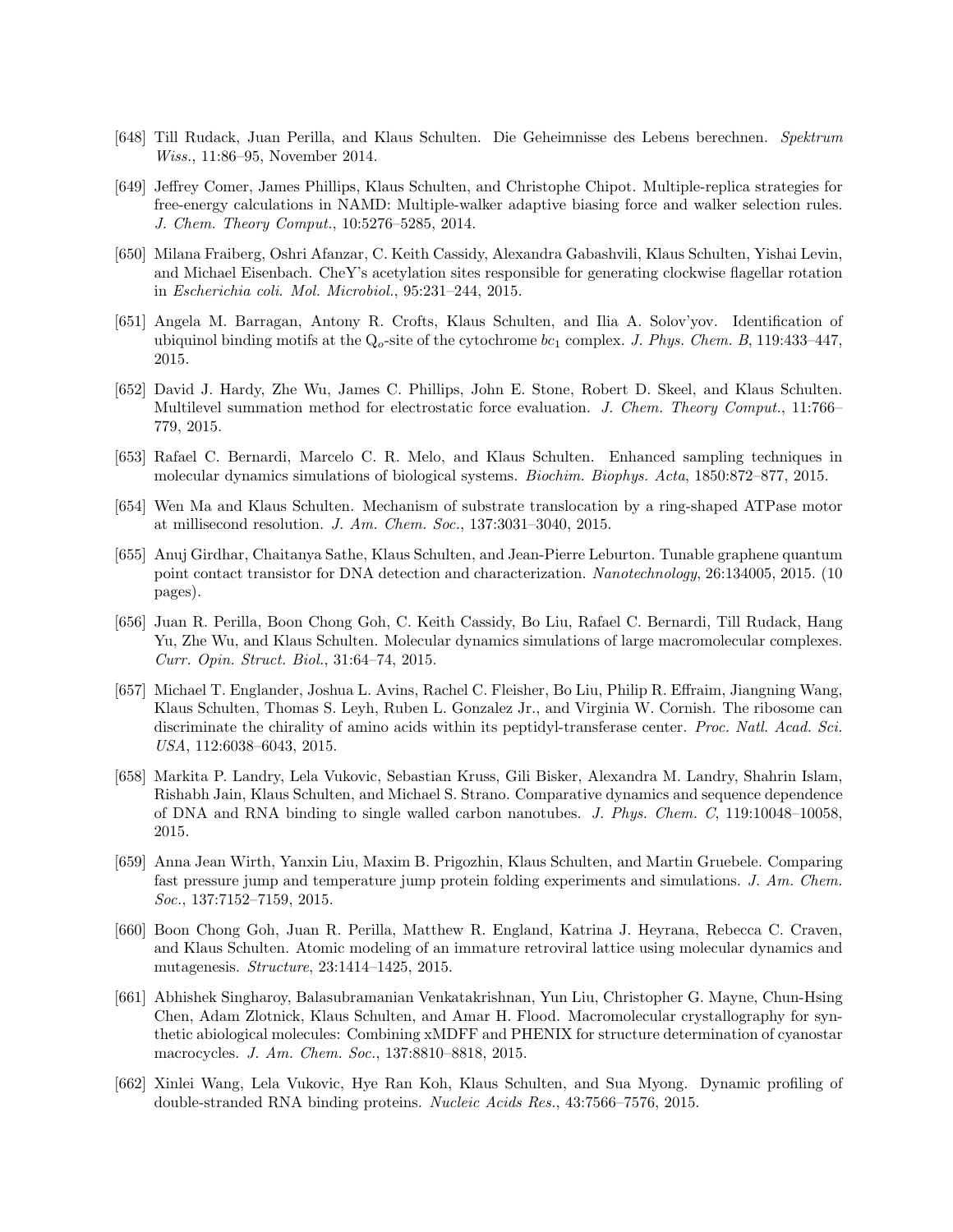[648] Till Rudack, Juan Perilla, and Klaus Schulten. Die Geheimnisse des Lebens berechnen. *Spektrum Wiss.*, 11:86–95, November 2014.

[649] Jeffrey Comer, James Phillips, Klaus Schulten, and Christophe Chipot. Multiple-replica strategies for free-energy calculations in NAMD: Multiple-walker adaptive biasing force and walker selection rules. *J. Chem. Theory Comput.*, 10:5276–5285, 2014.

[650] Milana Fraiberg, Oshri Afanzar, C. Keith Cassidy, Alexandra Gabashvili, Klaus Schulten, Yishai Levin, and Michael Eisenbach. CheY's acetylation sites responsible for generating clockwise flagellar rotation in *Escherichia coli*. *Mol. Microbiol.*, 95:231–244, 2015.

[651] Angela M. Barragan, Antony R. Crofts, Klaus Schulten, and Ilia A. Solov'yov. Identification of ubiquinol binding motifs at the $Q_o$-site of the cytochrome $bc_1$ complex. *J. Phys. Chem. B*, 119:433–447, 2015.

[652] David J. Hardy, Zhe Wu, James C. Phillips, John E. Stone, Robert D. Skeel, and Klaus Schulten. Multilevel summation method for electrostatic force evaluation. *J. Chem. Theory Comput.*, 11:766–779, 2015.

[653] Rafael C. Bernardi, Marcelo C. R. Melo, and Klaus Schulten. Enhanced sampling techniques in molecular dynamics simulations of biological systems. *Biochim. Biophys. Acta*, 1850:872–877, 2015.

[654] Wen Ma and Klaus Schulten. Mechanism of substrate translocation by a ring-shaped ATPase motor at millisecond resolution. *J. Am. Chem. Soc.*, 137:3031–3040, 2015.

[655] Anuj Girdhar, Chaitanya Sathe, Klaus Schulten, and Jean-Pierre Leburton. Tunable graphene quantum point contact transistor for DNA detection and characterization. *Nanotechnology*, 26:134005, 2015. (10 pages).

[656] Juan R. Perilla, Boon Chong Goh, C. Keith Cassidy, Bo Liu, Rafael C. Bernardi, Till Rudack, Hang Yu, Zhe Wu, and Klaus Schulten. Molecular dynamics simulations of large macromolecular complexes. *Curr. Opin. Struct. Biol.*, 31:64–74, 2015.

[657] Michael T. Englander, Joshua L. Avins, Rachel C. Fleisher, Bo Liu, Philip R. Effraim, Jiangning Wang, Klaus Schulten, Thomas S. Leyh, Ruben L. Gonzalez Jr., and Virginia W. Cornish. The ribosome can discriminate the chirality of amino acids within its peptidyl-transferase center. *Proc. Natl. Acad. Sci. USA*, 112:6038–6043, 2015.

[658] Markita P. Landry, Lela Vukovic, Sebastian Kruss, Gili Bisker, Alexandra M. Landry, Shahrin Islam, Rishabh Jain, Klaus Schulten, and Michael S. Strano. Comparative dynamics and sequence dependence of DNA and RNA binding to single walled carbon nanotubes. *J. Phys. Chem. C*, 119:10048–10058, 2015.

[659] Anna Jean Wirth, Yanxin Liu, Maxim B. Prigozhin, Klaus Schulten, and Martin Gruebele. Comparing fast pressure jump and temperature jump protein folding experiments and simulations. *J. Am. Chem. Soc.*, 137:7152–7159, 2015.

[660] Boon Chong Goh, Juan R. Perilla, Matthew R. England, Katrina J. Heyrana, Rebecca C. Craven, and Klaus Schulten. Atomic modeling of an immature retroviral lattice using molecular dynamics and mutagenesis. *Structure*, 23:1414–1425, 2015.

[661] Abhishek Singharoy, Balasubramanian Venkatakrishnan, Yun Liu, Christopher G. Mayne, Chun-Hsing Chen, Adam Zlotnick, Klaus Schulten, and Amar H. Flood. Macromolecular crystallography for synthetic abiological molecules: Combining xMDFF and PHENIX for structure determination of cyanostar macrocycles. *J. Am. Chem. Soc.*, 137:8810–8818, 2015.

[662] Xinlei Wang, Lela Vukovic, Hye Ran Koh, Klaus Schulten, and Sua Myong. Dynamic profiling of double-stranded RNA binding proteins. *Nucleic Acids Res.*, 43:7566–7576, 2015.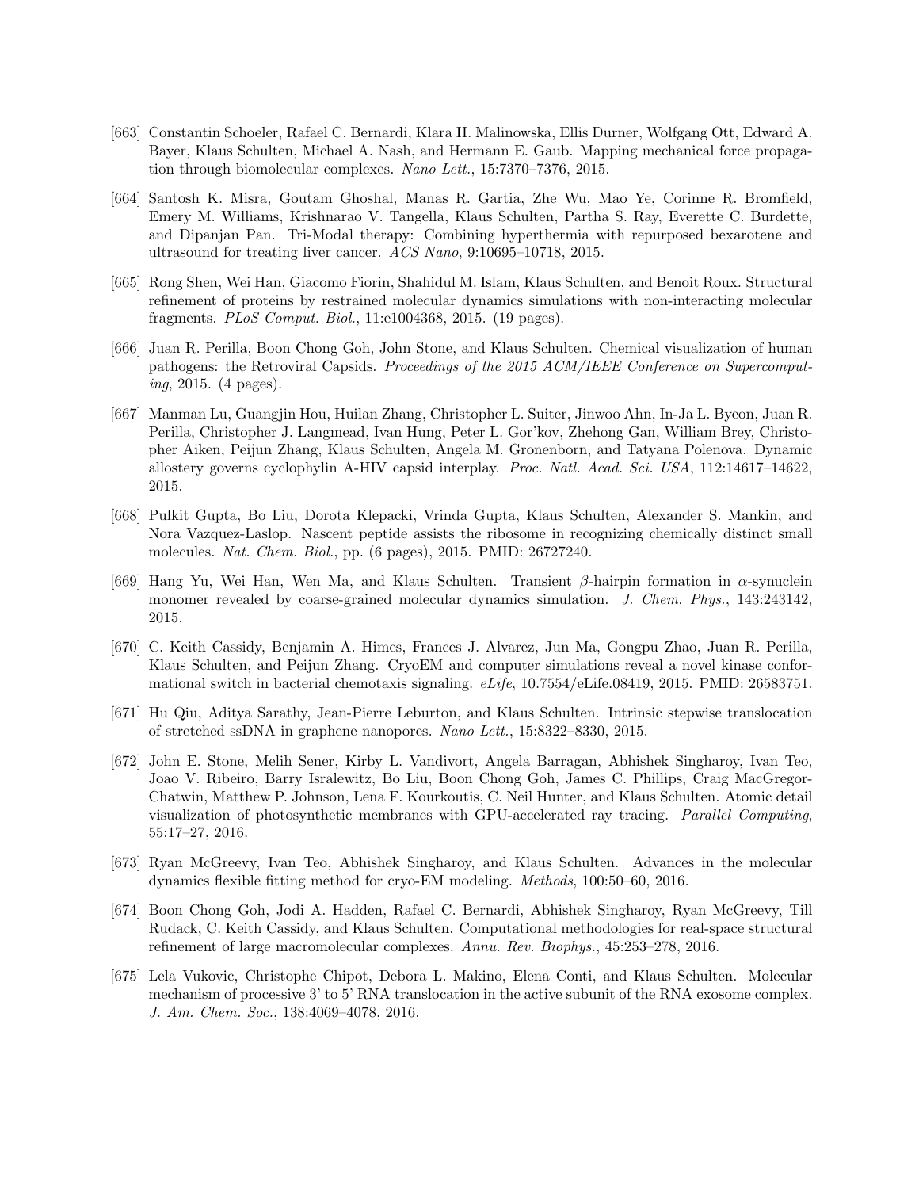[663] Constantin Schoeler, Rafael C. Bernardi, Klara H. Malinowska, Ellis Durner, Wolfgang Ott, Edward A. Bayer, Klaus Schulten, Michael A. Nash, and Hermann E. Gaub. Mapping mechanical force propagation through biomolecular complexes. *Nano Lett.*, 15:7370–7376, 2015.

[664] Santosh K. Misra, Goutam Ghoshal, Manas R. Gartia, Zhe Wu, Mao Ye, Corinne R. Bromfield, Emery M. Williams, Krishnarao V. Tangella, Klaus Schulten, Partha S. Ray, Everette C. Burdette, and Dipanjan Pan. Tri-Modal therapy: Combining hyperthermia with repurposed bexarotene and ultrasound for treating liver cancer. *ACS Nano*, 9:10695–10718, 2015.

[665] Rong Shen, Wei Han, Giacomo Fiorin, Shahidul M. Islam, Klaus Schulten, and Benoit Roux. Structural refinement of proteins by restrained molecular dynamics simulations with non-interacting molecular fragments. *PLoS Comput. Biol.*, 11:e1004368, 2015. (19 pages).

[666] Juan R. Perilla, Boon Chong Goh, John Stone, and Klaus Schulten. Chemical visualization of human pathogens: the Retroviral Capsids. *Proceedings of the 2015 ACM/IEEE Conference on Supercomputing*, 2015. (4 pages).

[667] Manman Lu, Guangjin Hou, Huilan Zhang, Christopher L. Suiter, Jinwoo Ahn, In-Ja L. Byeon, Juan R. Perilla, Christopher J. Langmead, Ivan Hung, Peter L. Gor'kov, Zhehong Gan, William Brey, Christopher Aiken, Peijun Zhang, Klaus Schulten, Angela M. Gronenborn, and Tatyana Polenova. Dynamic allostery governs cyclophylin A-HIV capsid interplay. *Proc. Natl. Acad. Sci. USA*, 112:14617–14622, 2015.

[668] Pulkit Gupta, Bo Liu, Dorota Klepacki, Vrinda Gupta, Klaus Schulten, Alexander S. Mankin, and Nora Vazquez-Laslop. Nascent peptide assists the ribosome in recognizing chemically distinct small molecules. *Nat. Chem. Biol.*, pp. (6 pages), 2015. PMID: 26727240.

[669] Hang Yu, Wei Han, Wen Ma, and Klaus Schulten. Transient $\beta$-hairpin formation in $\alpha$-synuclein monomer revealed by coarse-grained molecular dynamics simulation. *J. Chem. Phys.*, 143:243142, 2015.

[670] C. Keith Cassidy, Benjamin A. Himes, Frances J. Alvarez, Jun Ma, Gongpu Zhao, Juan R. Perilla, Klaus Schulten, and Peijun Zhang. CryoEM and computer simulations reveal a novel kinase conformational switch in bacterial chemotaxis signaling. *eLife*, 10.7554/eLife.08419, 2015. PMID: 26583751.

[671] Hu Qiu, Aditya Sarathy, Jean-Pierre Leburton, and Klaus Schulten. Intrinsic stepwise translocation of stretched ssDNA in graphene nanopores. *Nano Lett.*, 15:8322–8330, 2015.

[672] John E. Stone, Melih Sener, Kirby L. Vandivort, Angela Barragan, Abhishek Singharoy, Ivan Teo, Joao V. Ribeiro, Barry Isralewitz, Bo Liu, Boon Chong Goh, James C. Phillips, Craig MacGregor-Chatwin, Matthew P. Johnson, Lena F. Kourkoutis, C. Neil Hunter, and Klaus Schulten. Atomic detail visualization of photosynthetic membranes with GPU-accelerated ray tracing. *Parallel Computing*, 55:17–27, 2016.

[673] Ryan McGreevy, Ivan Teo, Abhishek Singharoy, and Klaus Schulten. Advances in the molecular dynamics flexible fitting method for cryo-EM modeling. *Methods*, 100:50–60, 2016.

[674] Boon Chong Goh, Jodi A. Hadden, Rafael C. Bernardi, Abhishek Singharoy, Ryan McGreevy, Till Rudack, C. Keith Cassidy, and Klaus Schulten. Computational methodologies for real-space structural refinement of large macromolecular complexes. *Annu. Rev. Biophys.*, 45:253–278, 2016.

[675] Lela Vukovic, Christophe Chipot, Debora L. Makino, Elena Conti, and Klaus Schulten. Molecular mechanism of processive 3' to 5' RNA translocation in the active subunit of the RNA exosome complex. *J. Am. Chem. Soc.*, 138:4069–4078, 2016.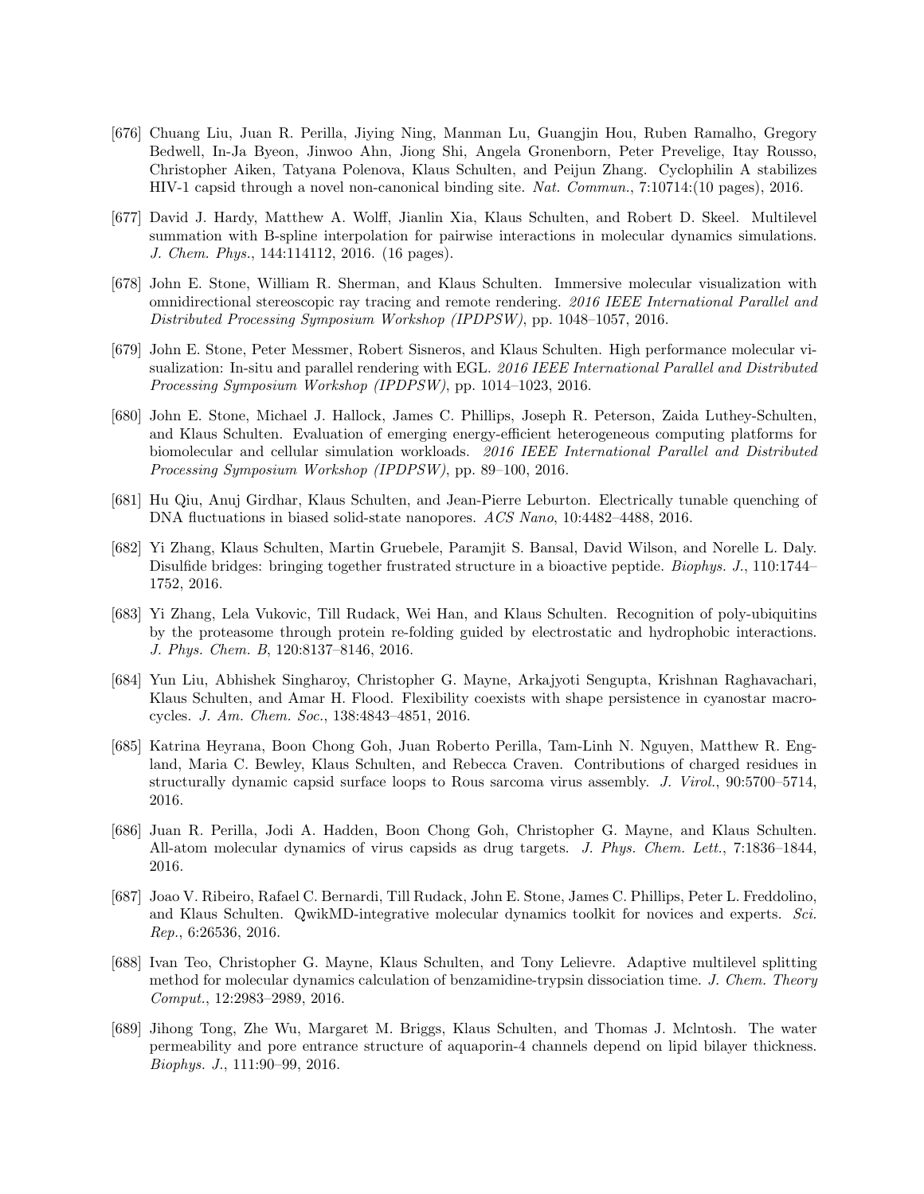[676] Chuang Liu, Juan R. Perilla, Jiying Ning, Manman Lu, Guangjin Hou, Ruben Ramalho, Gregory Bedwell, In-Ja Byeon, Jinwoo Ahn, Jiong Shi, Angela Gronenborn, Peter Prevelige, Itay Rousso, Christopher Aiken, Tatyana Polenova, Klaus Schulten, and Peijun Zhang. Cyclophilin A stabilizes HIV-1 capsid through a novel non-canonical binding site. *Nat. Commun.*, 7:10714:(10 pages), 2016.

[677] David J. Hardy, Matthew A. Wolff, Jianlin Xia, Klaus Schulten, and Robert D. Skeel. Multilevel summation with B-spline interpolation for pairwise interactions in molecular dynamics simulations. *J. Chem. Phys.*, 144:114112, 2016. (16 pages).

[678] John E. Stone, William R. Sherman, and Klaus Schulten. Immersive molecular visualization with omnidirectional stereoscopic ray tracing and remote rendering. *2016 IEEE International Parallel and Distributed Processing Symposium Workshop (IPDPSW)*, pp. 1048–1057, 2016.

[679] John E. Stone, Peter Messmer, Robert Sisneros, and Klaus Schulten. High performance molecular visualization: In-situ and parallel rendering with EGL. *2016 IEEE International Parallel and Distributed Processing Symposium Workshop (IPDPSW)*, pp. 1014–1023, 2016.

[680] John E. Stone, Michael J. Hallock, James C. Phillips, Joseph R. Peterson, Zaida Luthey-Schulten, and Klaus Schulten. Evaluation of emerging energy-efficient heterogeneous computing platforms for biomolecular and cellular simulation workloads. *2016 IEEE International Parallel and Distributed Processing Symposium Workshop (IPDPSW)*, pp. 89–100, 2016.

[681] Hu Qiu, Anuj Girdhar, Klaus Schulten, and Jean-Pierre Leburton. Electrically tunable quenching of DNA fluctuations in biased solid-state nanopores. *ACS Nano*, 10:4482–4488, 2016.

[682] Yi Zhang, Klaus Schulten, Martin Gruebele, Paramjit S. Bansal, David Wilson, and Norelle L. Daly. Disulfide bridges: bringing together frustrated structure in a bioactive peptide. *Biophys. J.*, 110:1744–1752, 2016.

[683] Yi Zhang, Lela Vukovic, Till Rudack, Wei Han, and Klaus Schulten. Recognition of poly-ubiquitins by the proteasome through protein re-folding guided by electrostatic and hydrophobic interactions. *J. Phys. Chem. B*, 120:8137–8146, 2016.

[684] Yun Liu, Abhishek Singharoy, Christopher G. Mayne, Arkajyoti Sengupta, Krishnan Raghavachari, Klaus Schulten, and Amar H. Flood. Flexibility coexists with shape persistence in cyanostar macrocycles. *J. Am. Chem. Soc.*, 138:4843–4851, 2016.

[685] Katrina Heyrana, Boon Chong Goh, Juan Roberto Perilla, Tam-Linh N. Nguyen, Matthew R. England, Maria C. Bewley, Klaus Schulten, and Rebecca Craven. Contributions of charged residues in structurally dynamic capsid surface loops to Rous sarcoma virus assembly. *J. Virol.*, 90:5700–5714, 2016.

[686] Juan R. Perilla, Jodi A. Hadden, Boon Chong Goh, Christopher G. Mayne, and Klaus Schulten. All-atom molecular dynamics of virus capsids as drug targets. *J. Phys. Chem. Lett.*, 7:1836–1844, 2016.

[687] Joao V. Ribeiro, Rafael C. Bernardi, Till Rudack, John E. Stone, James C. Phillips, Peter L. Freddolino, and Klaus Schulten. QwikMD-integrative molecular dynamics toolkit for novices and experts. *Sci. Rep.*, 6:26536, 2016.

[688] Ivan Teo, Christopher G. Mayne, Klaus Schulten, and Tony Lelievre. Adaptive multilevel splitting method for molecular dynamics calculation of benzamidine-trypsin dissociation time. *J. Chem. Theory Comput.*, 12:2983–2989, 2016.

[689] Jihong Tong, Zhe Wu, Margaret M. Briggs, Klaus Schulten, and Thomas J. Mclntosh. The water permeability and pore entrance structure of aquaporin-4 channels depend on lipid bilayer thickness. *Biophys. J.*, 111:90–99, 2016.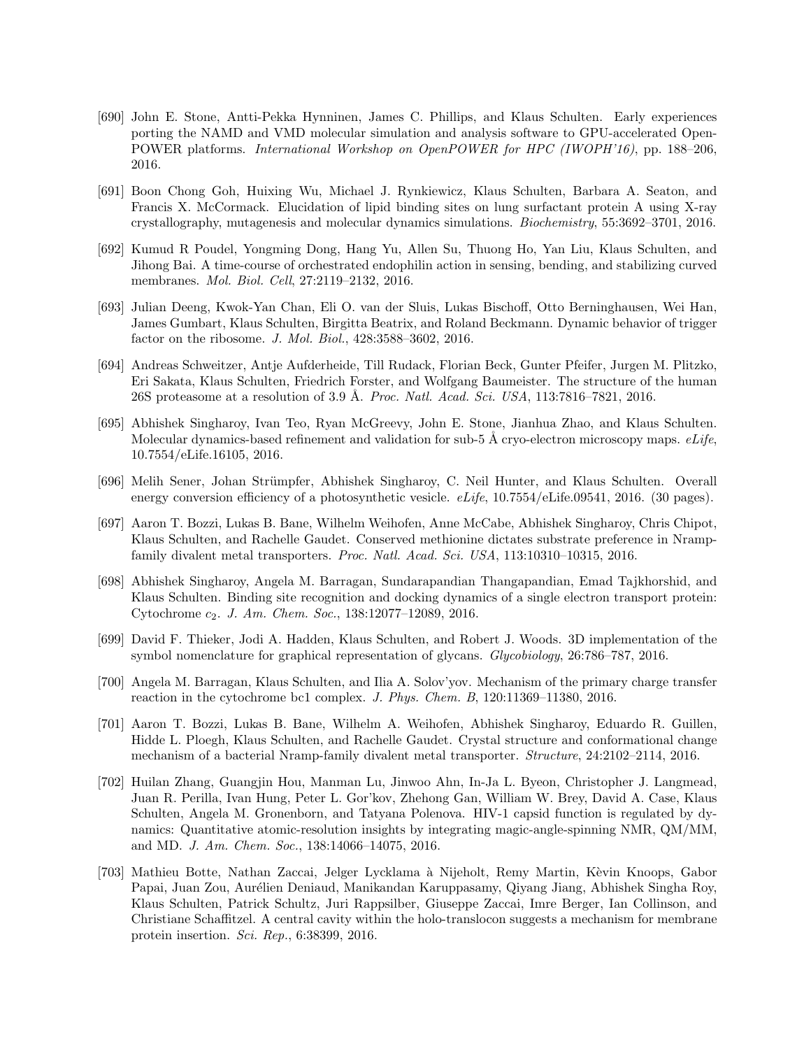[690] John E. Stone, Antti-Pekka Hynninen, James C. Phillips, and Klaus Schulten. Early experiences porting the NAMD and VMD molecular simulation and analysis software to GPU-accelerated OpenPOWER platforms. *International Workshop on OpenPOWER for HPC (IWOPH'16)*, pp. 188–206, 2016.

[691] Boon Chong Goh, Huixing Wu, Michael J. Rynkiewicz, Klaus Schulten, Barbara A. Seaton, and Francis X. McCormack. Elucidation of lipid binding sites on lung surfactant protein A using X-ray crystallography, mutagenesis and molecular dynamics simulations. *Biochemistry*, 55:3692–3701, 2016.

[692] Kumud R Poudel, Yongming Dong, Hang Yu, Allen Su, Thuong Ho, Yan Liu, Klaus Schulten, and Jihong Bai. A time-course of orchestrated endophilin action in sensing, bending, and stabilizing curved membranes. *Mol. Biol. Cell*, 27:2119–2132, 2016.

[693] Julian Deeng, Kwok-Yan Chan, Eli O. van der Sluis, Lukas Bischoff, Otto Berninghausen, Wei Han, James Gumbart, Klaus Schulten, Birgitta Beatrix, and Roland Beckmann. Dynamic behavior of trigger factor on the ribosome. *J. Mol. Biol.*, 428:3588–3602, 2016.

[694] Andreas Schweitzer, Antje Aufderheide, Till Rudack, Florian Beck, Gunter Pfeifer, Jurgen M. Plitzko, Eri Sakata, Klaus Schulten, Friedrich Forster, and Wolfgang Baumeister. The structure of the human 26S proteasome at a resolution of 3.9 Å. *Proc. Natl. Acad. Sci. USA*, 113:7816–7821, 2016.

[695] Abhishek Singharoy, Ivan Teo, Ryan McGreevy, John E. Stone, Jianhua Zhao, and Klaus Schulten. Molecular dynamics-based refinement and validation for sub-5 Å cryo-electron microscopy maps. *eLife*, 10.7554/eLife.16105, 2016.

[696] Melih Sener, Johan Strümpfer, Abhishek Singharoy, C. Neil Hunter, and Klaus Schulten. Overall energy conversion efficiency of a photosynthetic vesicle. *eLife*, 10.7554/eLife.09541, 2016. (30 pages).

[697] Aaron T. Bozzi, Lukas B. Bane, Wilhelm Weihofen, Anne McCabe, Abhishek Singharoy, Chris Chipot, Klaus Schulten, and Rachelle Gaudet. Conserved methionine dictates substrate preference in Nramp-family divalent metal transporters. *Proc. Natl. Acad. Sci. USA*, 113:10310–10315, 2016.

[698] Abhishek Singharoy, Angela M. Barragan, Sundarapandian Thangapandian, Emad Tajkhorshid, and Klaus Schulten. Binding site recognition and docking dynamics of a single electron transport protein: Cytochrome $c_2$. *J. Am. Chem. Soc.*, 138:12077–12089, 2016.

[699] David F. Thieker, Jodi A. Hadden, Klaus Schulten, and Robert J. Woods. 3D implementation of the symbol nomenclature for graphical representation of glycans. *Glycobiology*, 26:786–787, 2016.

[700] Angela M. Barragan, Klaus Schulten, and Ilia A. Solov'yov. Mechanism of the primary charge transfer reaction in the cytochrome bc1 complex. *J. Phys. Chem. B*, 120:11369–11380, 2016.

[701] Aaron T. Bozzi, Lukas B. Bane, Wilhelm A. Weihofen, Abhishek Singharoy, Eduardo R. Guillen, Hidde L. Ploegh, Klaus Schulten, and Rachelle Gaudet. Crystal structure and conformational change mechanism of a bacterial Nramp-family divalent metal transporter. *Structure*, 24:2102–2114, 2016.

[702] Huilan Zhang, Guangjin Hou, Manman Lu, Jinwoo Ahn, In-Ja L. Byeon, Christopher J. Langmead, Juan R. Perilla, Ivan Hung, Peter L. Gor'kov, Zhehong Gan, William W. Brey, David A. Case, Klaus Schulten, Angela M. Gronenborn, and Tatyana Polenova. HIV-1 capsid function is regulated by dynamics: Quantitative atomic-resolution insights by integrating magic-angle-spinning NMR, QM/MM, and MD. *J. Am. Chem. Soc.*, 138:14066–14075, 2016.

[703] Mathieu Botte, Nathan Zaccai, Jelger Lycklama à Nijeholt, Remy Martin, Kèvin Knoops, Gabor Papai, Juan Zou, Aurélien Deniaud, Manikandan Karuppasamy, Qiyang Jiang, Abhishek Singha Roy, Klaus Schulten, Patrick Schultz, Juri Rappsilber, Giuseppe Zaccai, Imre Berger, Ian Collinson, and Christiane Schaffitzel. A central cavity within the holo-translocon suggests a mechanism for membrane protein insertion. *Sci. Rep.*, 6:38399, 2016.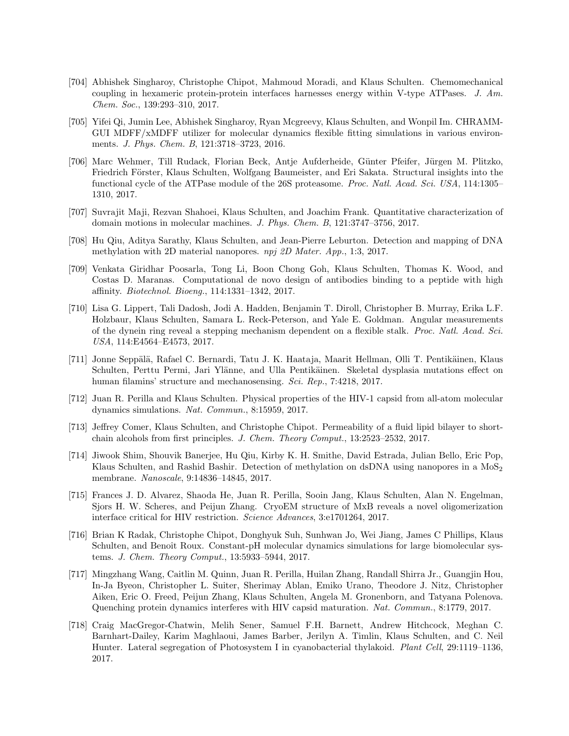[704] Abhishek Singharoy, Christophe Chipot, Mahmoud Moradi, and Klaus Schulten. Chemomechanical coupling in hexameric protein-protein interfaces harnesses energy within V-type ATPases. *J. Am. Chem. Soc.*, 139:293–310, 2017.

[705] Yifei Qi, Jumin Lee, Abhishek Singharoy, Ryan Mcgreevy, Klaus Schulten, and Wonpil Im. CHRAMM-GUI MDFF/xMDFF utilizer for molecular dynamics flexible fitting simulations in various environments. *J. Phys. Chem. B*, 121:3718–3723, 2016.

[706] Marc Wehmer, Till Rudack, Florian Beck, Antje Aufderheide, Günter Pfeifer, Jürgen M. Plitzko, Friedrich Förster, Klaus Schulten, Wolfgang Baumeister, and Eri Sakata. Structural insights into the functional cycle of the ATPase module of the 26S proteasome. *Proc. Natl. Acad. Sci. USA*, 114:1305–1310, 2017.

[707] Suvrajit Maji, Rezvan Shahoei, Klaus Schulten, and Joachim Frank. Quantitative characterization of domain motions in molecular machines. *J. Phys. Chem. B*, 121:3747–3756, 2017.

[708] Hu Qiu, Aditya Sarathy, Klaus Schulten, and Jean-Pierre Leburton. Detection and mapping of DNA methylation with 2D material nanopores. *npj 2D Mater. App.*, 1:3, 2017.

[709] Venkata Giridhar Poosarla, Tong Li, Boon Chong Goh, Klaus Schulten, Thomas K. Wood, and Costas D. Maranas. Computational de novo design of antibodies binding to a peptide with high affinity. *Biotechnol. Bioeng.*, 114:1331–1342, 2017.

[710] Lisa G. Lippert, Tali Dadosh, Jodi A. Hadden, Benjamin T. Diroll, Christopher B. Murray, Erika L.F. Holzbaur, Klaus Schulten, Samara L. Reck-Peterson, and Yale E. Goldman. Angular measurements of the dynein ring reveal a stepping mechanism dependent on a flexible stalk. *Proc. Natl. Acad. Sci. USA*, 114:E4564–E4573, 2017.

[711] Jonne Seppälä, Rafael C. Bernardi, Tatu J. K. Haataja, Maarit Hellman, Olli T. Pentikäinen, Klaus Schulten, Perttu Permi, Jari Ylänne, and Ulla Pentikäinen. Skeletal dysplasia mutations effect on human filamins' structure and mechanosensing. *Sci. Rep.*, 7:4218, 2017.

[712] Juan R. Perilla and Klaus Schulten. Physical properties of the HIV-1 capsid from all-atom molecular dynamics simulations. *Nat. Commun.*, 8:15959, 2017.

[713] Jeffrey Comer, Klaus Schulten, and Christophe Chipot. Permeability of a fluid lipid bilayer to short-chain alcohols from first principles. *J. Chem. Theory Comput.*, 13:2523–2532, 2017.

[714] Jiwook Shim, Shouvik Banerjee, Hu Qiu, Kirby K. H. Smithe, David Estrada, Julian Bello, Eric Pop, Klaus Schulten, and Rashid Bashir. Detection of methylation on dsDNA using nanopores in a $MoS_2$ membrane. *Nanoscale*, 9:14836–14845, 2017.

[715] Frances J. D. Alvarez, Shaoda He, Juan R. Perilla, Sooin Jang, Klaus Schulten, Alan N. Engelman, Sjors H. W. Scheres, and Peijun Zhang. CryoEM structure of MxB reveals a novel oligomerization interface critical for HIV restriction. *Science Advances*, 3:e1701264, 2017.

[716] Brian K Radak, Christophe Chipot, Donghyuk Suh, Sunhwan Jo, Wei Jiang, James C Phillips, Klaus Schulten, and Benoît Roux. Constant-pH molecular dynamics simulations for large biomolecular systems. *J. Chem. Theory Comput.*, 13:5933–5944, 2017.

[717] Mingzhang Wang, Caitlin M. Quinn, Juan R. Perilla, Huilan Zhang, Randall Shirra Jr., Guangjin Hou, In-Ja Byeon, Christopher L. Suiter, Sherimay Ablan, Emiko Urano, Theodore J. Nitz, Christopher Aiken, Eric O. Freed, Peijun Zhang, Klaus Schulten, Angela M. Gronenborn, and Tatyana Polenova. Quenching protein dynamics interferes with HIV capsid maturation. *Nat. Commun.*, 8:1779, 2017.

[718] Craig MacGregor-Chatwin, Melih Sener, Samuel F.H. Barnett, Andrew Hitchcock, Meghan C. Barnhart-Dailey, Karim Maghlaoui, James Barber, Jerilyn A. Timlin, Klaus Schulten, and C. Neil Hunter. Lateral segregation of Photosystem I in cyanobacterial thylakoid. *Plant Cell*, 29:1119–1136, 2017.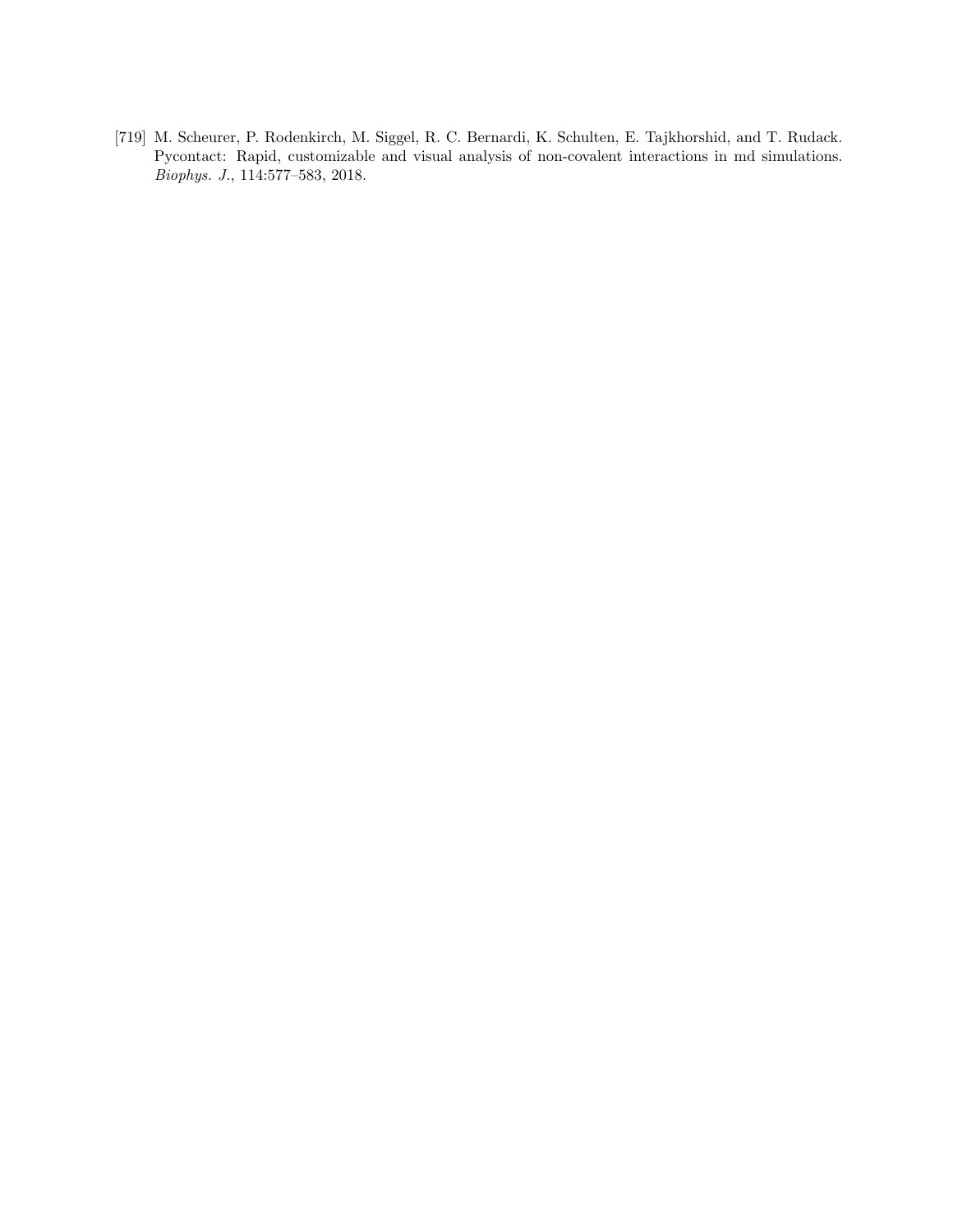[719] M. Scheurer, P. Rodenkirch, M. Siggel, R. C. Bernardi, K. Schulten, E. Tajkhorshid, and T. Rudack. Pycontact: Rapid, customizable and visual analysis of non-covalent interactions in md simulations. *Biophys. J.*, 114:577–583, 2018.